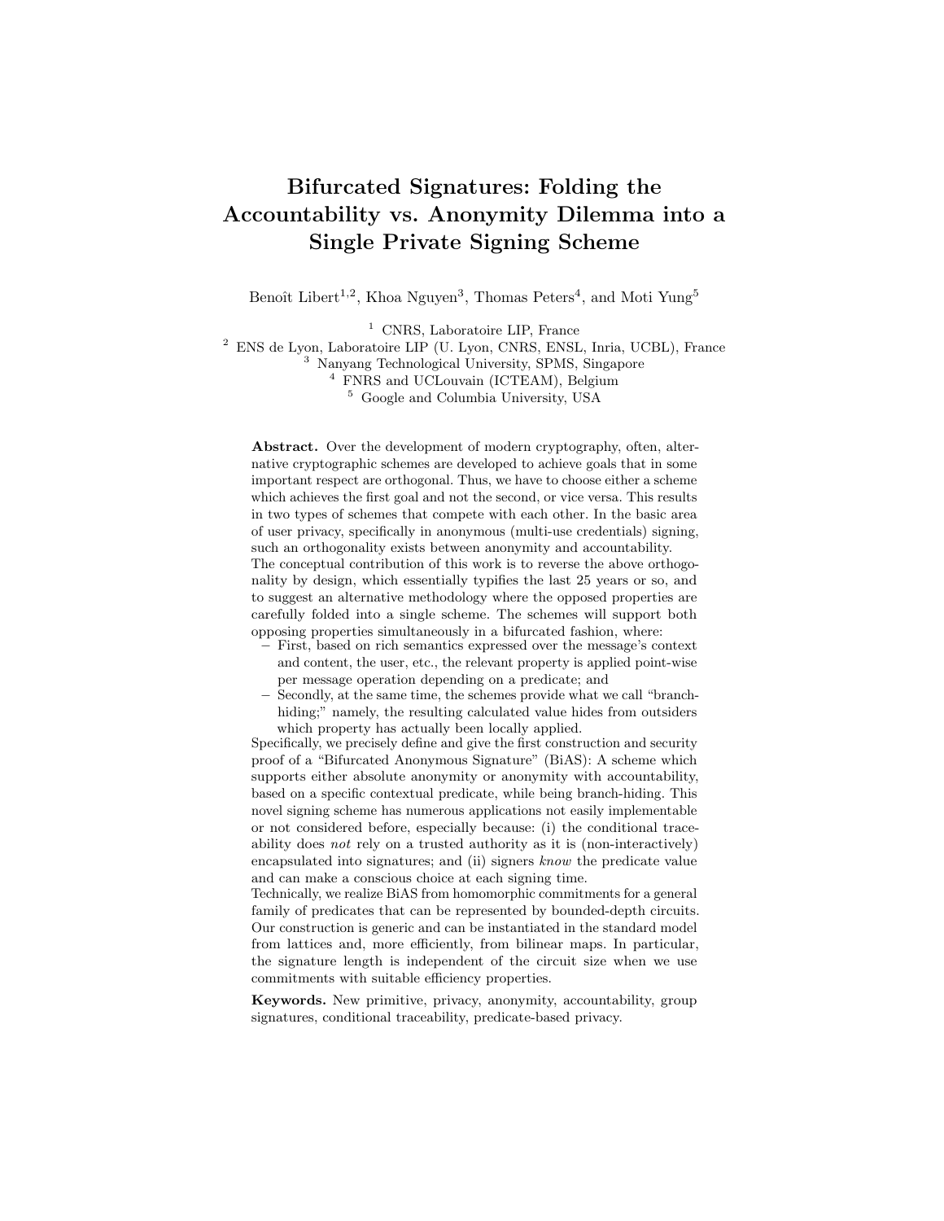# Bifurcated Signatures: Folding the Accountability vs. Anonymity Dilemma into a Single Private Signing Scheme

Benoît Libert[1,2], Khoa Nguyen[3], Thomas Peters[4], and Moti Yung[5]

[1] CNRS, Laboratoire LIP, France
[2] ENS de Lyon, Laboratoire LIP (U. Lyon, CNRS, ENSL, Inria, UCBL), France
[3] Nanyang Technological University, SPMS, Singapore
[4] FNRS and UCLouvain (ICTEAM), Belgium
[5] Google and Columbia University, USA

**Abstract.** Over the development of modern cryptography, often, alternative cryptographic schemes are developed to achieve goals that in some important respect are orthogonal. Thus, we have to choose either a scheme which achieves the first goal and not the second, or vice versa. This results in two types of schemes that compete with each other. In the basic area of user privacy, specifically in anonymous (multi-use credentials) signing, such an orthogonality exists between anonymity and accountability.

The conceptual contribution of this work is to reverse the above orthogonality by design, which essentially typifies the last 25 years or so, and to suggest an alternative methodology where the opposed properties are carefully folded into a single scheme. The schemes will support both opposing properties simultaneously in a bifurcated fashion, where:

- First, based on rich semantics expressed over the message's context and content, the user, etc., the relevant property is applied point-wise per message operation depending on a predicate; and
- Secondly, at the same time, the schemes provide what we call "branch-hiding;" namely, the resulting calculated value hides from outsiders which property has actually been locally applied.

Specifically, we precisely define and give the first construction and security proof of a "Bifurcated Anonymous Signature" (BiAS): A scheme which supports either absolute anonymity or anonymity with accountability, based on a specific contextual predicate, while being branch-hiding. This novel signing scheme has numerous applications not easily implementable or not considered before, especially because: (i) the conditional traceability does *not* rely on a trusted authority as it is (non-interactively) encapsulated into signatures; and (ii) signers *know* the predicate value and can make a conscious choice at each signing time.

Technically, we realize BiAS from homomorphic commitments for a general family of predicates that can be represented by bounded-depth circuits. Our construction is generic and can be instantiated in the standard model from lattices and, more efficiently, from bilinear maps. In particular, the signature length is independent of the circuit size when we use commitments with suitable efficiency properties.

**Keywords.** New primitive, privacy, anonymity, accountability, group signatures, conditional traceability, predicate-based privacy.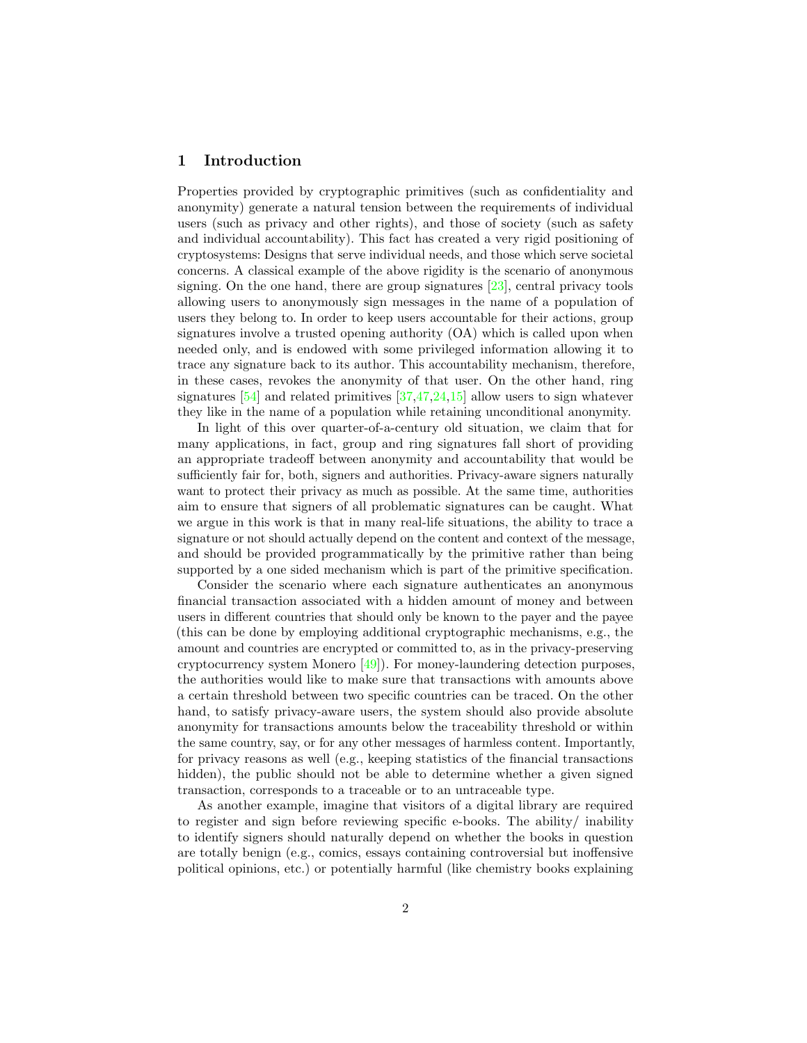## 1 Introduction

Properties provided by cryptographic primitives (such as confidentiality and anonymity) generate a natural tension between the requirements of individual users (such as privacy and other rights), and those of society (such as safety and individual accountability). This fact has created a very rigid positioning of cryptosystems: Designs that serve individual needs, and those which serve societal concerns. A classical example of the above rigidity is the scenario of anonymous signing. On the one hand, there are group signatures [23], central privacy tools allowing users to anonymously sign messages in the name of a population of users they belong to. In order to keep users accountable for their actions, group signatures involve a trusted opening authority (OA) which is called upon when needed only, and is endowed with some privileged information allowing it to trace any signature back to its author. This accountability mechanism, therefore, in these cases, revokes the anonymity of that user. On the other hand, ring signatures [54] and related primitives [37,47,24,15] allow users to sign whatever they like in the name of a population while retaining unconditional anonymity.

In light of this over quarter-of-a-century old situation, we claim that for many applications, in fact, group and ring signatures fall short of providing an appropriate tradeoff between anonymity and accountability that would be sufficiently fair for, both, signers and authorities. Privacy-aware signers naturally want to protect their privacy as much as possible. At the same time, authorities aim to ensure that signers of all problematic signatures can be caught. What we argue in this work is that in many real-life situations, the ability to trace a signature or not should actually depend on the content and context of the message, and should be provided programmatically by the primitive rather than being supported by a one sided mechanism which is part of the primitive specification.

Consider the scenario where each signature authenticates an anonymous financial transaction associated with a hidden amount of money and between users in different countries that should only be known to the payer and the payee (this can be done by employing additional cryptographic mechanisms, e.g., the amount and countries are encrypted or committed to, as in the privacy-preserving cryptocurrency system Monero [49]). For money-laundering detection purposes, the authorities would like to make sure that transactions with amounts above a certain threshold between two specific countries can be traced. On the other hand, to satisfy privacy-aware users, the system should also provide absolute anonymity for transactions amounts below the traceability threshold or within the same country, say, or for any other messages of harmless content. Importantly, for privacy reasons as well (e.g., keeping statistics of the financial transactions hidden), the public should not be able to determine whether a given signed transaction, corresponds to a traceable or to an untraceable type.

As another example, imagine that visitors of a digital library are required to register and sign before reviewing specific e-books. The ability/ inability to identify signers should naturally depend on whether the books in question are totally benign (e.g., comics, essays containing controversial but inoffensive political opinions, etc.) or potentially harmful (like chemistry books explaining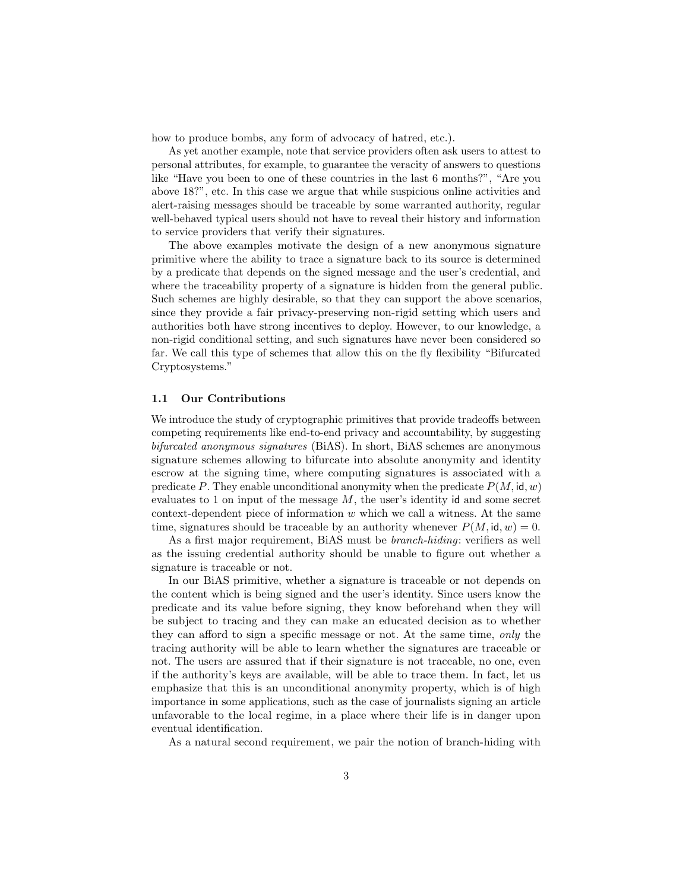how to produce bombs, any form of advocacy of hatred, etc.).

As yet another example, note that service providers often ask users to attest to personal attributes, for example, to guarantee the veracity of answers to questions like "Have you been to one of these countries in the last 6 months?", "Are you above 18?", etc. In this case we argue that while suspicious online activities and alert-raising messages should be traceable by some warranted authority, regular well-behaved typical users should not have to reveal their history and information to service providers that verify their signatures.

The above examples motivate the design of a new anonymous signature primitive where the ability to trace a signature back to its source is determined by a predicate that depends on the signed message and the user's credential, and where the traceability property of a signature is hidden from the general public. Such schemes are highly desirable, so that they can support the above scenarios, since they provide a fair privacy-preserving non-rigid setting which users and authorities both have strong incentives to deploy. However, to our knowledge, a non-rigid conditional setting, and such signatures have never been considered so far. We call this type of schemes that allow this on the fly flexibility "Bifurcated Cryptosystems."

### 1.1 Our Contributions

We introduce the study of cryptographic primitives that provide tradeoffs between competing requirements like end-to-end privacy and accountability, by suggesting *bifurcated anonymous signatures* (BiAS). In short, BiAS schemes are anonymous signature schemes allowing to bifurcate into absolute anonymity and identity escrow at the signing time, where computing signatures is associated with a predicate $P$. They enable unconditional anonymity when the predicate $P(M, \mathsf{id}, w)$ evaluates to 1 on input of the message $M$, the user's identity $\mathsf{id}$ and some secret context-dependent piece of information $w$ which we call a witness. At the same time, signatures should be traceable by an authority whenever $P(M, \mathsf{id}, w) = 0$.

As a first major requirement, BiAS must be *branch-hiding*: verifiers as well as the issuing credential authority should be unable to figure out whether a signature is traceable or not.

In our BiAS primitive, whether a signature is traceable or not depends on the content which is being signed and the user's identity. Since users know the predicate and its value before signing, they know beforehand when they will be subject to tracing and they can make an educated decision as to whether they can afford to sign a specific message or not. At the same time, *only* the tracing authority will be able to learn whether the signatures are traceable or not. The users are assured that if their signature is not traceable, no one, even if the authority's keys are available, will be able to trace them. In fact, let us emphasize that this is an unconditional anonymity property, which is of high importance in some applications, such as the case of journalists signing an article unfavorable to the local regime, in a place where their life is in danger upon eventual identification.

As a natural second requirement, we pair the notion of branch-hiding with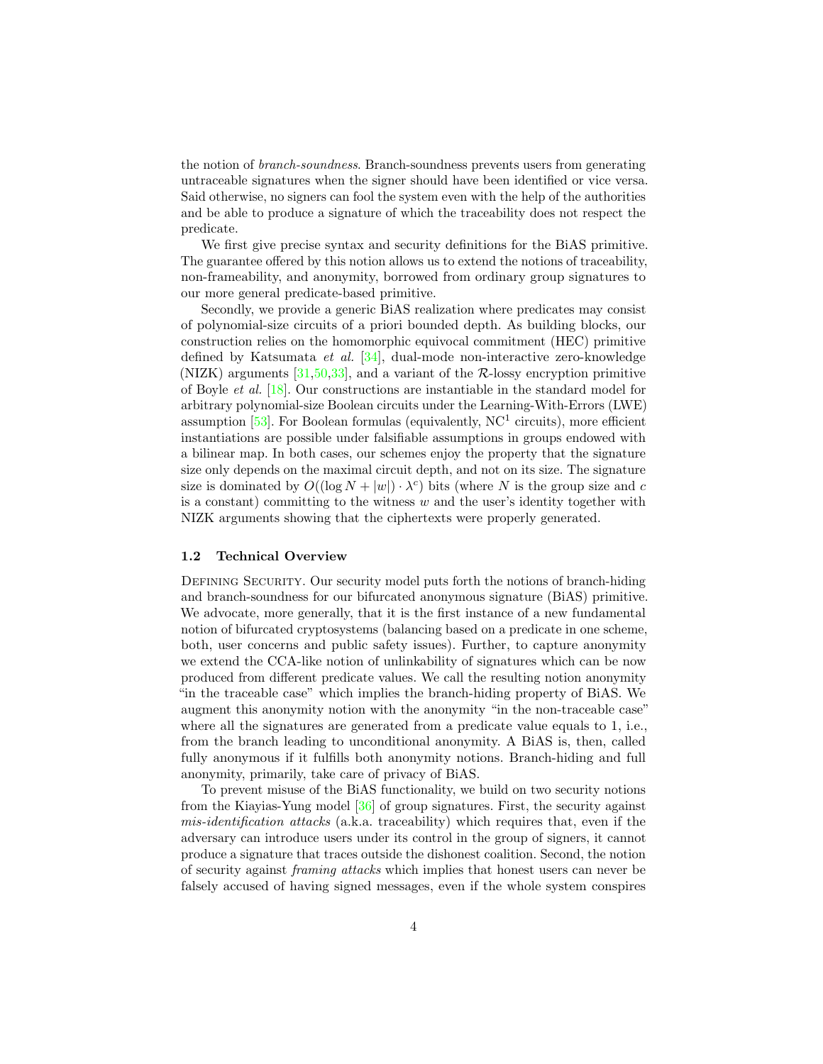the notion of *branch-soundness*. Branch-soundness prevents users from generating untraceable signatures when the signer should have been identified or vice versa. Said otherwise, no signers can fool the system even with the help of the authorities and be able to produce a signature of which the traceability does not respect the predicate.

We first give precise syntax and security definitions for the BiAS primitive. The guarantee offered by this notion allows us to extend the notions of traceability, non-frameability, and anonymity, borrowed from ordinary group signatures to our more general predicate-based primitive.

Secondly, we provide a generic BiAS realization where predicates may consist of polynomial-size circuits of a priori bounded depth. As building blocks, our construction relies on the homomorphic equivocal commitment (HEC) primitive defined by Katsumata *et al.* [34], dual-mode non-interactive zero-knowledge (NIZK) arguments [31,50,33], and a variant of the $\mathcal{R}$-lossy encryption primitive of Boyle *et al.* [18]. Our constructions are instantiable in the standard model for arbitrary polynomial-size Boolean circuits under the Learning-With-Errors (LWE) assumption [53]. For Boolean formulas (equivalently, $\mathrm{NC}^1$ circuits), more efficient instantiations are possible under falsifiable assumptions in groups endowed with a bilinear map. In both cases, our schemes enjoy the property that the signature size only depends on the maximal circuit depth, and not on its size. The signature size is dominated by $O((\log N + |w|) \cdot \lambda^c)$ bits (where $N$ is the group size and $c$ is a constant) committing to the witness $w$ and the user's identity together with NIZK arguments showing that the ciphertexts were properly generated.

### 1.2 Technical Overview

Defining Security. Our security model puts forth the notions of branch-hiding and branch-soundness for our bifurcated anonymous signature (BiAS) primitive. We advocate, more generally, that it is the first instance of a new fundamental notion of bifurcated cryptosystems (balancing based on a predicate in one scheme, both, user concerns and public safety issues). Further, to capture anonymity we extend the CCA-like notion of unlinkability of signatures which can be now produced from different predicate values. We call the resulting notion anonymity "in the traceable case" which implies the branch-hiding property of BiAS. We augment this anonymity notion with the anonymity "in the non-traceable case" where all the signatures are generated from a predicate value equals to 1, i.e., from the branch leading to unconditional anonymity. A BiAS is, then, called fully anonymous if it fulfills both anonymity notions. Branch-hiding and full anonymity, primarily, take care of privacy of BiAS.

To prevent misuse of the BiAS functionality, we build on two security notions from the Kiayias-Yung model [36] of group signatures. First, the security against *mis-identification attacks* (a.k.a. traceability) which requires that, even if the adversary can introduce users under its control in the group of signers, it cannot produce a signature that traces outside the dishonest coalition. Second, the notion of security against *framing attacks* which implies that honest users can never be falsely accused of having signed messages, even if the whole system conspires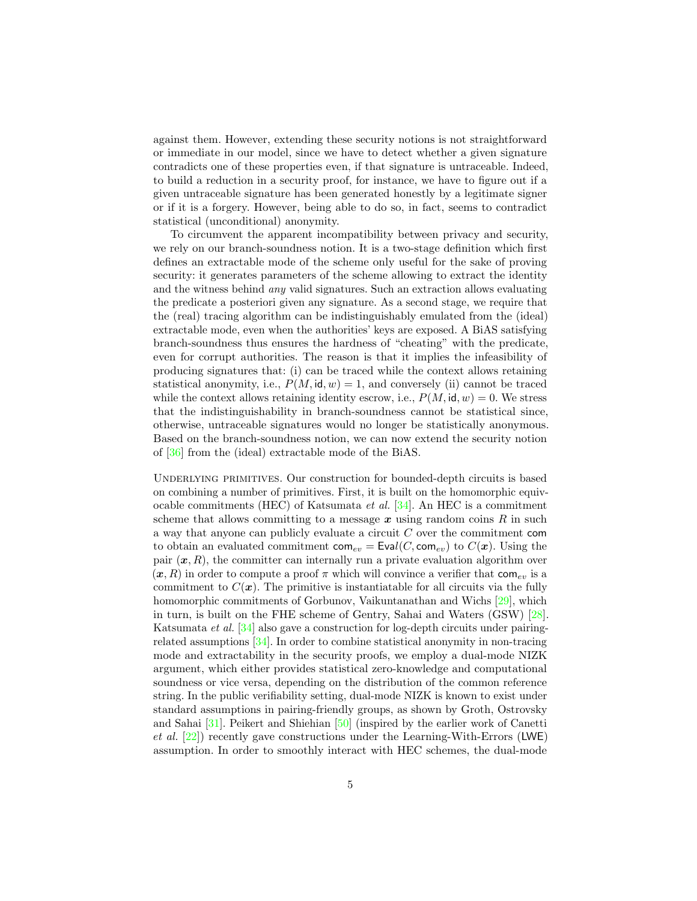against them. However, extending these security notions is not straightforward or immediate in our model, since we have to detect whether a given signature contradicts one of these properties even, if that signature is untraceable. Indeed, to build a reduction in a security proof, for instance, we have to figure out if a given untraceable signature has been generated honestly by a legitimate signer or if it is a forgery. However, being able to do so, in fact, seems to contradict statistical (unconditional) anonymity.

To circumvent the apparent incompatibility between privacy and security, we rely on our branch-soundness notion. It is a two-stage definition which first defines an extractable mode of the scheme only useful for the sake of proving security: it generates parameters of the scheme allowing to extract the identity and the witness behind *any* valid signatures. Such an extraction allows evaluating the predicate a posteriori given any signature. As a second stage, we require that the (real) tracing algorithm can be indistinguishably emulated from the (ideal) extractable mode, even when the authorities' keys are exposed. A BiAS satisfying branch-soundness thus ensures the hardness of "cheating" with the predicate, even for corrupt authorities. The reason is that it implies the infeasibility of producing signatures that: (i) can be traced while the context allows retaining statistical anonymity, i.e., $P(M, \mathsf{id}, w) = 1$, and conversely (ii) cannot be traced while the context allows retaining identity escrow, i.e., $P(M, \mathsf{id}, w) = 0$. We stress that the indistinguishability in branch-soundness cannot be statistical since, otherwise, untraceable signatures would no longer be statistically anonymous. Based on the branch-soundness notion, we can now extend the security notion of [36] from the (ideal) extractable mode of the BiAS.

Underlying primitives. Our construction for bounded-depth circuits is based on combining a number of primitives. First, it is built on the homomorphic equivocable commitments (HEC) of Katsumata *et al.* [34]. An HEC is a commitment scheme that allows committing to a message $\boldsymbol{x}$ using random coins $R$ in such a way that anyone can publicly evaluate a circuit $C$ over the commitment $\mathsf{com}$ to obtain an evaluated commitment $\mathsf{com}_{ev} = \mathsf{Eval}(C, \mathsf{com}_{ev})$ to $C(\boldsymbol{x})$. Using the pair $(\boldsymbol{x}, R)$, the committer can internally run a private evaluation algorithm over $(\boldsymbol{x}, R)$ in order to compute a proof $\pi$ which will convince a verifier that $\mathsf{com}_{ev}$ is a commitment to $C(\boldsymbol{x})$. The primitive is instantiatable for all circuits via the fully homomorphic commitments of Gorbunov, Vaikuntanathan and Wichs [29], which in turn, is built on the FHE scheme of Gentry, Sahai and Waters (GSW) [28]. Katsumata *et al.* [34] also gave a construction for log-depth circuits under pairing-related assumptions [34]. In order to combine statistical anonymity in non-tracing mode and extractability in the security proofs, we employ a dual-mode NIZK argument, which either provides statistical zero-knowledge and computational soundness or vice versa, depending on the distribution of the common reference string. In the public verifiability setting, dual-mode NIZK is known to exist under standard assumptions in pairing-friendly groups, as shown by Groth, Ostrovsky and Sahai [31]. Peikert and Shiehian [50] (inspired by the earlier work of Canetti *et al.* [22]) recently gave constructions under the Learning-With-Errors (LWE) assumption. In order to smoothly interact with HEC schemes, the dual-mode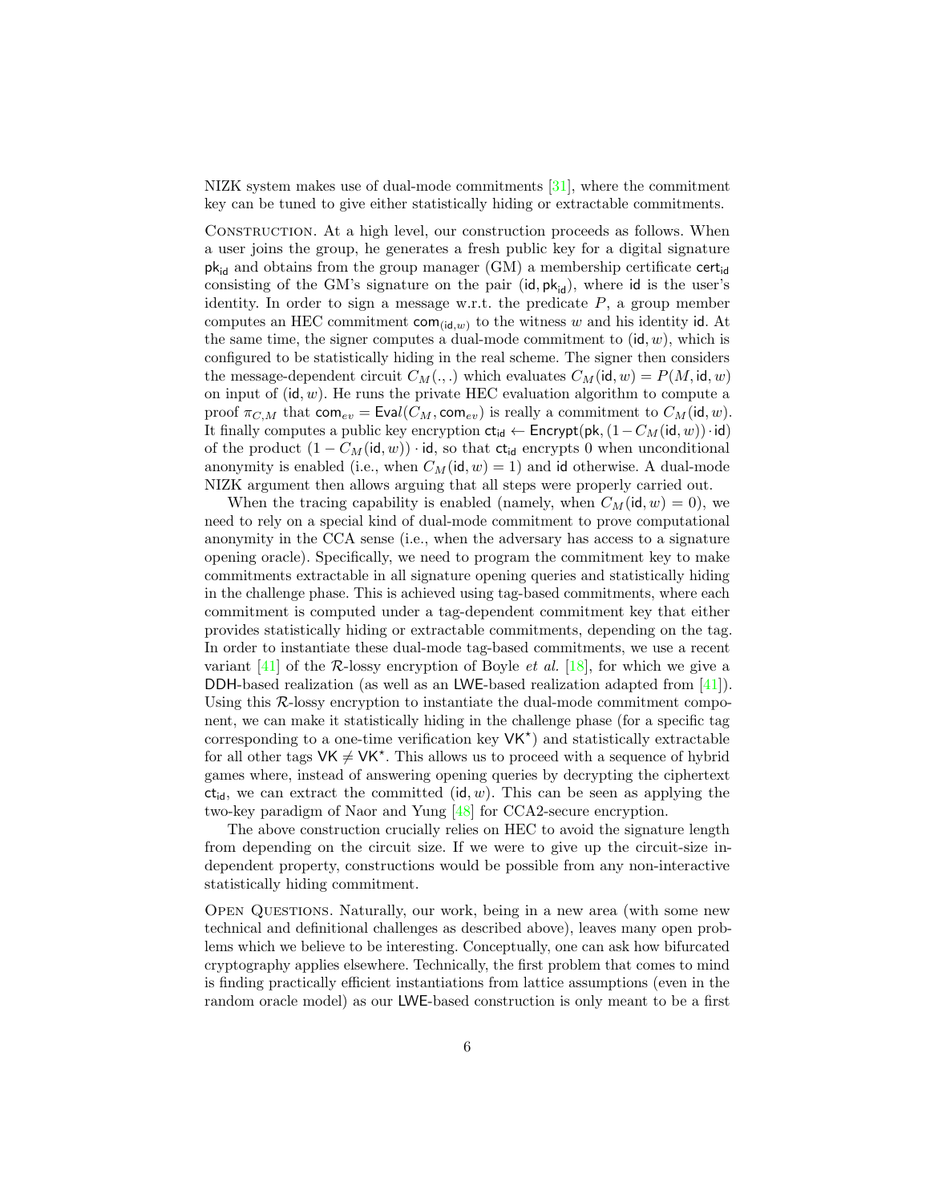NIZK system makes use of dual-mode commitments [31], where the commitment key can be tuned to give either statistically hiding or extractable commitments.

Construction. At a high level, our construction proceeds as follows. When a user joins the group, he generates a fresh public key for a digital signature $\mathsf{pk}_{\mathsf{id}}$ and obtains from the group manager (GM) a membership certificate $\mathsf{cert}_{\mathsf{id}}$ consisting of the GM's signature on the pair $(\mathsf{id}, \mathsf{pk}_{\mathsf{id}})$, where $\mathsf{id}$ is the user's identity. In order to sign a message w.r.t. the predicate $P$, a group member computes an HEC commitment $\mathsf{com}_{(\mathsf{id},w)}$ to the witness $w$ and his identity $\mathsf{id}$. At the same time, the signer computes a dual-mode commitment to $(\mathsf{id}, w)$, which is configured to be statistically hiding in the real scheme. The signer then considers the message-dependent circuit $C_M(.,.)$ which evaluates $C_M(\mathsf{id}, w) = P(M, \mathsf{id}, w)$ on input of $(\mathsf{id}, w)$. He runs the private HEC evaluation algorithm to compute a proof $\pi_{C,M}$ that $\mathsf{com}_{ev} = \mathsf{Eval}(C_M, \mathsf{com}_{ev})$ is really a commitment to $C_M(\mathsf{id}, w)$. It finally computes a public key encryption $\mathsf{ct}_{\mathsf{id}} \leftarrow \mathsf{Encrypt}(\mathsf{pk}, (1 - C_M(\mathsf{id}, w)) \cdot \mathsf{id})$ of the product $(1 - C_M(\mathsf{id}, w)) \cdot \mathsf{id}$, so that $\mathsf{ct}_{\mathsf{id}}$ encrypts 0 when unconditional anonymity is enabled (i.e., when $C_M(\mathsf{id}, w) = 1$) and $\mathsf{id}$ otherwise. A dual-mode NIZK argument then allows arguing that all steps were properly carried out.

When the tracing capability is enabled (namely, when $C_M(\mathsf{id}, w) = 0$), we need to rely on a special kind of dual-mode commitment to prove computational anonymity in the CCA sense (i.e., when the adversary has access to a signature opening oracle). Specifically, we need to program the commitment key to make commitments extractable in all signature opening queries and statistically hiding in the challenge phase. This is achieved using tag-based commitments, where each commitment is computed under a tag-dependent commitment key that either provides statistically hiding or extractable commitments, depending on the tag. In order to instantiate these dual-mode tag-based commitments, we use a recent variant [41] of the $\mathcal{R}$-lossy encryption of Boyle *et al.* [18], for which we give a DDH-based realization (as well as an LWE-based realization adapted from [41]). Using this $\mathcal{R}$-lossy encryption to instantiate the dual-mode commitment component, we can make it statistically hiding in the challenge phase (for a specific tag corresponding to a one-time verification key $\mathsf{VK}^\star$) and statistically extractable for all other tags $\mathsf{VK} \neq \mathsf{VK}^\star$. This allows us to proceed with a sequence of hybrid games where, instead of answering opening queries by decrypting the ciphertext $\mathsf{ct}_{\mathsf{id}}$, we can extract the committed $(\mathsf{id}, w)$. This can be seen as applying the two-key paradigm of Naor and Yung [48] for CCA2-secure encryption.

The above construction crucially relies on HEC to avoid the signature length from depending on the circuit size. If we were to give up the circuit-size independent property, constructions would be possible from any non-interactive statistically hiding commitment.

Open Questions. Naturally, our work, being in a new area (with some new technical and definitional challenges as described above), leaves many open problems which we believe to be interesting. Conceptually, one can ask how bifurcated cryptography applies elsewhere. Technically, the first problem that comes to mind is finding practically efficient instantiations from lattice assumptions (even in the random oracle model) as our LWE-based construction is only meant to be a first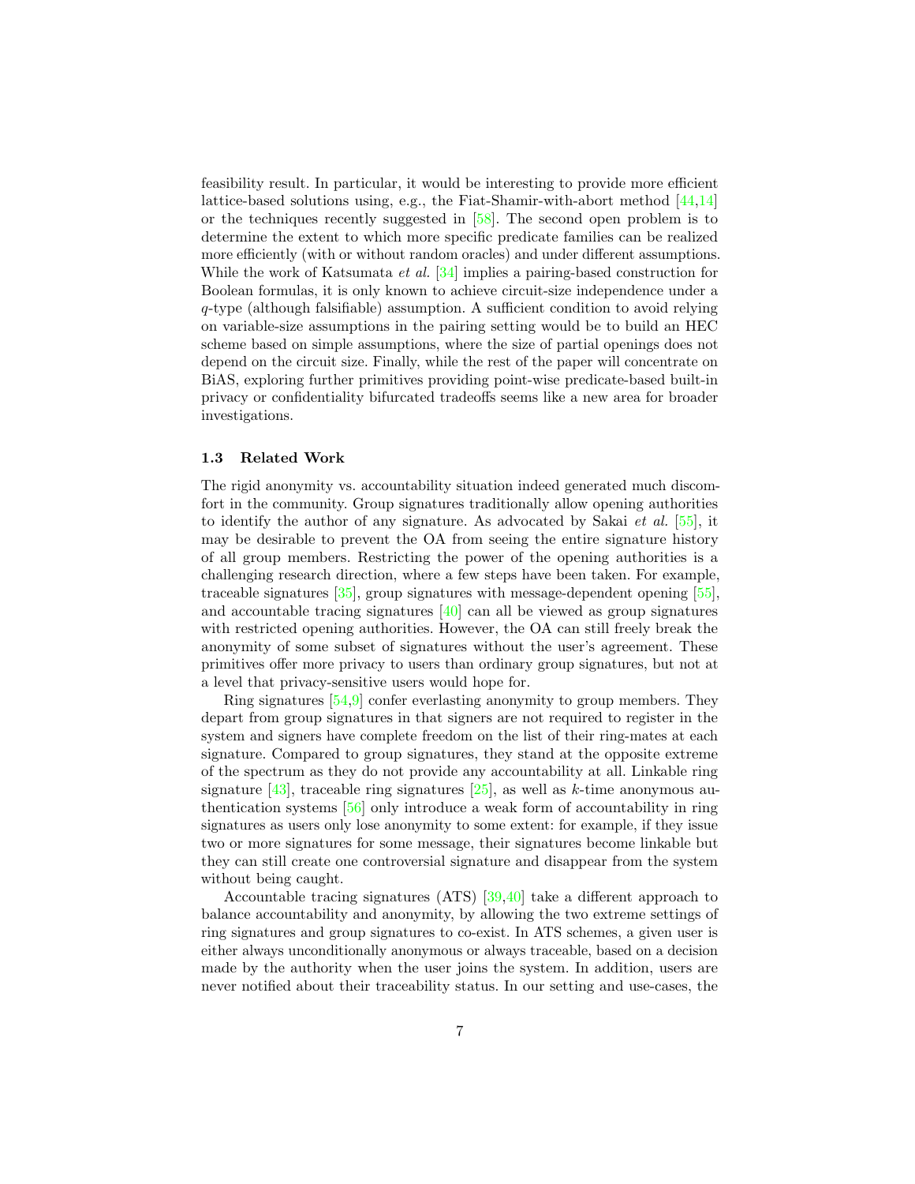feasibility result. In particular, it would be interesting to provide more efficient lattice-based solutions using, e.g., the Fiat-Shamir-with-abort method [44,14] or the techniques recently suggested in [58]. The second open problem is to determine the extent to which more specific predicate families can be realized more efficiently (with or without random oracles) and under different assumptions. While the work of Katsumata *et al.* [34] implies a pairing-based construction for Boolean formulas, it is only known to achieve circuit-size independence under a $q$-type (although falsifiable) assumption. A sufficient condition to avoid relying on variable-size assumptions in the pairing setting would be to build an HEC scheme based on simple assumptions, where the size of partial openings does not depend on the circuit size. Finally, while the rest of the paper will concentrate on BiAS, exploring further primitives providing point-wise predicate-based built-in privacy or confidentiality bifurcated tradeoffs seems like a new area for broader investigations.

### 1.3 Related Work

The rigid anonymity vs. accountability situation indeed generated much discomfort in the community. Group signatures traditionally allow opening authorities to identify the author of any signature. As advocated by Sakai *et al.* [55], it may be desirable to prevent the OA from seeing the entire signature history of all group members. Restricting the power of the opening authorities is a challenging research direction, where a few steps have been taken. For example, traceable signatures [35], group signatures with message-dependent opening [55], and accountable tracing signatures [40] can all be viewed as group signatures with restricted opening authorities. However, the OA can still freely break the anonymity of some subset of signatures without the user's agreement. These primitives offer more privacy to users than ordinary group signatures, but not at a level that privacy-sensitive users would hope for.

Ring signatures [54,9] confer everlasting anonymity to group members. They depart from group signatures in that signers are not required to register in the system and signers have complete freedom on the list of their ring-mates at each signature. Compared to group signatures, they stand at the opposite extreme of the spectrum as they do not provide any accountability at all. Linkable ring signature [43], traceable ring signatures [25], as well as $k$-time anonymous authentication systems [56] only introduce a weak form of accountability in ring signatures as users only lose anonymity to some extent: for example, if they issue two or more signatures for some message, their signatures become linkable but they can still create one controversial signature and disappear from the system without being caught.

Accountable tracing signatures (ATS) [39,40] take a different approach to balance accountability and anonymity, by allowing the two extreme settings of ring signatures and group signatures to co-exist. In ATS schemes, a given user is either always unconditionally anonymous or always traceable, based on a decision made by the authority when the user joins the system. In addition, users are never notified about their traceability status. In our setting and use-cases, the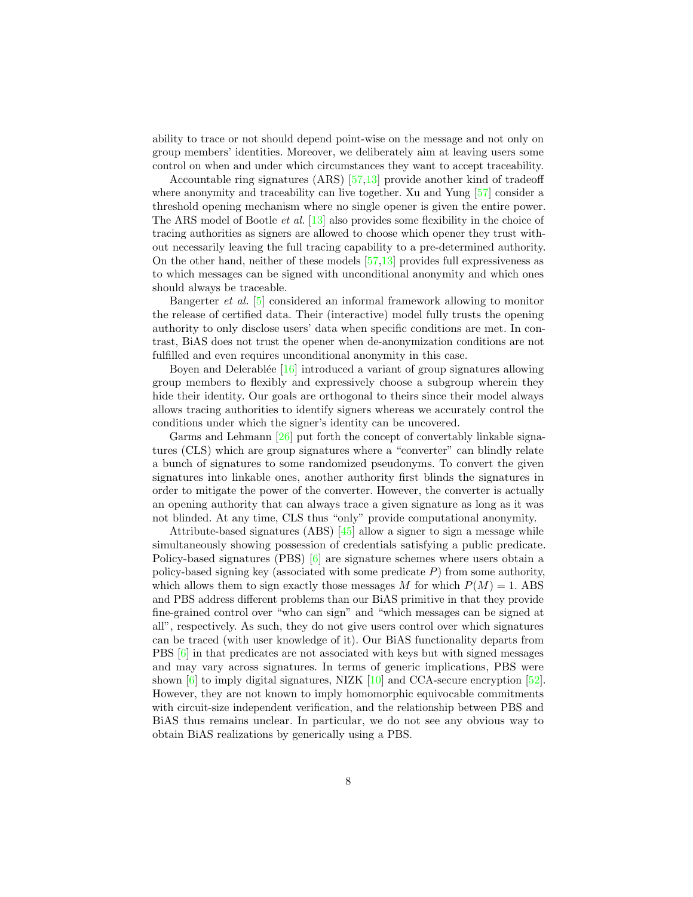ability to trace or not should depend point-wise on the message and not only on group members' identities. Moreover, we deliberately aim at leaving users some control on when and under which circumstances they want to accept traceability.

Accountable ring signatures (ARS) [57,13] provide another kind of tradeoff where anonymity and traceability can live together. Xu and Yung [57] consider a threshold opening mechanism where no single opener is given the entire power. The ARS model of Bootle *et al.* [13] also provides some flexibility in the choice of tracing authorities as signers are allowed to choose which opener they trust without necessarily leaving the full tracing capability to a pre-determined authority. On the other hand, neither of these models [57,13] provides full expressiveness as to which messages can be signed with unconditional anonymity and which ones should always be traceable.

Bangerter *et al.* [5] considered an informal framework allowing to monitor the release of certified data. Their (interactive) model fully trusts the opening authority to only disclose users' data when specific conditions are met. In contrast, BiAS does not trust the opener when de-anonymization conditions are not fulfilled and even requires unconditional anonymity in this case.

Boyen and Delerablée [16] introduced a variant of group signatures allowing group members to flexibly and expressively choose a subgroup wherein they hide their identity. Our goals are orthogonal to theirs since their model always allows tracing authorities to identify signers whereas we accurately control the conditions under which the signer's identity can be uncovered.

Garms and Lehmann [26] put forth the concept of convertably linkable signatures (CLS) which are group signatures where a "converter" can blindly relate a bunch of signatures to some randomized pseudonyms. To convert the given signatures into linkable ones, another authority first blinds the signatures in order to mitigate the power of the converter. However, the converter is actually an opening authority that can always trace a given signature as long as it was not blinded. At any time, CLS thus "only" provide computational anonymity.

Attribute-based signatures (ABS) [45] allow a signer to sign a message while simultaneously showing possession of credentials satisfying a public predicate. Policy-based signatures (PBS) [6] are signature schemes where users obtain a policy-based signing key (associated with some predicate $P$) from some authority, which allows them to sign exactly those messages $M$ for which $P(M) = 1$. ABS and PBS address different problems than our BiAS primitive in that they provide fine-grained control over "who can sign" and "which messages can be signed at all", respectively. As such, they do not give users control over which signatures can be traced (with user knowledge of it). Our BiAS functionality departs from PBS [6] in that predicates are not associated with keys but with signed messages and may vary across signatures. In terms of generic implications, PBS were shown [6] to imply digital signatures, NIZK [10] and CCA-secure encryption [52]. However, they are not known to imply homomorphic equivocable commitments with circuit-size independent verification, and the relationship between PBS and BiAS thus remains unclear. In particular, we do not see any obvious way to obtain BiAS realizations by generically using a PBS.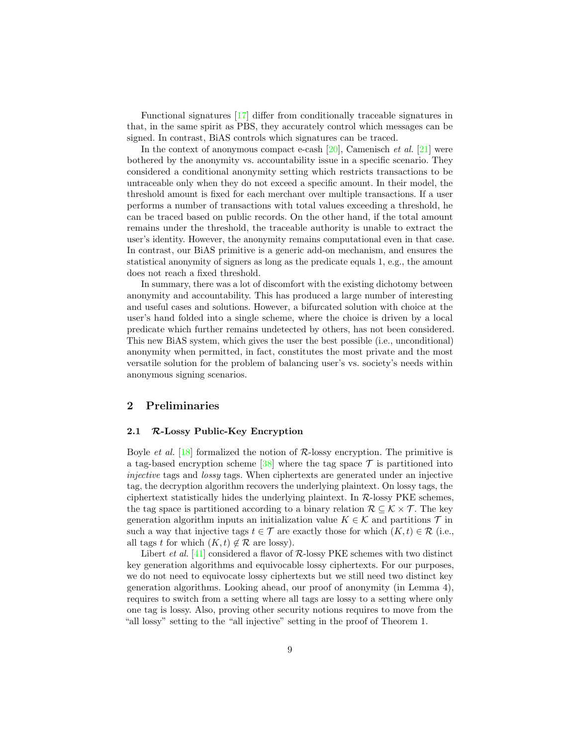Functional signatures [17] differ from conditionally traceable signatures in that, in the same spirit as PBS, they accurately control which messages can be signed. In contrast, BiAS controls which signatures can be traced.

In the context of anonymous compact e-cash [20], Camenisch *et al.* [21] were bothered by the anonymity vs. accountability issue in a specific scenario. They considered a conditional anonymity setting which restricts transactions to be untraceable only when they do not exceed a specific amount. In their model, the threshold amount is fixed for each merchant over multiple transactions. If a user performs a number of transactions with total values exceeding a threshold, he can be traced based on public records. On the other hand, if the total amount remains under the threshold, the traceable authority is unable to extract the user's identity. However, the anonymity remains computational even in that case. In contrast, our BiAS primitive is a generic add-on mechanism, and ensures the statistical anonymity of signers as long as the predicate equals 1, e.g., the amount does not reach a fixed threshold.

In summary, there was a lot of discomfort with the existing dichotomy between anonymity and accountability. This has produced a large number of interesting and useful cases and solutions. However, a bifurcated solution with choice at the user's hand folded into a single scheme, where the choice is driven by a local predicate which further remains undetected by others, has not been considered. This new BiAS system, which gives the user the best possible (i.e., unconditional) anonymity when permitted, in fact, constitutes the most private and the most versatile solution for the problem of balancing user's vs. society's needs within anonymous signing scenarios.

## 2 Preliminaries

### 2.1 $\mathcal{R}$-Lossy Public-Key Encryption

Boyle *et al.* [18] formalized the notion of $\mathcal{R}$-lossy encryption. The primitive is a tag-based encryption scheme [38] where the tag space $\mathcal{T}$ is partitioned into *injective* tags and *lossy* tags. When ciphertexts are generated under an injective tag, the decryption algorithm recovers the underlying plaintext. On lossy tags, the ciphertext statistically hides the underlying plaintext. In $\mathcal{R}$-lossy PKE schemes, the tag space is partitioned according to a binary relation $\mathcal{R} \subseteq \mathcal{K} \times \mathcal{T}$. The key generation algorithm inputs an initialization value $K \in \mathcal{K}$ and partitions $\mathcal{T}$ in such a way that injective tags $t \in \mathcal{T}$ are exactly those for which $(K,t) \in \mathcal{R}$ (i.e., all tags $t$ for which $(K,t) \notin \mathcal{R}$ are lossy).

Libert *et al.* [41] considered a flavor of $\mathcal{R}$-lossy PKE schemes with two distinct key generation algorithms and equivocable lossy ciphertexts. For our purposes, we do not need to equivocate lossy ciphertexts but we still need two distinct key generation algorithms. Looking ahead, our proof of anonymity (in Lemma 4), requires to switch from a setting where all tags are lossy to a setting where only one tag is lossy. Also, proving other security notions requires to move from the "all lossy" setting to the "all injective" setting in the proof of Theorem 1.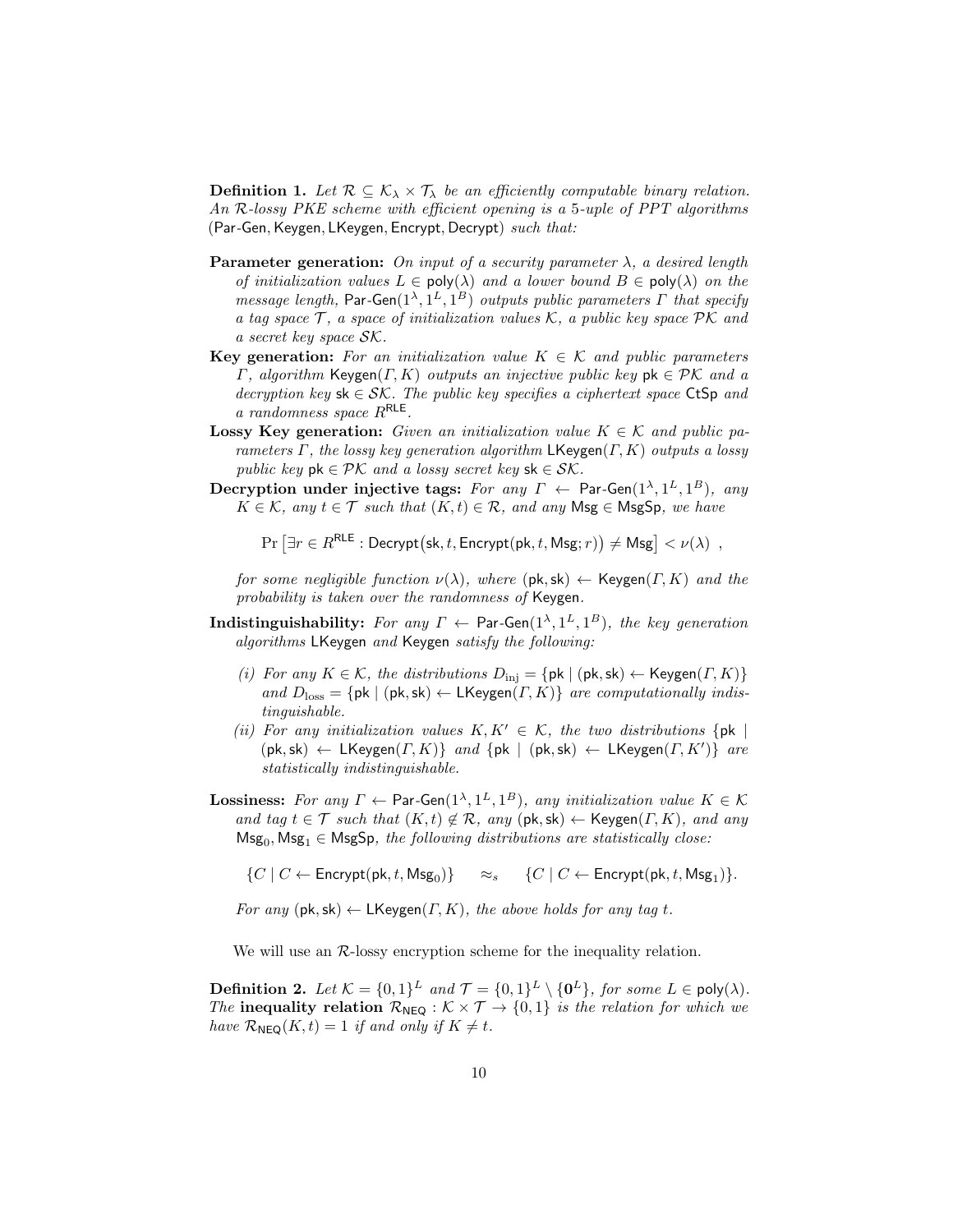**Definition 1.** *Let $\mathcal{R} \subseteq \mathcal{K}_\lambda \times \mathcal{T}_\lambda$ be an efficiently computable binary relation. An $\mathcal{R}$-lossy PKE scheme with efficient opening is a 5-uple of PPT algorithms* $(\mathsf{Par\text{-}Gen}, \mathsf{Keygen}, \mathsf{LKeygen}, \mathsf{Encrypt}, \mathsf{Decrypt})$ *such that:*

- **Parameter generation:** *On input of a security parameter $\lambda$, a desired length of initialization values $L \in \mathsf{poly}(\lambda)$ and a lower bound $B \in \mathsf{poly}(\lambda)$ on the message length, $\mathsf{Par\text{-}Gen}(1^\lambda, 1^L, 1^B)$ outputs public parameters $\Gamma$ that specify a tag space $\mathcal{T}$, a space of initialization values $\mathcal{K}$, a public key space $\mathcal{PK}$ and a secret key space $\mathcal{SK}$.*
- **Key generation:** *For an initialization value $K \in \mathcal{K}$ and public parameters $\Gamma$, algorithm $\mathsf{Keygen}(\Gamma, K)$ outputs an injective public key $\mathsf{pk} \in \mathcal{PK}$ and a decryption key $\mathsf{sk} \in \mathcal{SK}$. The public key specifies a ciphertext space $\mathsf{CtSp}$ and a randomness space $R^{\mathsf{RLE}}$.*
- **Lossy Key generation:** *Given an initialization value $K \in \mathcal{K}$ and public parameters $\Gamma$, the lossy key generation algorithm $\mathsf{LKeygen}(\Gamma, K)$ outputs a lossy public key $\mathsf{pk} \in \mathcal{PK}$ and a lossy secret key $\mathsf{sk} \in \mathcal{SK}$.*
- **Decryption under injective tags:** *For any $\Gamma \leftarrow \mathsf{Par\text{-}Gen}(1^\lambda, 1^L, 1^B)$, any $K \in \mathcal{K}$, any $t \in \mathcal{T}$ such that $(K, t) \in \mathcal{R}$, and any $\mathsf{Msg} \in \mathsf{MsgSp}$, we have*

$$\Pr\left[\exists r \in R^{\mathsf{RLE}} : \mathsf{Decrypt}\big(\mathsf{sk}, t, \mathsf{Encrypt}(\mathsf{pk}, t, \mathsf{Msg}; r)\big) \neq \mathsf{Msg}\right] < \nu(\lambda) \ ,$$

  *for some negligible function $\nu(\lambda)$, where $(\mathsf{pk}, \mathsf{sk}) \leftarrow \mathsf{Keygen}(\Gamma, K)$ and the probability is taken over the randomness of $\mathsf{Keygen}$.*
- **Indistinguishability:** *For any $\Gamma \leftarrow \mathsf{Par\text{-}Gen}(1^\lambda, 1^L, 1^B)$, the key generation algorithms $\mathsf{LKeygen}$ and $\mathsf{Keygen}$ satisfy the following:*
  - *(i) For any $K \in \mathcal{K}$, the distributions $D_{\text{inj}} = \{\mathsf{pk} \mid (\mathsf{pk}, \mathsf{sk}) \leftarrow \mathsf{Keygen}(\Gamma, K)\}$ and $D_{\text{loss}} = \{\mathsf{pk} \mid (\mathsf{pk}, \mathsf{sk}) \leftarrow \mathsf{LKeygen}(\Gamma, K)\}$ are computationally indistinguishable.*
  - *(ii) For any initialization values $K, K' \in \mathcal{K}$, the two distributions $\{\mathsf{pk} \mid (\mathsf{pk}, \mathsf{sk}) \leftarrow \mathsf{LKeygen}(\Gamma, K)\}$ and $\{\mathsf{pk} \mid (\mathsf{pk}, \mathsf{sk}) \leftarrow \mathsf{LKeygen}(\Gamma, K')\}$ are statistically indistinguishable.*
- **Lossiness:** *For any $\Gamma \leftarrow \mathsf{Par\text{-}Gen}(1^\lambda, 1^L, 1^B)$, any initialization value $K \in \mathcal{K}$ and tag $t \in \mathcal{T}$ such that $(K, t) \notin \mathcal{R}$, any $(\mathsf{pk}, \mathsf{sk}) \leftarrow \mathsf{Keygen}(\Gamma, K)$, and any $\mathsf{Msg}_0, \mathsf{Msg}_1 \in \mathsf{MsgSp}$, the following distributions are statistically close:*

$$\{C \mid C \leftarrow \mathsf{Encrypt}(\mathsf{pk}, t, \mathsf{Msg}_0)\} \quad \approx_s \quad \{C \mid C \leftarrow \mathsf{Encrypt}(\mathsf{pk}, t, \mathsf{Msg}_1)\}.$$

  *For any $(\mathsf{pk}, \mathsf{sk}) \leftarrow \mathsf{LKeygen}(\Gamma, K)$, the above holds for any tag $t$.*

We will use an $\mathcal{R}$-lossy encryption scheme for the inequality relation.

**Definition 2.** *Let $\mathcal{K} = \{0,1\}^L$ and $\mathcal{T} = \{0,1\}^L \setminus \{\mathbf{0}^L\}$, for some $L \in \mathsf{poly}(\lambda)$. The* **inequality relation** *$\mathcal{R}_{\mathsf{NEQ}} : \mathcal{K} \times \mathcal{T} \rightarrow \{0,1\}$ is the relation for which we have $\mathcal{R}_{\mathsf{NEQ}}(K, t) = 1$ if and only if $K \neq t$.*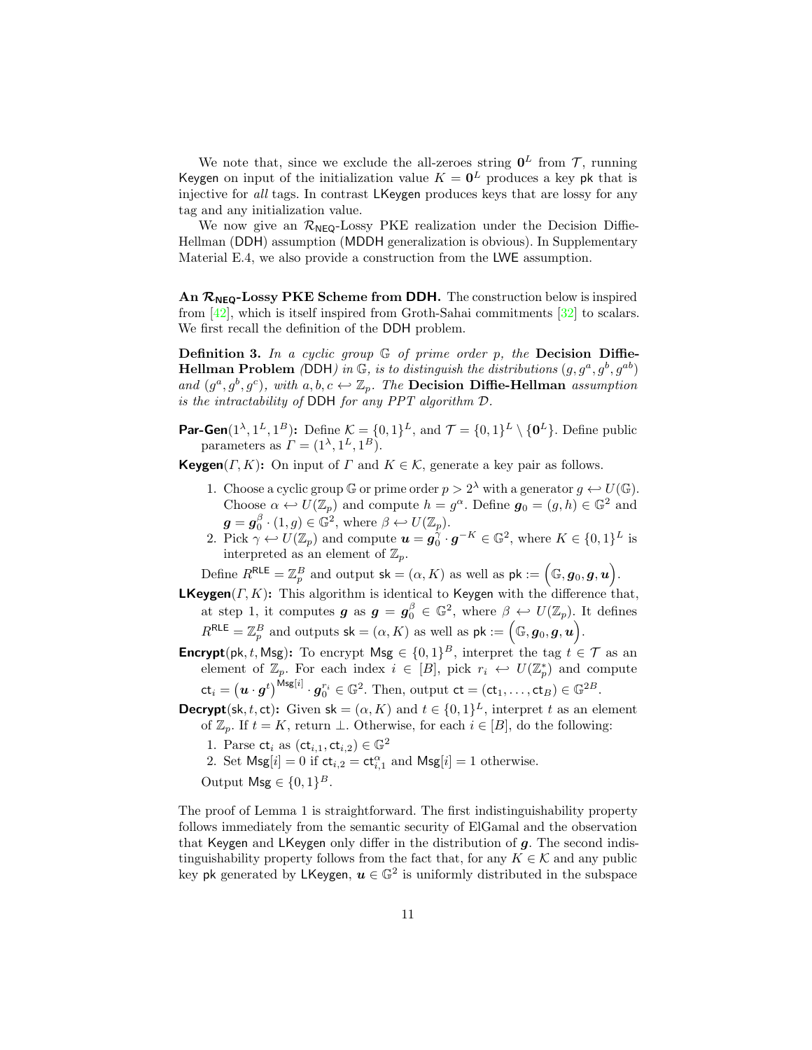We note that, since we exclude the all-zeroes string $\mathbf{0}^L$ from $\mathcal{T}$, running Keygen on input of the initialization value $K = \mathbf{0}^L$ produces a key pk that is injective for *all* tags. In contrast LKeygen produces keys that are lossy for any tag and any initialization value.

We now give an $\mathcal{R}_{\mathsf{NEQ}}$-Lossy PKE realization under the Decision Diffie-Hellman (DDH) assumption (MDDH generalization is obvious). In Supplementary Material E.4, we also provide a construction from the LWE assumption.

**An $\mathcal{R}_{\mathsf{NEQ}}$-Lossy PKE Scheme from DDH.** The construction below is inspired from [42], which is itself inspired from Groth-Sahai commitments [32] to scalars. We first recall the definition of the DDH problem.

**Definition 3.** *In a cyclic group $\mathbb{G}$ of prime order $p$, the* **Decision Diffie-Hellman Problem** *(DDH) in $\mathbb{G}$, is to distinguish the distributions $(g, g^a, g^b, g^{ab})$ and $(g^a, g^b, g^c)$, with $a, b, c \hookleftarrow \mathbb{Z}_p$. The* **Decision Diffie-Hellman** *assumption is the intractability of DDH for any PPT algorithm $\mathcal{D}$.*

**Par-Gen$(1^\lambda, 1^L, 1^B)$:** Define $\mathcal{K} = \{0,1\}^L$, and $\mathcal{T} = \{0,1\}^L \setminus \{\mathbf{0}^L\}$. Define public parameters as $\Gamma = (1^\lambda, 1^L, 1^B)$.

**Keygen$(\Gamma, K)$:** On input of $\Gamma$ and $K \in \mathcal{K}$, generate a key pair as follows.

1. Choose a cyclic group $\mathbb{G}$ or prime order $p > 2^\lambda$ with a generator $g \hookleftarrow U(\mathbb{G})$. Choose $\alpha \hookleftarrow U(\mathbb{Z}_p)$ and compute $h = g^\alpha$. Define $\boldsymbol{g}_0 = (g, h) \in \mathbb{G}^2$ and $\boldsymbol{g} = \boldsymbol{g}_0^\beta \cdot (1, g) \in \mathbb{G}^2$, where $\beta \hookleftarrow U(\mathbb{Z}_p)$.
2. Pick $\gamma \hookleftarrow U(\mathbb{Z}_p)$ and compute $\boldsymbol{u} = \boldsymbol{g}_0^\gamma \cdot \boldsymbol{g}^{-K} \in \mathbb{G}^2$, where $K \in \{0,1\}^L$ is interpreted as an element of $\mathbb{Z}_p$.

Define $R^{\mathsf{RLE}} = \mathbb{Z}_p^B$ and output $\mathsf{sk} = (\alpha, K)$ as well as $\mathsf{pk} := \Big(\mathbb{G}, \boldsymbol{g}_0, \boldsymbol{g}, \boldsymbol{u}\Big)$.

**LKeygen$(\Gamma, K)$:** This algorithm is identical to Keygen with the difference that, at step 1, it computes $\boldsymbol{g}$ as $\boldsymbol{g} = \boldsymbol{g}_0^\beta \in \mathbb{G}^2$, where $\beta \hookleftarrow U(\mathbb{Z}_p)$. It defines $R^{\mathsf{RLE}} = \mathbb{Z}_p^B$ and outputs $\mathsf{sk} = (\alpha, K)$ as well as $\mathsf{pk} := \Big(\mathbb{G}, \boldsymbol{g}_0, \boldsymbol{g}, \boldsymbol{u}\Big)$.

**Encrypt$(\mathsf{pk}, t, \mathsf{Msg})$:** To encrypt $\mathsf{Msg} \in \{0,1\}^B$, interpret the tag $t \in \mathcal{T}$ as an element of $\mathbb{Z}_p$. For each index $i \in [B]$, pick $r_i \hookleftarrow U(\mathbb{Z}_p^*)$ and compute $\mathsf{ct}_i = \big(\boldsymbol{u} \cdot \boldsymbol{g}^t\big)^{\mathsf{Msg}[i]} \cdot \boldsymbol{g}_0^{r_i} \in \mathbb{G}^2$. Then, output $\mathsf{ct} = (\mathsf{ct}_1, \ldots, \mathsf{ct}_B) \in \mathbb{G}^{2B}$.

**Decrypt$(\mathsf{sk}, t, \mathsf{ct})$:** Given $\mathsf{sk} = (\alpha, K)$ and $t \in \{0,1\}^L$, interpret $t$ as an element of $\mathbb{Z}_p$. If $t = K$, return $\perp$. Otherwise, for each $i \in [B]$, do the following:

1. Parse $\mathsf{ct}_i$ as $(\mathsf{ct}_{i,1}, \mathsf{ct}_{i,2}) \in \mathbb{G}^2$
2. Set $\mathsf{Msg}[i] = 0$ if $\mathsf{ct}_{i,2} = \mathsf{ct}_{i,1}^\alpha$ and $\mathsf{Msg}[i] = 1$ otherwise.

Output $\mathsf{Msg} \in \{0,1\}^B$.

The proof of Lemma 1 is straightforward. The first indistinguishability property follows immediately from the semantic security of ElGamal and the observation that Keygen and LKeygen only differ in the distribution of $\boldsymbol{g}$. The second indistinguishability property follows from the fact that, for any $K \in \mathcal{K}$ and any public key pk generated by LKeygen, $\boldsymbol{u} \in \mathbb{G}^2$ is uniformly distributed in the subspace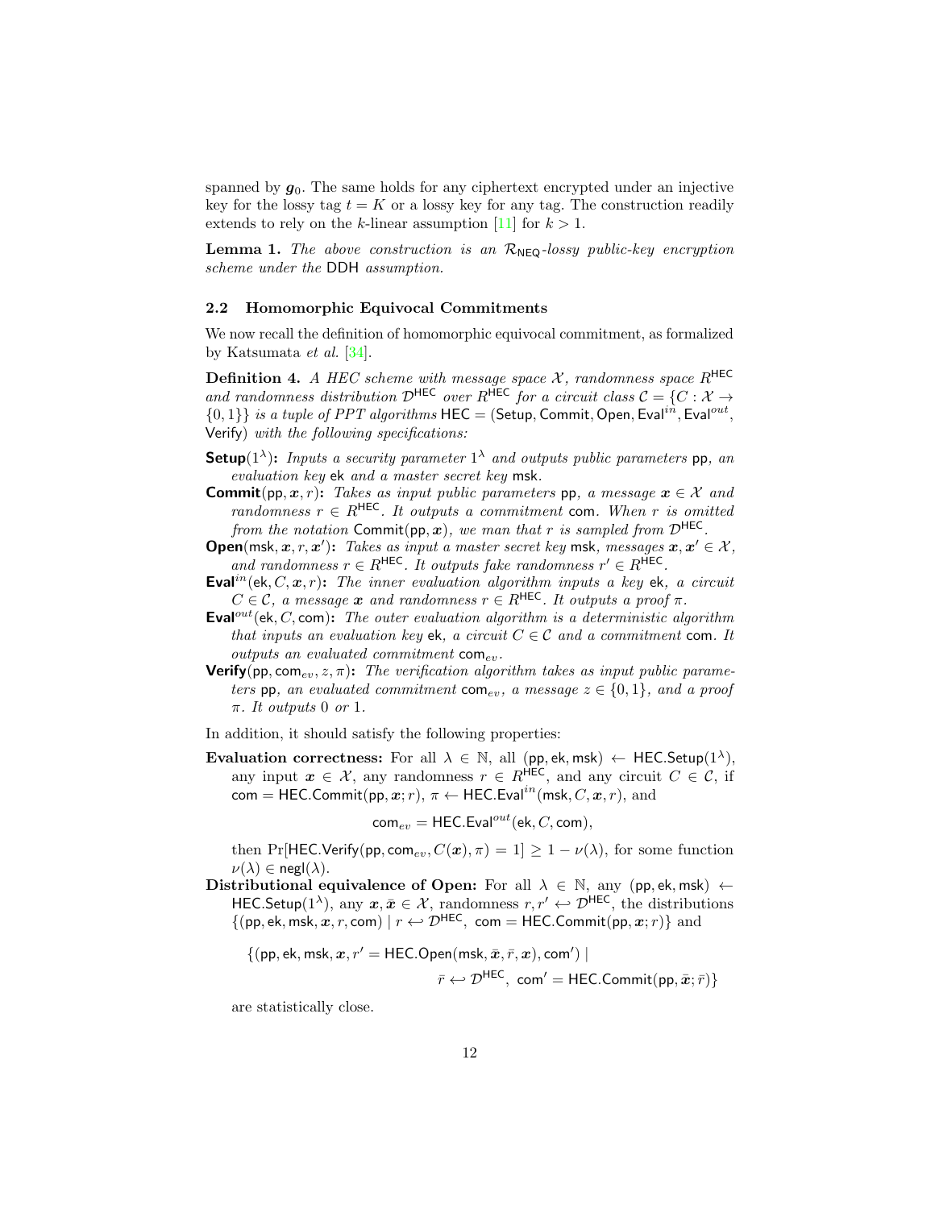spanned by $\boldsymbol{g}_0$. The same holds for any ciphertext encrypted under an injective key for the lossy tag $t = K$ or a lossy key for any tag. The construction readily extends to rely on the $k$-linear assumption [11] for $k > 1$.

**Lemma 1.** *The above construction is an $\mathcal{R}_{\mathsf{NEQ}}$-lossy public-key encryption scheme under the* DDH *assumption.*

### 2.2 Homomorphic Equivocal Commitments

We now recall the definition of homomorphic equivocal commitment, as formalized by Katsumata *et al.* [34].

**Definition 4.** *A HEC scheme with message space $\mathcal{X}$, randomness space $R^{\mathsf{HEC}}$ and randomness distribution $\mathcal{D}^{\mathsf{HEC}}$ over $R^{\mathsf{HEC}}$ for a circuit class $\mathcal{C} = \{C : \mathcal{X} \to \{0,1\}\}$ is a tuple of PPT algorithms $\mathsf{HEC} = (\mathsf{Setup}, \mathsf{Commit}, \mathsf{Open}, \mathsf{Eval}^{in}, \mathsf{Eval}^{out}, \mathsf{Verify})$ with the following specifications:*

- **$\mathsf{Setup}(1^\lambda)$:** *Inputs a security parameter $1^\lambda$ and outputs public parameters $\mathsf{pp}$, an evaluation key $\mathsf{ek}$ and a master secret key $\mathsf{msk}$.*
- **$\mathsf{Commit}(\mathsf{pp}, \boldsymbol{x}, r)$:** *Takes as input public parameters $\mathsf{pp}$, a message $\boldsymbol{x} \in \mathcal{X}$ and randomness $r \in R^{\mathsf{HEC}}$. It outputs a commitment $\mathsf{com}$. When $r$ is omitted from the notation $\mathsf{Commit}(\mathsf{pp}, \boldsymbol{x})$, we man that $r$ is sampled from $\mathcal{D}^{\mathsf{HEC}}$.*
- **$\mathsf{Open}(\mathsf{msk}, \boldsymbol{x}, r, \boldsymbol{x}')$:** *Takes as input a master secret key $\mathsf{msk}$, messages $\boldsymbol{x}, \boldsymbol{x}' \in \mathcal{X}$, and randomness $r \in R^{\mathsf{HEC}}$. It outputs fake randomness $r' \in R^{\mathsf{HEC}}$.*
- **$\mathsf{Eval}^{in}(\mathsf{ek}, C, \boldsymbol{x}, r)$:** *The inner evaluation algorithm inputs a key $\mathsf{ek}$, a circuit $C \in \mathcal{C}$, a message $\boldsymbol{x}$ and randomness $r \in R^{\mathsf{HEC}}$. It outputs a proof $\pi$.*
- **$\mathsf{Eval}^{out}(\mathsf{ek}, C, \mathsf{com})$:** *The outer evaluation algorithm is a deterministic algorithm that inputs an evaluation key $\mathsf{ek}$, a circuit $C \in \mathcal{C}$ and a commitment $\mathsf{com}$. It outputs an evaluated commitment $\mathsf{com}_{ev}$.*
- **$\mathsf{Verify}(\mathsf{pp}, \mathsf{com}_{ev}, z, \pi)$:** *The verification algorithm takes as input public parameters $\mathsf{pp}$, an evaluated commitment $\mathsf{com}_{ev}$, a message $z \in \{0,1\}$, and a proof $\pi$. It outputs 0 or 1.*

In addition, it should satisfy the following properties:

**Evaluation correctness:** For all $\lambda \in \mathbb{N}$, all $(\mathsf{pp}, \mathsf{ek}, \mathsf{msk}) \leftarrow \mathsf{HEC.Setup}(1^\lambda)$, any input $\boldsymbol{x} \in \mathcal{X}$, any randomness $r \in R^{\mathsf{HEC}}$, and any circuit $C \in \mathcal{C}$, if $\mathsf{com} = \mathsf{HEC.Commit}(\mathsf{pp}, \boldsymbol{x}; r)$, $\pi \leftarrow \mathsf{HEC.Eval}^{in}(\mathsf{msk}, C, \boldsymbol{x}, r)$, and

$$\mathsf{com}_{ev} = \mathsf{HEC.Eval}^{out}(\mathsf{ek}, C, \mathsf{com}),$$

then $\Pr[\mathsf{HEC.Verify}(\mathsf{pp}, \mathsf{com}_{ev}, C(\boldsymbol{x}), \pi) = 1] \geq 1 - \nu(\lambda)$, for some function $\nu(\lambda) \in \mathsf{negl}(\lambda)$.

**Distributional equivalence of Open:** For all $\lambda \in \mathbb{N}$, any $(\mathsf{pp}, \mathsf{ek}, \mathsf{msk}) \leftarrow \mathsf{HEC.Setup}(1^\lambda)$, any $\boldsymbol{x}, \bar{\boldsymbol{x}} \in \mathcal{X}$, randomness $r, r' \hookleftarrow \mathcal{D}^{\mathsf{HEC}}$, the distributions $\{(\mathsf{pp}, \mathsf{ek}, \mathsf{msk}, \boldsymbol{x}, r, \mathsf{com}) \mid r \hookleftarrow \mathcal{D}^{\mathsf{HEC}},\ \mathsf{com} = \mathsf{HEC.Commit}(\mathsf{pp}, \boldsymbol{x}; r)\}$ and

$$\{(\mathsf{pp}, \mathsf{ek}, \mathsf{msk}, \boldsymbol{x}, r' = \mathsf{HEC.Open}(\mathsf{msk}, \bar{\boldsymbol{x}}, \bar{r}, \boldsymbol{x}), \mathsf{com}') \mid \bar{r} \hookleftarrow \mathcal{D}^{\mathsf{HEC}},\ \mathsf{com}' = \mathsf{HEC.Commit}(\mathsf{pp}, \bar{\boldsymbol{x}}; \bar{r})\}$$

are statistically close.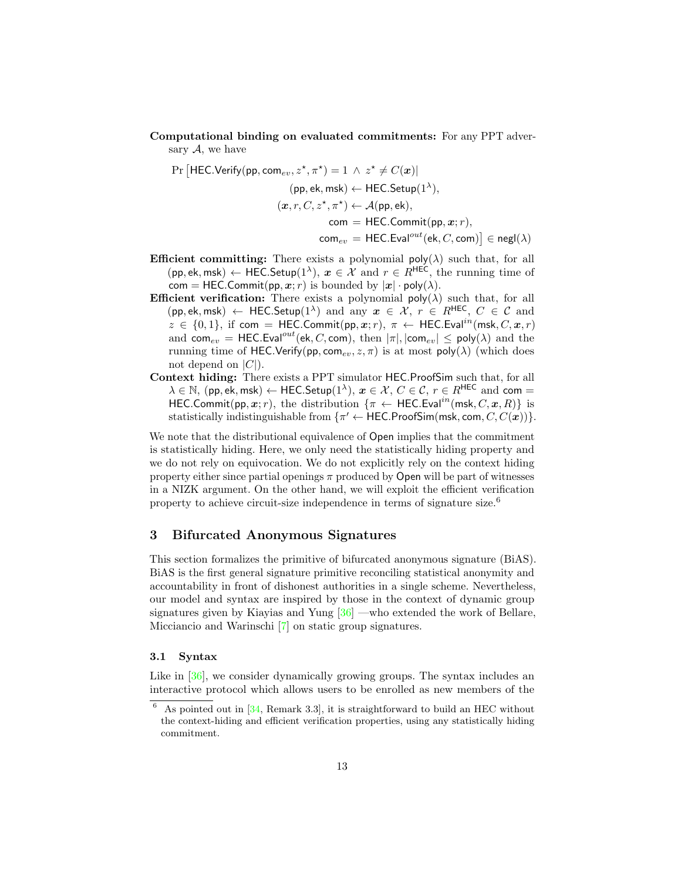**Computational binding on evaluated commitments:** For any PPT adversary $\mathcal{A}$, we have

$$\Pr\big[\mathsf{HEC.Verify}(\mathsf{pp}, \mathsf{com}_{ev}, z^\star, \pi^\star) = 1 \,\wedge\, z^\star \neq C(\boldsymbol{x}) \mid \\ (\mathsf{pp}, \mathsf{ek}, \mathsf{msk}) \leftarrow \mathsf{HEC.Setup}(1^\lambda), \\ (\boldsymbol{x}, r, C, z^\star, \pi^\star) \leftarrow \mathcal{A}(\mathsf{pp}, \mathsf{ek}), \\ \mathsf{com} = \mathsf{HEC.Commit}(\mathsf{pp}, \boldsymbol{x}; r), \\ \mathsf{com}_{ev} = \mathsf{HEC.Eval}^{out}(\mathsf{ek}, C, \mathsf{com})\big] \in \mathsf{negl}(\lambda)$$

**Efficient committing:** There exists a polynomial $\mathsf{poly}(\lambda)$ such that, for all $(\mathsf{pp}, \mathsf{ek}, \mathsf{msk}) \leftarrow \mathsf{HEC.Setup}(1^\lambda)$, $\boldsymbol{x} \in \mathcal{X}$ and $r \in R^{\mathsf{HEC}}$, the running time of $\mathsf{com} = \mathsf{HEC.Commit}(\mathsf{pp}, \boldsymbol{x}; r)$ is bounded by $|\boldsymbol{x}| \cdot \mathsf{poly}(\lambda)$.

**Efficient verification:** There exists a polynomial $\mathsf{poly}(\lambda)$ such that, for all $(\mathsf{pp}, \mathsf{ek}, \mathsf{msk}) \leftarrow \mathsf{HEC.Setup}(1^\lambda)$ and any $\boldsymbol{x} \in \mathcal{X}$, $r \in R^{\mathsf{HEC}}$, $C \in \mathcal{C}$ and $z \in \{0, 1\}$, if $\mathsf{com} = \mathsf{HEC.Commit}(\mathsf{pp}, \boldsymbol{x}; r)$, $\pi \leftarrow \mathsf{HEC.Eval}^{in}(\mathsf{msk}, C, \boldsymbol{x}, r)$ and $\mathsf{com}_{ev} = \mathsf{HEC.Eval}^{out}(\mathsf{ek}, C, \mathsf{com})$, then $|\pi|, |\mathsf{com}_{ev}| \leq \mathsf{poly}(\lambda)$ and the running time of $\mathsf{HEC.Verify}(\mathsf{pp}, \mathsf{com}_{ev}, z, \pi)$ is at most $\mathsf{poly}(\lambda)$ (which does not depend on $|C|$).

**Context hiding:** There exists a PPT simulator $\mathsf{HEC.ProofSim}$ such that, for all $\lambda \in \mathbb{N}$, $(\mathsf{pp}, \mathsf{ek}, \mathsf{msk}) \leftarrow \mathsf{HEC.Setup}(1^\lambda)$, $\boldsymbol{x} \in \mathcal{X}$, $C \in \mathcal{C}$, $r \in R^{\mathsf{HEC}}$ and $\mathsf{com} = \mathsf{HEC.Commit}(\mathsf{pp}, \boldsymbol{x}; r)$, the distribution $\{\pi \leftarrow \mathsf{HEC.Eval}^{in}(\mathsf{msk}, C, \boldsymbol{x}, R)\}$ is statistically indistinguishable from $\{\pi' \leftarrow \mathsf{HEC.ProofSim}(\mathsf{msk}, \mathsf{com}, C, C(\boldsymbol{x}))\}$.

We note that the distributional equivalence of $\mathsf{Open}$ implies that the commitment is statistically hiding. Here, we only need the statistically hiding property and we do not rely on equivocation. We do not explicitly rely on the context hiding property either since partial openings $\pi$ produced by $\mathsf{Open}$ will be part of witnesses in a NIZK argument. On the other hand, we will exploit the efficient verification property to achieve circuit-size independence in terms of signature size.[6]

## 3 Bifurcated Anonymous Signatures

This section formalizes the primitive of bifurcated anonymous signature (BiAS). BiAS is the first general signature primitive reconciling statistical anonymity and accountability in front of dishonest authorities in a single scheme. Nevertheless, our model and syntax are inspired by those in the context of dynamic group signatures given by Kiayias and Yung [36] —who extended the work of Bellare, Micciancio and Warinschi [7] on static group signatures.

### 3.1 Syntax

Like in [36], we consider dynamically growing groups. The syntax includes an interactive protocol which allows users to be enrolled as new members of the

[6] As pointed out in [34, Remark 3.3], it is straightforward to build an HEC without the context-hiding and efficient verification properties, using any statistically hiding commitment.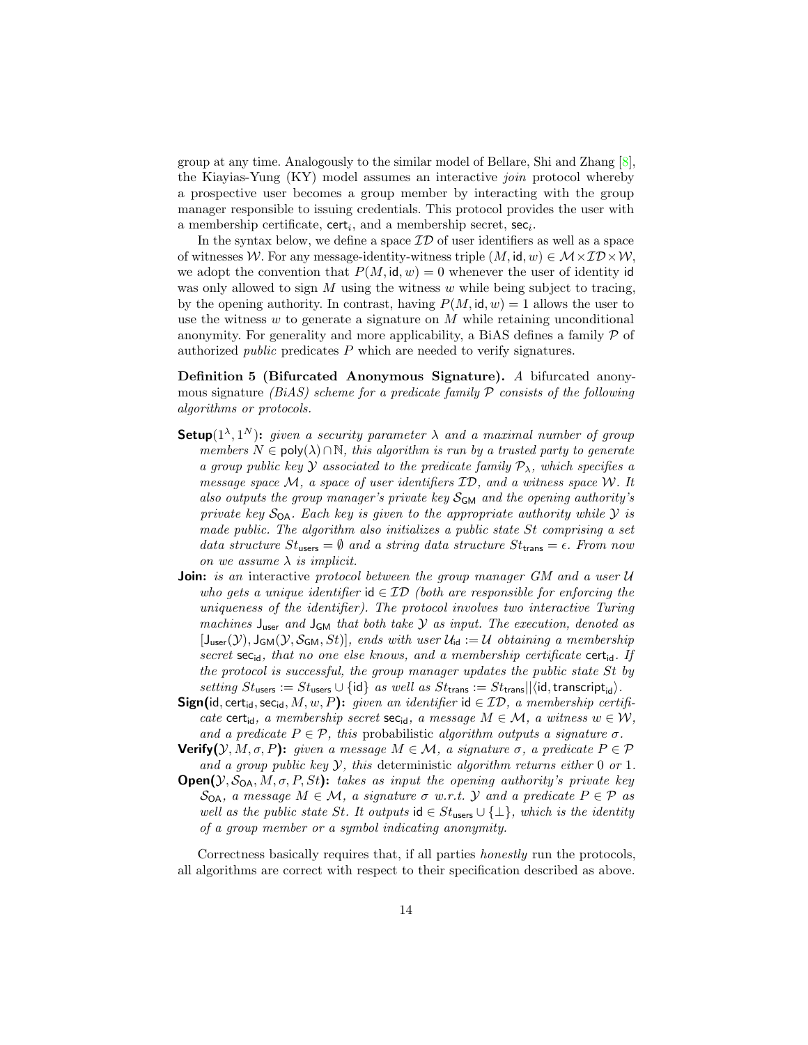group at any time. Analogously to the similar model of Bellare, Shi and Zhang [8], the Kiayias-Yung (KY) model assumes an interactive *join* protocol whereby a prospective user becomes a group member by interacting with the group manager responsible to issuing credentials. This protocol provides the user with a membership certificate, $\mathsf{cert}_i$, and a membership secret, $\mathsf{sec}_i$.

In the syntax below, we define a space $\mathcal{ID}$ of user identifiers as well as a space of witnesses $\mathcal{W}$. For any message-identity-witness triple $(M, \mathsf{id}, w) \in \mathcal{M} \times \mathcal{ID} \times \mathcal{W}$, we adopt the convention that $P(M, \mathsf{id}, w) = 0$ whenever the user of identity id was only allowed to sign $M$ using the witness $w$ while being subject to tracing, by the opening authority. In contrast, having $P(M, \mathsf{id}, w) = 1$ allows the user to use the witness $w$ to generate a signature on $M$ while retaining unconditional anonymity. For generality and more applicability, a BiAS defines a family $\mathcal{P}$ of authorized *public* predicates $P$ which are needed to verify signatures.

**Definition 5 (Bifurcated Anonymous Signature).** *A bifurcated anonymous signature (BiAS) scheme for a predicate family $\mathcal{P}$ consists of the following algorithms or protocols.*

- **Setup**$(1^\lambda, 1^N)$**:** *given a security parameter $\lambda$ and a maximal number of group members $N \in \mathsf{poly}(\lambda) \cap \mathbb{N}$, this algorithm is run by a trusted party to generate a group public key $\mathcal{Y}$ associated to the predicate family $\mathcal{P}_\lambda$, which specifies a message space $\mathcal{M}$, a space of user identifiers $\mathcal{ID}$, and a witness space $\mathcal{W}$. It also outputs the group manager's private key $\mathcal{S}_{\mathsf{GM}}$ and the opening authority's private key $\mathcal{S}_{\mathsf{OA}}$. Each key is given to the appropriate authority while $\mathcal{Y}$ is made public. The algorithm also initializes a public state $St$ comprising a set data structure $St_{\mathsf{users}} = \emptyset$ and a string data structure $St_{\mathsf{trans}} = \epsilon$. From now on we assume $\lambda$ is implicit.*
- **Join:** *is an* interactive *protocol between the group manager GM and a user $\mathcal{U}$ who gets a unique identifier $\mathsf{id} \in \mathcal{ID}$ (both are responsible for enforcing the uniqueness of the identifier). The protocol involves two interactive Turing machines $\mathsf{J}_{\mathsf{user}}$ and $\mathsf{J}_{\mathsf{GM}}$ that both take $\mathcal{Y}$ as input. The execution, denoted as $[\mathsf{J}_{\mathsf{user}}(\mathcal{Y}), \mathsf{J}_{\mathsf{GM}}(\mathcal{Y}, \mathcal{S}_{\mathsf{GM}}, St)]$, ends with user $\mathcal{U}_{\mathsf{id}} := \mathcal{U}$ obtaining a membership secret $\mathsf{sec}_{\mathsf{id}}$, that no one else knows, and a membership certificate $\mathsf{cert}_{\mathsf{id}}$. If the protocol is successful, the group manager updates the public state $St$ by setting $St_{\mathsf{users}} := St_{\mathsf{users}} \cup \{\mathsf{id}\}$ as well as $St_{\mathsf{trans}} := St_{\mathsf{trans}} || \langle \mathsf{id}, \mathsf{transcript}_{\mathsf{id}} \rangle$.*
- **Sign(**$\mathsf{id}, \mathsf{cert}_{\mathsf{id}}, \mathsf{sec}_{\mathsf{id}}, M, w, P$**):** *given an identifier $\mathsf{id} \in \mathcal{ID}$, a membership certificate $\mathsf{cert}_{\mathsf{id}}$, a membership secret $\mathsf{sec}_{\mathsf{id}}$, a message $M \in \mathcal{M}$, a witness $w \in \mathcal{W}$, and a predicate $P \in \mathcal{P}$, this* probabilistic *algorithm outputs a signature $\sigma$.*
- **Verify(**$\mathcal{Y}, M, \sigma, P$**):** *given a message $M \in \mathcal{M}$, a signature $\sigma$, a predicate $P \in \mathcal{P}$ and a group public key $\mathcal{Y}$, this* deterministic *algorithm returns either 0 or 1.*
- **Open(**$\mathcal{Y}, \mathcal{S}_{\mathsf{OA}}, M, \sigma, P, St$**):** *takes as input the opening authority's private key $\mathcal{S}_{\mathsf{OA}}$, a message $M \in \mathcal{M}$, a signature $\sigma$ w.r.t. $\mathcal{Y}$ and a predicate $P \in \mathcal{P}$ as well as the public state $St$. It outputs $\mathsf{id} \in St_{\mathsf{users}} \cup \{\perp\}$, which is the identity of a group member or a symbol indicating anonymity.*

Correctness basically requires that, if all parties *honestly* run the protocols, all algorithms are correct with respect to their specification described as above.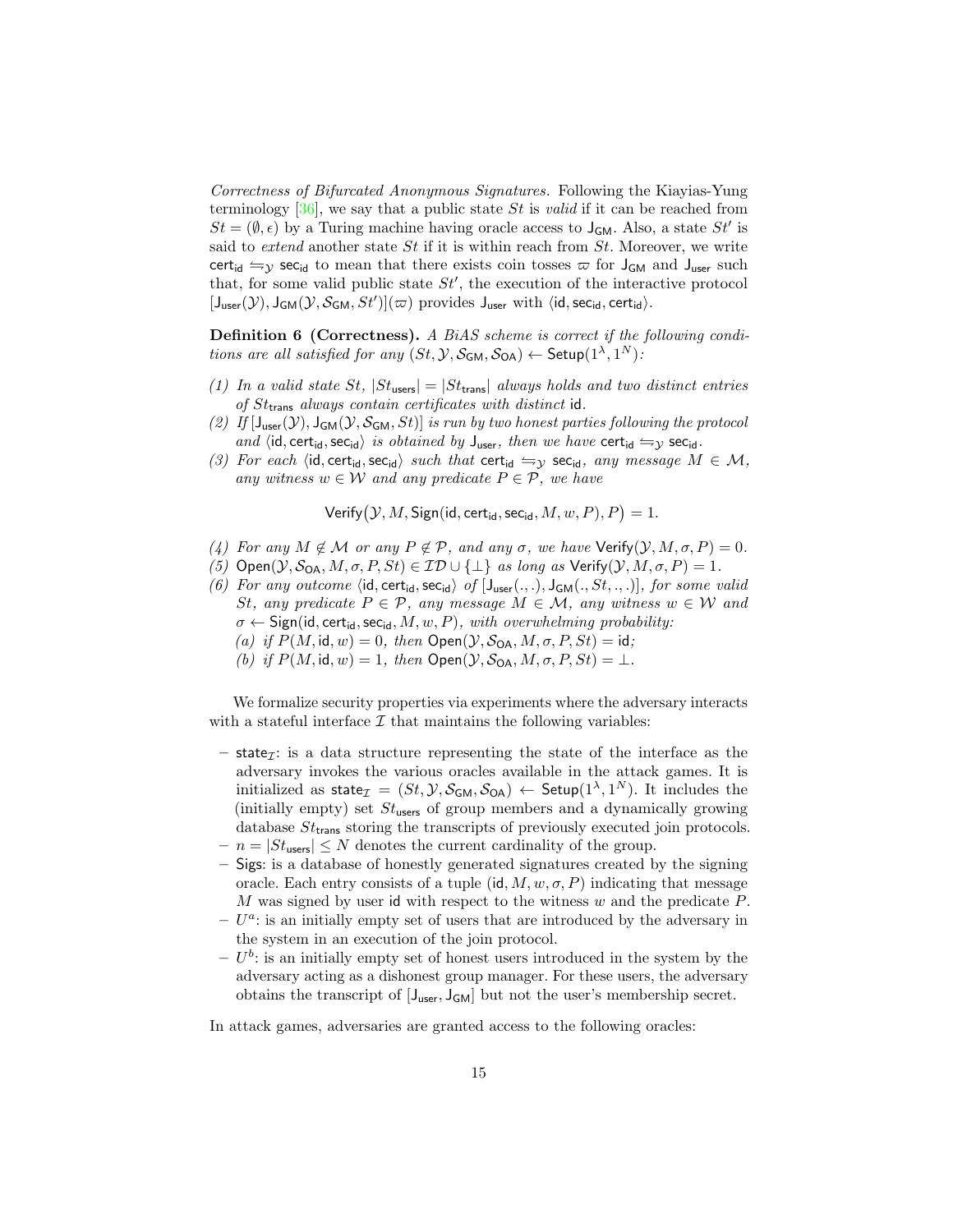*Correctness of Bifurcated Anonymous Signatures.* Following the Kiayias-Yung terminology [36], we say that a public state $St$ is *valid* if it can be reached from $St = (\emptyset, \epsilon)$ by a Turing machine having oracle access to $\mathsf{J}_{\mathsf{GM}}$. Also, a state $St'$ is said to *extend* another state $St$ if it is within reach from $St$. Moreover, we write $\mathsf{cert}_{\mathsf{id}} \leftrightarrows_{\mathcal{Y}} \mathsf{sec}_{\mathsf{id}}$ to mean that there exists coin tosses $\varpi$ for $\mathsf{J}_{\mathsf{GM}}$ and $\mathsf{J}_{\mathsf{user}}$ such that, for some valid public state $St'$, the execution of the interactive protocol $[\mathsf{J}_{\mathsf{user}}(\mathcal{Y}), \mathsf{J}_{\mathsf{GM}}(\mathcal{Y}, \mathcal{S}_{\mathsf{GM}}, St')](\varpi)$ provides $\mathsf{J}_{\mathsf{user}}$ with $\langle \mathsf{id}, \mathsf{sec}_{\mathsf{id}}, \mathsf{cert}_{\mathsf{id}} \rangle$.

**Definition 6 (Correctness).** *A BiAS scheme is correct if the following conditions are all satisfied for any $(St, \mathcal{Y}, \mathcal{S}_{\mathsf{GM}}, \mathcal{S}_{\mathsf{OA}}) \leftarrow \mathsf{Setup}(1^\lambda, 1^N)$:*

*(1) In a valid state $St$, $|St_{\mathsf{users}}| = |St_{\mathsf{trans}}|$ always holds and two distinct entries of $St_{\mathsf{trans}}$ always contain certificates with distinct* $\mathsf{id}$.

*(2) If $[\mathsf{J}_{\mathsf{user}}(\mathcal{Y}), \mathsf{J}_{\mathsf{GM}}(\mathcal{Y}, \mathcal{S}_{\mathsf{GM}}, St)]$ is run by two honest parties following the protocol and $\langle \mathsf{id}, \mathsf{cert}_{\mathsf{id}}, \mathsf{sec}_{\mathsf{id}} \rangle$ is obtained by $\mathsf{J}_{\mathsf{user}}$, then we have $\mathsf{cert}_{\mathsf{id}} \leftrightarrows_{\mathcal{Y}} \mathsf{sec}_{\mathsf{id}}$.*

*(3) For each $\langle \mathsf{id}, \mathsf{cert}_{\mathsf{id}}, \mathsf{sec}_{\mathsf{id}} \rangle$ such that $\mathsf{cert}_{\mathsf{id}} \leftrightarrows_{\mathcal{Y}} \mathsf{sec}_{\mathsf{id}}$, any message $M \in \mathcal{M}$, any witness $w \in \mathcal{W}$ and any predicate $P \in \mathcal{P}$, we have*

$$\mathsf{Verify}\big(\mathcal{Y}, M, \mathsf{Sign}(\mathsf{id}, \mathsf{cert}_{\mathsf{id}}, \mathsf{sec}_{\mathsf{id}}, M, w, P), P\big) = 1.$$

*(4) For any $M \notin \mathcal{M}$ or any $P \notin \mathcal{P}$, and any $\sigma$, we have $\mathsf{Verify}(\mathcal{Y}, M, \sigma, P) = 0$.*

*(5) $\mathsf{Open}(\mathcal{Y}, \mathcal{S}_{\mathsf{OA}}, M, \sigma, P, St) \in \mathcal{ID} \cup \{\perp\}$ as long as $\mathsf{Verify}(\mathcal{Y}, M, \sigma, P) = 1$.*

*(6) For any outcome $\langle \mathsf{id}, \mathsf{cert}_{\mathsf{id}}, \mathsf{sec}_{\mathsf{id}} \rangle$ of $[\mathsf{J}_{\mathsf{user}}(.,.), \mathsf{J}_{\mathsf{GM}}(., St, ., .)]$, for some valid $St$, any predicate $P \in \mathcal{P}$, any message $M \in \mathcal{M}$, any witness $w \in \mathcal{W}$ and $\sigma \leftarrow \mathsf{Sign}(\mathsf{id}, \mathsf{cert}_{\mathsf{id}}, \mathsf{sec}_{\mathsf{id}}, M, w, P)$, with overwhelming probability:*

   *(a) if $P(M, \mathsf{id}, w) = 0$, then $\mathsf{Open}(\mathcal{Y}, \mathcal{S}_{\mathsf{OA}}, M, \sigma, P, St) = \mathsf{id}$;*

   *(b) if $P(M, \mathsf{id}, w) = 1$, then $\mathsf{Open}(\mathcal{Y}, \mathcal{S}_{\mathsf{OA}}, M, \sigma, P, St) = \perp$.*

We formalize security properties via experiments where the adversary interacts with a stateful interface $\mathcal{I}$ that maintains the following variables:

- $\mathsf{state}_{\mathcal{I}}$: is a data structure representing the state of the interface as the adversary invokes the various oracles available in the attack games. It is initialized as $\mathsf{state}_{\mathcal{I}} = (St, \mathcal{Y}, \mathcal{S}_{\mathsf{GM}}, \mathcal{S}_{\mathsf{OA}}) \leftarrow \mathsf{Setup}(1^\lambda, 1^N)$. It includes the (initially empty) set $St_{\mathsf{users}}$ of group members and a dynamically growing database $St_{\mathsf{trans}}$ storing the transcripts of previously executed join protocols.
- $n = |St_{\mathsf{users}}| \leq N$ denotes the current cardinality of the group.
- $\mathsf{Sigs}$: is a database of honestly generated signatures created by the signing oracle. Each entry consists of a tuple $(\mathsf{id}, M, w, \sigma, P)$ indicating that message $M$ was signed by user $\mathsf{id}$ with respect to the witness $w$ and the predicate $P$.
- $U^a$: is an initially empty set of users that are introduced by the adversary in the system in an execution of the join protocol.
- $U^b$: is an initially empty set of honest users introduced in the system by the adversary acting as a dishonest group manager. For these users, the adversary obtains the transcript of $[\mathsf{J}_{\mathsf{user}}, \mathsf{J}_{\mathsf{GM}}]$ but not the user's membership secret.

In attack games, adversaries are granted access to the following oracles: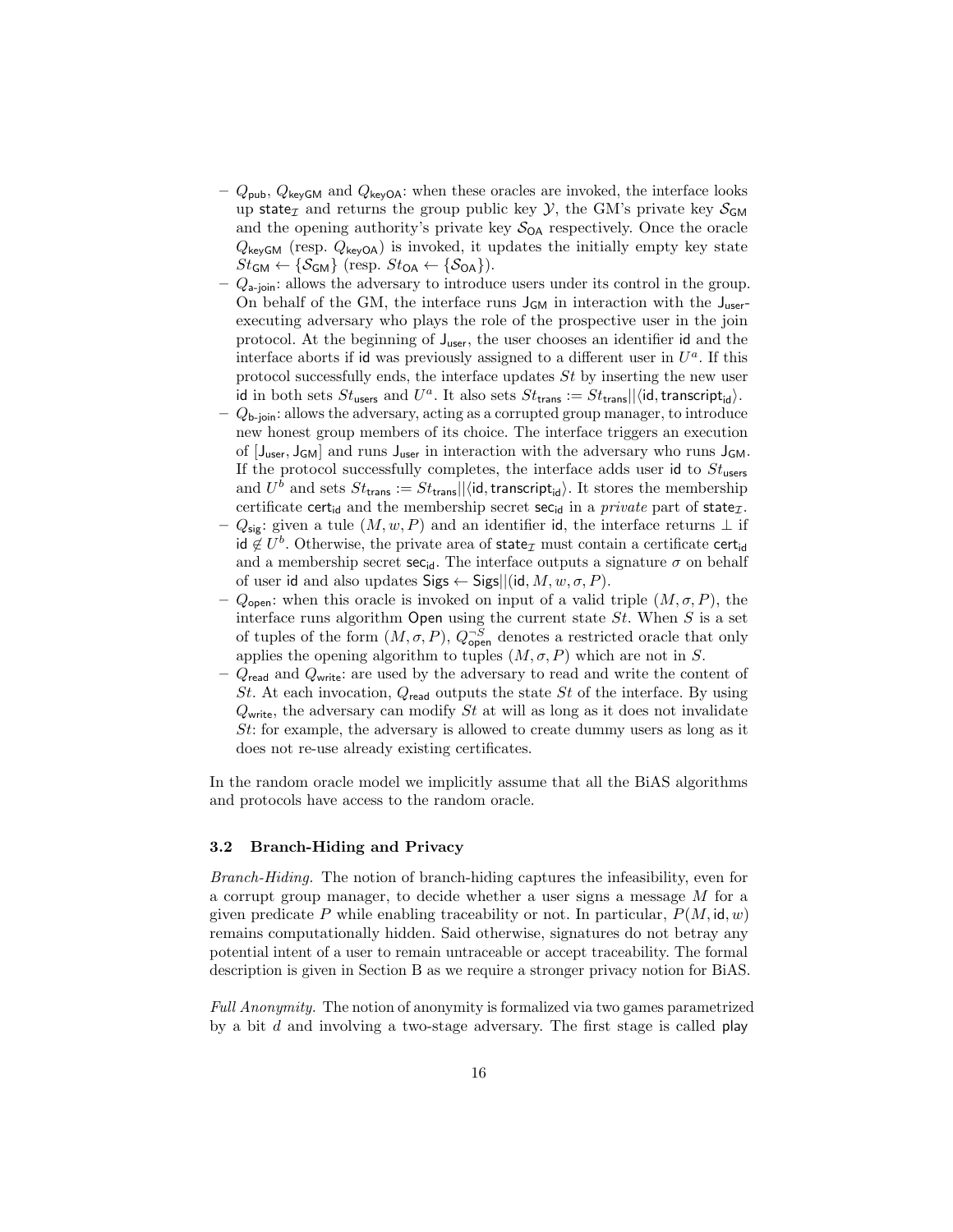- $Q_{\mathsf{pub}}$, $Q_{\mathsf{keyGM}}$ and $Q_{\mathsf{keyOA}}$: when these oracles are invoked, the interface looks up $\mathsf{state}_{\mathcal{I}}$ and returns the group public key $\mathcal{Y}$, the GM's private key $\mathcal{S}_{\mathsf{GM}}$ and the opening authority's private key $\mathcal{S}_{\mathsf{OA}}$ respectively. Once the oracle $Q_{\mathsf{keyGM}}$ (resp. $Q_{\mathsf{keyOA}}$) is invoked, it updates the initially empty key state $St_{\mathsf{GM}} \leftarrow \{\mathcal{S}_{\mathsf{GM}}\}$ (resp. $St_{\mathsf{OA}} \leftarrow \{\mathcal{S}_{\mathsf{OA}}\}$).
- $Q_{\mathsf{a\text{-}join}}$: allows the adversary to introduce users under its control in the group. On behalf of the GM, the interface runs $\mathsf{J}_{\mathsf{GM}}$ in interaction with the $\mathsf{J}_{\mathsf{user}}$-executing adversary who plays the role of the prospective user in the join protocol. At the beginning of $\mathsf{J}_{\mathsf{user}}$, the user chooses an identifier $\mathsf{id}$ and the interface aborts if $\mathsf{id}$ was previously assigned to a different user in $U^a$. If this protocol successfully ends, the interface updates $St$ by inserting the new user $\mathsf{id}$ in both sets $St_{\mathsf{users}}$ and $U^a$. It also sets $St_{\mathsf{trans}} := St_{\mathsf{trans}}||\langle \mathsf{id}, \mathsf{transcript}_{\mathsf{id}}\rangle$.
- $Q_{\mathsf{b\text{-}join}}$: allows the adversary, acting as a corrupted group manager, to introduce new honest group members of its choice. The interface triggers an execution of $[\mathsf{J}_{\mathsf{user}}, \mathsf{J}_{\mathsf{GM}}]$ and runs $\mathsf{J}_{\mathsf{user}}$ in interaction with the adversary who runs $\mathsf{J}_{\mathsf{GM}}$. If the protocol successfully completes, the interface adds user $\mathsf{id}$ to $St_{\mathsf{users}}$ and $U^b$ and sets $St_{\mathsf{trans}} := St_{\mathsf{trans}}||\langle \mathsf{id}, \mathsf{transcript}_{\mathsf{id}}\rangle$. It stores the membership certificate $\mathsf{cert}_{\mathsf{id}}$ and the membership secret $\mathsf{sec}_{\mathsf{id}}$ in a *private* part of $\mathsf{state}_{\mathcal{I}}$.
- $Q_{\mathsf{sig}}$: given a tule $(M, w, P)$ and an identifier $\mathsf{id}$, the interface returns $\perp$ if $\mathsf{id} \notin U^b$. Otherwise, the private area of $\mathsf{state}_{\mathcal{I}}$ must contain a certificate $\mathsf{cert}_{\mathsf{id}}$ and a membership secret $\mathsf{sec}_{\mathsf{id}}$. The interface outputs a signature $\sigma$ on behalf of user $\mathsf{id}$ and also updates $\mathsf{Sigs} \leftarrow \mathsf{Sigs}||(\mathsf{id}, M, w, \sigma, P)$.
- $Q_{\mathsf{open}}$: when this oracle is invoked on input of a valid triple $(M, \sigma, P)$, the interface runs algorithm $\mathsf{Open}$ using the current state $St$. When $S$ is a set of tuples of the form $(M, \sigma, P)$, $Q_{\mathsf{open}}^{\neg S}$ denotes a restricted oracle that only applies the opening algorithm to tuples $(M, \sigma, P)$ which are not in $S$.
- $Q_{\mathsf{read}}$ and $Q_{\mathsf{write}}$: are used by the adversary to read and write the content of $St$. At each invocation, $Q_{\mathsf{read}}$ outputs the state $St$ of the interface. By using $Q_{\mathsf{write}}$, the adversary can modify $St$ at will as long as it does not invalidate $St$: for example, the adversary is allowed to create dummy users as long as it does not re-use already existing certificates.

In the random oracle model we implicitly assume that all the BiAS algorithms and protocols have access to the random oracle.

### 3.2 Branch-Hiding and Privacy

*Branch-Hiding.* The notion of branch-hiding captures the infeasibility, even for a corrupt group manager, to decide whether a user signs a message $M$ for a given predicate $P$ while enabling traceability or not. In particular, $P(M, \mathsf{id}, w)$ remains computationally hidden. Said otherwise, signatures do not betray any potential intent of a user to remain untraceable or accept traceability. The formal description is given in Section B as we require a stronger privacy notion for BiAS.

*Full Anonymity.* The notion of anonymity is formalized via two games parametrized by a bit $d$ and involving a two-stage adversary. The first stage is called $\mathsf{play}$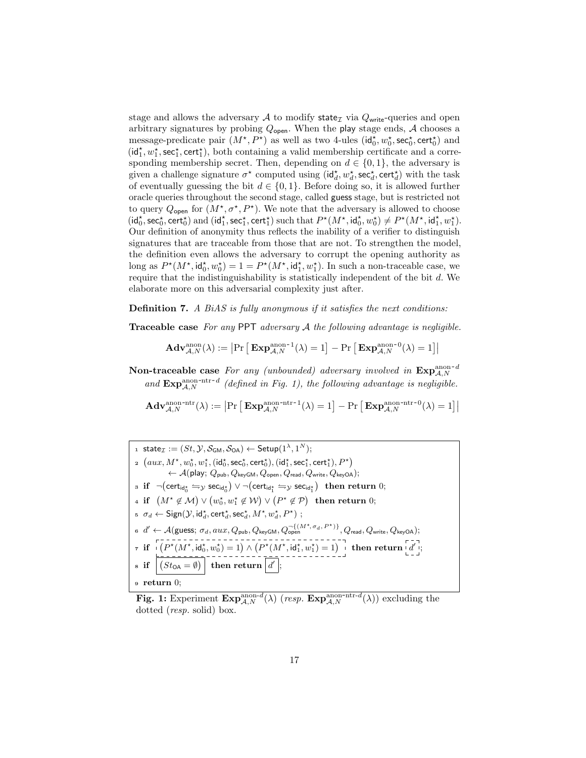stage and allows the adversary $\mathcal{A}$ to modify $\mathsf{state}_{\mathcal{I}}$ via $Q_{\mathsf{write}}$-queries and open arbitrary signatures by probing $Q_{\mathsf{open}}$. When the $\mathsf{play}$ stage ends, $\mathcal{A}$ chooses a message-predicate pair $(M^\star, P^\star)$ as well as two 4-ules $(\mathsf{id}_0^\star, w_0^\star, \mathsf{sec}_0^\star, \mathsf{cert}_0^\star)$ and $(\mathsf{id}_1^\star, w_1^\star, \mathsf{sec}_1^\star, \mathsf{cert}_1^\star)$, both containing a valid membership certificate and a corresponding membership secret. Then, depending on $d \in \{0,1\}$, the adversary is given a challenge signature $\sigma^\star$ computed using $(\mathsf{id}_d^\star, w_d^\star, \mathsf{sec}_d^\star, \mathsf{cert}_d^\star)$ with the task of eventually guessing the bit $d \in \{0,1\}$. Before doing so, it is allowed further oracle queries throughout the second stage, called $\mathsf{guess}$ stage, but is restricted not to query $Q_{\mathsf{open}}$ for $(M^\star, \sigma^\star, P^\star)$. We note that the adversary is allowed to choose $(\mathsf{id}_0^\star, \mathsf{sec}_0^\star, \mathsf{cert}_0^\star)$ and $(\mathsf{id}_1^\star, \mathsf{sec}_1^\star, \mathsf{cert}_1^\star)$ such that $P^\star(M^\star, \mathsf{id}_0^\star, w_0^\star) \neq P^\star(M^\star, \mathsf{id}_1^\star, w_1^\star)$. Our definition of anonymity thus reflects the inability of a verifier to distinguish signatures that are traceable from those that are not. To strengthen the model, the definition even allows the adversary to corrupt the opening authority as long as $P^\star(M^\star, \mathsf{id}_0^\star, w_0^\star) = 1 = P^\star(M^\star, \mathsf{id}_1^\star, w_1^\star)$. In such a non-traceable case, we require that the indistinguishability is statistically independent of the bit $d$. We elaborate more on this adversarial complexity just after.

**Definition 7.** *A BiAS is fully anonymous if it satisfies the next conditions:*

**Traceable case** *For any PPT adversary $\mathcal{A}$ the following advantage is negligible.*

$$\mathbf{Adv}^{\text{anon}}_{\mathcal{A},N}(\lambda) := \left|\Pr\left[\,\mathbf{Exp}^{\text{anon-}1}_{\mathcal{A},N}(\lambda) = 1\right] - \Pr\left[\,\mathbf{Exp}^{\text{anon-}0}_{\mathcal{A},N}(\lambda) = 1\right]\right|$$

**Non-traceable case** *For any (unbounded) adversary involved in $\mathbf{Exp}^{\text{anon-}d}_{\mathcal{A},N}$ and $\mathbf{Exp}^{\text{anon-ntr-}d}_{\mathcal{A},N}$ (defined in Fig. 1), the following advantage is negligible.*

$$\mathbf{Adv}^{\text{anon-ntr}}_{\mathcal{A},N}(\lambda) := \left|\Pr\left[\,\mathbf{Exp}^{\text{anon-ntr-}1}_{\mathcal{A},N}(\lambda) = 1\right] - \Pr\left[\,\mathbf{Exp}^{\text{anon-ntr-}0}_{\mathcal{A},N}(\lambda) = 1\right]\right|$$

```
1  state_I := (St, Y, S_GM, S_OA) ← Setup(1^λ, 1^N);
2  (aux, M*, w0*, w1*, (id0*, sec0*, cert0*), (id1*, sec1*, cert1*), P*)
        ← A(play; Q_pub, Q_keyGM, Q_open, Q_read, Q_write, Q_keyOA);
3  if ¬(cert_id0* ⇋_Y sec_id0*) ∨ ¬(cert_id1* ⇋_Y sec_id1*) then return 0;
4  if (M* ∉ M) ∨ (w0*, w1* ∉ W) ∨ (P* ∉ P) then return 0;
5  σ_d ← Sign(Y, id_d*, cert_d*, sec_d*, M*, w_d*, P*) ;
6  d' ← A(guess; σ_d, aux, Q_pub, Q_keyGM, Q_open^{¬{(M*, σ_d, P*)}}, Q_read, Q_write, Q_keyOA);
7  if [dotted box: (P*(M*, id0*, w0*) = 1) ∧ (P*(M*, id1*, w1*) = 1)] then return [dotted box: d'];
8  if [solid box: (St_OA = ∅)] then return [solid box: d'];
9  return 0;
```

**Fig. 1:** Experiment $\mathbf{Exp}^{\text{anon-}d}_{\mathcal{A},N}(\lambda)$ (*resp.* $\mathbf{Exp}^{\text{anon-ntr-}d}_{\mathcal{A},N}(\lambda)$) excluding the dotted (*resp.* solid) box.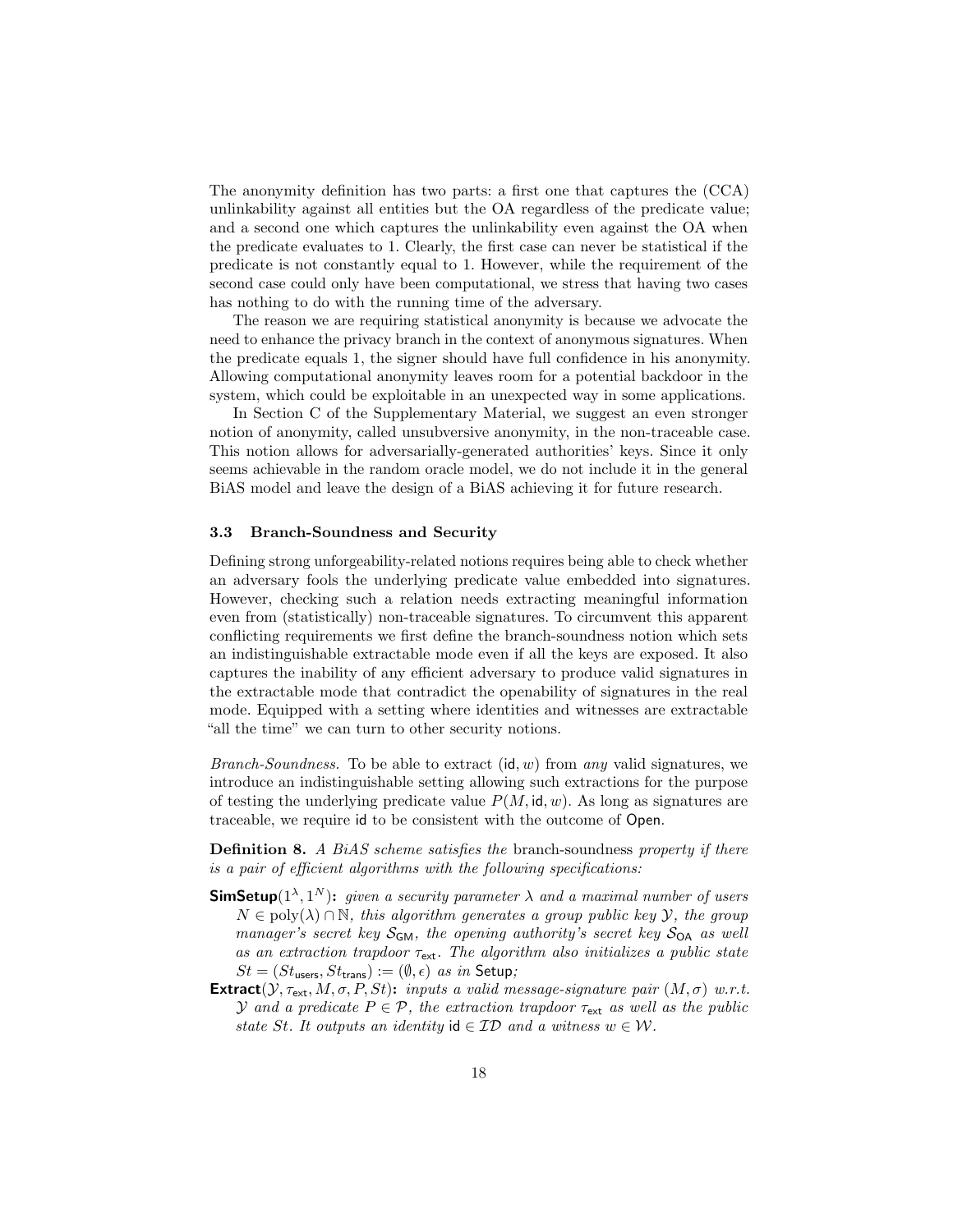The anonymity definition has two parts: a first one that captures the (CCA) unlinkability against all entities but the OA regardless of the predicate value; and a second one which captures the unlinkability even against the OA when the predicate evaluates to 1. Clearly, the first case can never be statistical if the predicate is not constantly equal to 1. However, while the requirement of the second case could only have been computational, we stress that having two cases has nothing to do with the running time of the adversary.

The reason we are requiring statistical anonymity is because we advocate the need to enhance the privacy branch in the context of anonymous signatures. When the predicate equals 1, the signer should have full confidence in his anonymity. Allowing computational anonymity leaves room for a potential backdoor in the system, which could be exploitable in an unexpected way in some applications.

In Section C of the Supplementary Material, we suggest an even stronger notion of anonymity, called unsubversive anonymity, in the non-traceable case. This notion allows for adversarially-generated authorities' keys. Since it only seems achievable in the random oracle model, we do not include it in the general BiAS model and leave the design of a BiAS achieving it for future research.

### 3.3 Branch-Soundness and Security

Defining strong unforgeability-related notions requires being able to check whether an adversary fools the underlying predicate value embedded into signatures. However, checking such a relation needs extracting meaningful information even from (statistically) non-traceable signatures. To circumvent this apparent conflicting requirements we first define the branch-soundness notion which sets an indistinguishable extractable mode even if all the keys are exposed. It also captures the inability of any efficient adversary to produce valid signatures in the extractable mode that contradict the openability of signatures in the real mode. Equipped with a setting where identities and witnesses are extractable "all the time" we can turn to other security notions.

*Branch-Soundness.* To be able to extract $(\mathsf{id}, w)$ from *any* valid signatures, we introduce an indistinguishable setting allowing such extractions for the purpose of testing the underlying predicate value $P(M, \mathsf{id}, w)$. As long as signatures are traceable, we require $\mathsf{id}$ to be consistent with the outcome of $\mathsf{Open}$.

**Definition 8.** *A BiAS scheme satisfies the* branch-soundness *property if there is a pair of efficient algorithms with the following specifications:*

- $\mathsf{SimSetup}(1^\lambda, 1^N)$**:** *given a security parameter $\lambda$ and a maximal number of users $N \in \mathrm{poly}(\lambda) \cap \mathbb{N}$, this algorithm generates a group public key $\mathcal{Y}$, the group manager's secret key $\mathcal{S}_{\mathsf{GM}}$, the opening authority's secret key $\mathcal{S}_{\mathsf{OA}}$ as well as an extraction trapdoor $\tau_{\mathsf{ext}}$. The algorithm also initializes a public state $St = (St_{\mathsf{users}}, St_{\mathsf{trans}}) := (\emptyset, \epsilon)$ as in* $\mathsf{Setup}$*;*
- $\mathsf{Extract}(\mathcal{Y}, \tau_{\mathsf{ext}}, M, \sigma, P, St)$**:** *inputs a valid message-signature pair $(M, \sigma)$ w.r.t. $\mathcal{Y}$ and a predicate $P \in \mathcal{P}$, the extraction trapdoor $\tau_{\mathsf{ext}}$ as well as the public state $St$. It outputs an identity $\mathsf{id} \in \mathcal{ID}$ and a witness $w \in \mathcal{W}$.*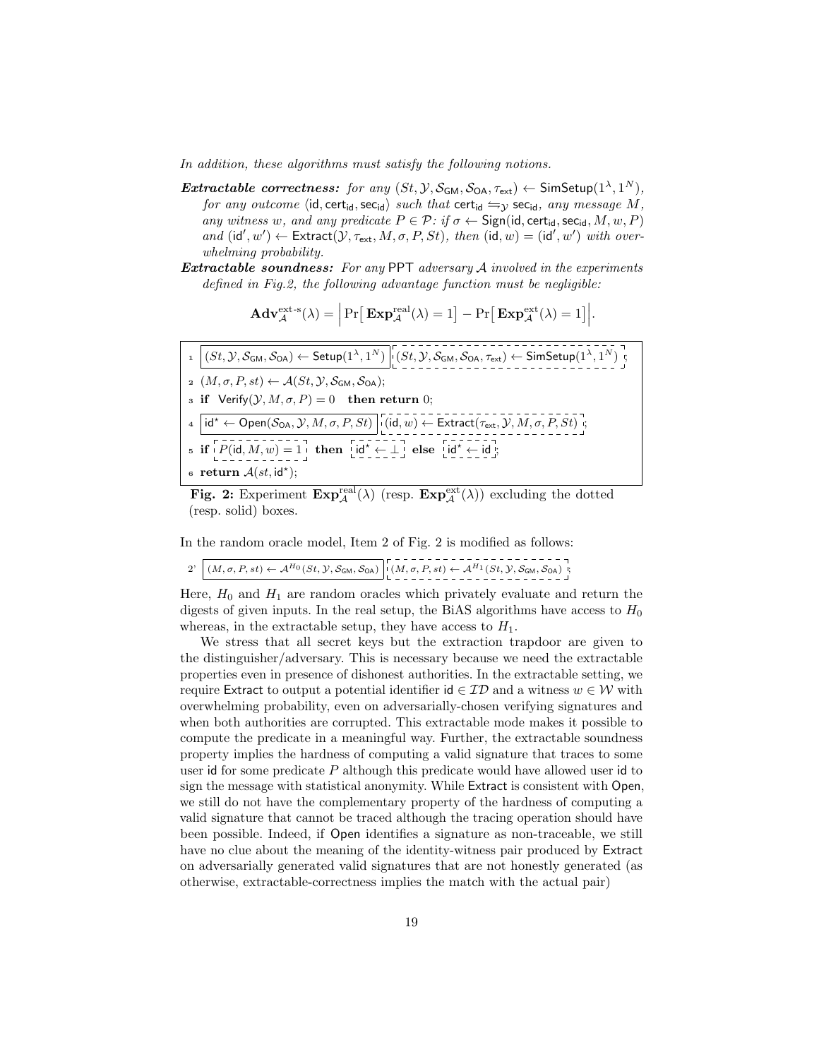*In addition, these algorithms must satisfy the following notions.*

***Extractable correctness:*** *for any* $(St, \mathcal{Y}, \mathcal{S}_{\mathsf{GM}}, \mathcal{S}_{\mathsf{OA}}, \tau_{\mathsf{ext}}) \leftarrow \mathsf{SimSetup}(1^\lambda, 1^N)$, *for any outcome* $\langle \mathsf{id}, \mathsf{cert}_{\mathsf{id}}, \mathsf{sec}_{\mathsf{id}} \rangle$ *such that* $\mathsf{cert}_{\mathsf{id}} \leftrightharpoons_{\mathcal{Y}} \mathsf{sec}_{\mathsf{id}}$, *any message* $M$, *any witness* $w$, *and any predicate* $P \in \mathcal{P}$: *if* $\sigma \leftarrow \mathsf{Sign}(\mathsf{id}, \mathsf{cert}_{\mathsf{id}}, \mathsf{sec}_{\mathsf{id}}, M, w, P)$ *and* $(\mathsf{id}', w') \leftarrow \mathsf{Extract}(\mathcal{Y}, \tau_{\mathsf{ext}}, M, \sigma, P, St)$, *then* $(\mathsf{id}, w) = (\mathsf{id}', w')$ *with overwhelming probability.*

***Extractable soundness:*** *For any* PPT *adversary* $\mathcal{A}$ *involved in the experiments defined in Fig.2, the following advantage function must be negligible:*

$$\mathbf{Adv}^{\text{ext-s}}_{\mathcal{A}}(\lambda) = \Big| \Pr\big[\, \mathbf{Exp}^{\text{real}}_{\mathcal{A}}(\lambda) = 1 \big] - \Pr\big[\, \mathbf{Exp}^{\text{ext}}_{\mathcal{A}}(\lambda) = 1 \big] \Big|.$$

1. [solid box] $(St, \mathcal{Y}, \mathcal{S}_{\mathsf{GM}}, \mathcal{S}_{\mathsf{OA}}) \leftarrow \mathsf{Setup}(1^\lambda, 1^N)$ [dotted box] $(St, \mathcal{Y}, \mathcal{S}_{\mathsf{GM}}, \mathcal{S}_{\mathsf{OA}}, \tau_{\mathsf{ext}}) \leftarrow \mathsf{SimSetup}(1^\lambda, 1^N)$;
2. $(M, \sigma, P, st) \leftarrow \mathcal{A}(St, \mathcal{Y}, \mathcal{S}_{\mathsf{GM}}, \mathcal{S}_{\mathsf{OA}})$;
3. **if** $\mathsf{Verify}(\mathcal{Y}, M, \sigma, P) = 0$ **then return** 0;
4. [solid box] $\mathsf{id}^\star \leftarrow \mathsf{Open}(\mathcal{S}_{\mathsf{OA}}, \mathcal{Y}, M, \sigma, P, St)$ [dotted box] $(\mathsf{id}, w) \leftarrow \mathsf{Extract}(\tau_{\mathsf{ext}}, \mathcal{Y}, M, \sigma, P, St)$;
5. **if** [dotted box] $P(\mathsf{id}, M, w) = 1$ **then** [dotted box] $\mathsf{id}^\star \leftarrow \bot$ **else** [dotted box] $\mathsf{id}^\star \leftarrow \mathsf{id}$;
6. **return** $\mathcal{A}(st, \mathsf{id}^\star)$;

**Fig. 2:** Experiment $\mathbf{Exp}^{\text{real}}_{\mathcal{A}}(\lambda)$ (resp. $\mathbf{Exp}^{\text{ext}}_{\mathcal{A}}(\lambda)$) excluding the dotted (resp. solid) boxes.

In the random oracle model, Item 2 of Fig. 2 is modified as follows:

2'. [solid box] $(M, \sigma, P, st) \leftarrow \mathcal{A}^{H_0}(St, \mathcal{Y}, \mathcal{S}_{\mathsf{GM}}, \mathcal{S}_{\mathsf{OA}})$ [dotted box] $(M, \sigma, P, st) \leftarrow \mathcal{A}^{H_1}(St, \mathcal{Y}, \mathcal{S}_{\mathsf{GM}}, \mathcal{S}_{\mathsf{OA}})$;

Here, $H_0$ and $H_1$ are random oracles which privately evaluate and return the digests of given inputs. In the real setup, the BiAS algorithms have access to $H_0$ whereas, in the extractable setup, they have access to $H_1$.

We stress that all secret keys but the extraction trapdoor are given to the distinguisher/adversary. This is necessary because we need the extractable properties even in presence of dishonest authorities. In the extractable setting, we require Extract to output a potential identifier $\mathsf{id} \in \mathcal{ID}$ and a witness $w \in \mathcal{W}$ with overwhelming probability, even on adversarially-chosen verifying signatures and when both authorities are corrupted. This extractable mode makes it possible to compute the predicate in a meaningful way. Further, the extractable soundness property implies the hardness of computing a valid signature that traces to some user id for some predicate $P$ although this predicate would have allowed user id to sign the message with statistical anonymity. While Extract is consistent with Open, we still do not have the complementary property of the hardness of computing a valid signature that cannot be traced although the tracing operation should have been possible. Indeed, if Open identifies a signature as non-traceable, we still have no clue about the meaning of the identity-witness pair produced by Extract on adversarially generated valid signatures that are not honestly generated (as otherwise, extractable-correctness implies the match with the actual pair)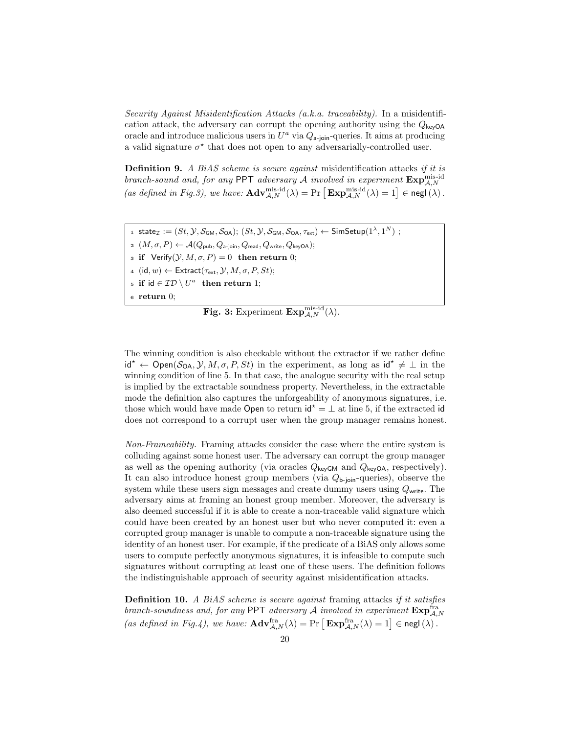*Security Against Misidentification Attacks (a.k.a. traceability).* In a misidentification attack, the adversary can corrupt the opening authority using the $Q_{\mathsf{keyOA}}$ oracle and introduce malicious users in $U^a$ via $Q_{\mathsf{a\text{-}join}}$-queries. It aims at producing a valid signature $\sigma^\star$ that does not open to any adversarially-controlled user.

**Definition 9.** *A BiAS scheme is secure against* misidentification attacks *if it is branch-sound and, for any* PPT *adversary* $\mathcal{A}$ *involved in experiment* $\mathbf{Exp}^{\text{mis-id}}_{\mathcal{A},N}$ *(as defined in Fig.3), we have:* $\mathbf{Adv}^{\text{mis-id}}_{\mathcal{A},N}(\lambda) = \Pr\left[\mathbf{Exp}^{\text{mis-id}}_{\mathcal{A},N}(\lambda) = 1\right] \in \mathsf{negl}(\lambda)$.

```
1 state_I := (St, Y, S_GM, S_OA); (St, Y, S_GM, S_OA, τ_ext) ← SimSetup(1^λ, 1^N) ;
2 (M, σ, P) ← A(Q_pub, Q_a-join, Q_read, Q_write, Q_keyOA);
3 if Verify(Y, M, σ, P) = 0 then return 0;
4 (id, w) ← Extract(τ_ext, Y, M, σ, P, St);
5 if id ∈ ID \ U^a then return 1;
6 return 0;
```

**Fig. 3:** Experiment $\mathbf{Exp}^{\text{mis-id}}_{\mathcal{A},N}(\lambda)$.

The winning condition is also checkable without the extractor if we rather define $\mathsf{id}^\star \leftarrow \mathsf{Open}(\mathcal{S}_{\mathsf{OA}}, \mathcal{Y}, M, \sigma, P, St)$ in the experiment, as long as $\mathsf{id}^\star \neq \bot$ in the winning condition of line 5. In that case, the analogue security with the real setup is implied by the extractable soundness property. Nevertheless, in the extractable mode the definition also captures the unforgeability of anonymous signatures, i.e. those which would have made $\mathsf{Open}$ to return $\mathsf{id}^\star = \bot$ at line 5, if the extracted $\mathsf{id}$ does not correspond to a corrupt user when the group manager remains honest.

*Non-Frameability.* Framing attacks consider the case where the entire system is colluding against some honest user. The adversary can corrupt the group manager as well as the opening authority (via oracles $Q_{\mathsf{keyGM}}$ and $Q_{\mathsf{keyOA}}$, respectively). It can also introduce honest group members (via $Q_{\mathsf{b\text{-}join}}$-queries), observe the system while these users sign messages and create dummy users using $Q_{\mathsf{write}}$. The adversary aims at framing an honest group member. Moreover, the adversary is also deemed successful if it is able to create a non-traceable valid signature which could have been created by an honest user but who never computed it: even a corrupted group manager is unable to compute a non-traceable signature using the identity of an honest user. For example, if the predicate of a BiAS only allows some users to compute perfectly anonymous signatures, it is infeasible to compute such signatures without corrupting at least one of these users. The definition follows the indistinguishable approach of security against misidentification attacks.

**Definition 10.** *A BiAS scheme is secure against* framing attacks *if it satisfies branch-soundness and, for any* PPT *adversary* $\mathcal{A}$ *involved in experiment* $\mathbf{Exp}^{\text{fra}}_{\mathcal{A},N}$ *(as defined in Fig.4), we have:* $\mathbf{Adv}^{\text{fra}}_{\mathcal{A},N}(\lambda) = \Pr\left[\mathbf{Exp}^{\text{fra}}_{\mathcal{A},N}(\lambda) = 1\right] \in \mathsf{negl}(\lambda)$.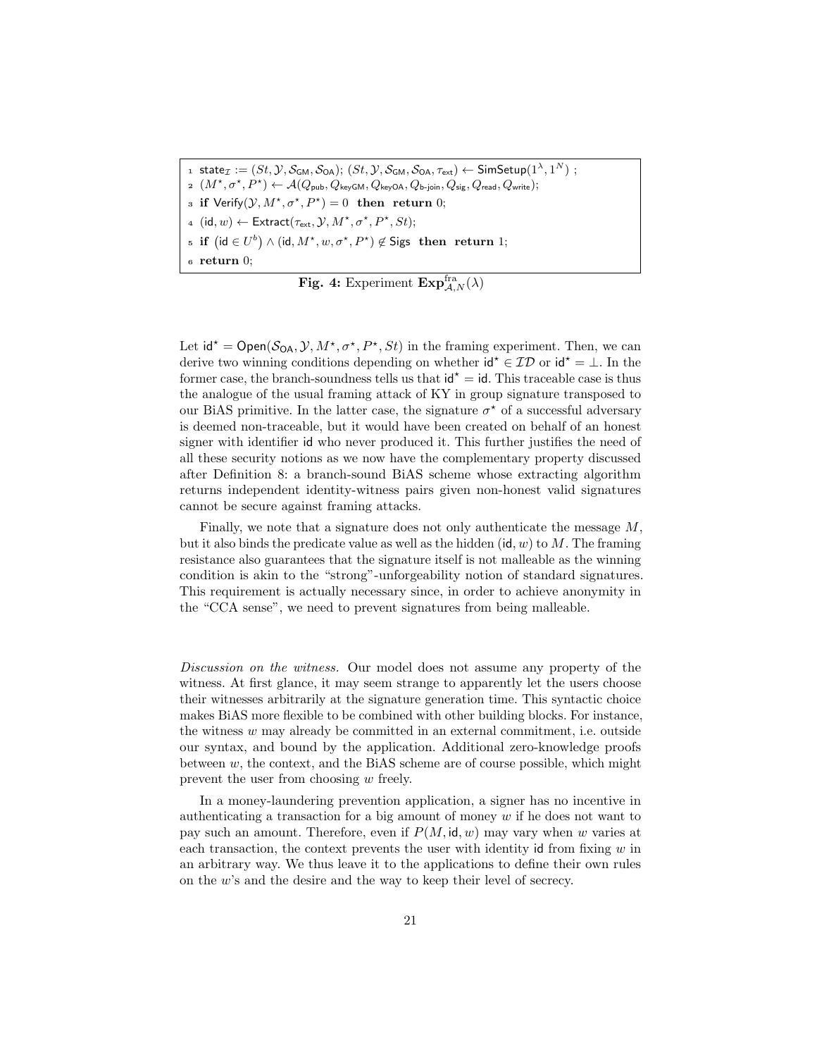```
1 state_I := (St, Y, S_GM, S_OA); (St, Y, S_GM, S_OA, τ_ext) ← SimSetup(1^λ, 1^N) ;
2 (M*, σ*, P*) ← A(Q_pub, Q_keyGM, Q_keyOA, Q_b-join, Q_sig, Q_read, Q_write);
3 if Verify(Y, M*, σ*, P*) = 0 then return 0;
4 (id, w) ← Extract(τ_ext, Y, M*, σ*, P*, St);
5 if (id ∈ U^b) ∧ (id, M*, w, σ*, P*) ∉ Sigs then return 1;
6 return 0;
```

**Fig. 4:** Experiment $\mathbf{Exp}^{\text{fra}}_{\mathcal{A},N}(\lambda)$

Let $\mathsf{id}^\star = \mathsf{Open}(\mathcal{S}_{\mathsf{OA}}, \mathcal{Y}, M^\star, \sigma^\star, P^\star, St)$ in the framing experiment. Then, we can derive two winning conditions depending on whether $\mathsf{id}^\star \in \mathcal{ID}$ or $\mathsf{id}^\star = \bot$. In the former case, the branch-soundness tells us that $\mathsf{id}^\star = \mathsf{id}$. This traceable case is thus the analogue of the usual framing attack of KY in group signature transposed to our BiAS primitive. In the latter case, the signature $\sigma^\star$ of a successful adversary is deemed non-traceable, but it would have been created on behalf of an honest signer with identifier $\mathsf{id}$ who never produced it. This further justifies the need of all these security notions as we now have the complementary property discussed after Definition 8: a branch-sound BiAS scheme whose extracting algorithm returns independent identity-witness pairs given non-honest valid signatures cannot be secure against framing attacks.

Finally, we note that a signature does not only authenticate the message $M$, but it also binds the predicate value as well as the hidden $(\mathsf{id}, w)$ to $M$. The framing resistance also guarantees that the signature itself is not malleable as the winning condition is akin to the "strong"-unforgeability notion of standard signatures. This requirement is actually necessary since, in order to achieve anonymity in the "CCA sense", we need to prevent signatures from being malleable.

*Discussion on the witness.* Our model does not assume any property of the witness. At first glance, it may seem strange to apparently let the users choose their witnesses arbitrarily at the signature generation time. This syntactic choice makes BiAS more flexible to be combined with other building blocks. For instance, the witness $w$ may already be committed in an external commitment, i.e. outside our syntax, and bound by the application. Additional zero-knowledge proofs between $w$, the context, and the BiAS scheme are of course possible, which might prevent the user from choosing $w$ freely.

In a money-laundering prevention application, a signer has no incentive in authenticating a transaction for a big amount of money $w$ if he does not want to pay such an amount. Therefore, even if $P(M, \mathsf{id}, w)$ may vary when $w$ varies at each transaction, the context prevents the user with identity $\mathsf{id}$ from fixing $w$ in an arbitrary way. We thus leave it to the applications to define their own rules on the $w$'s and the desire and the way to keep their level of secrecy.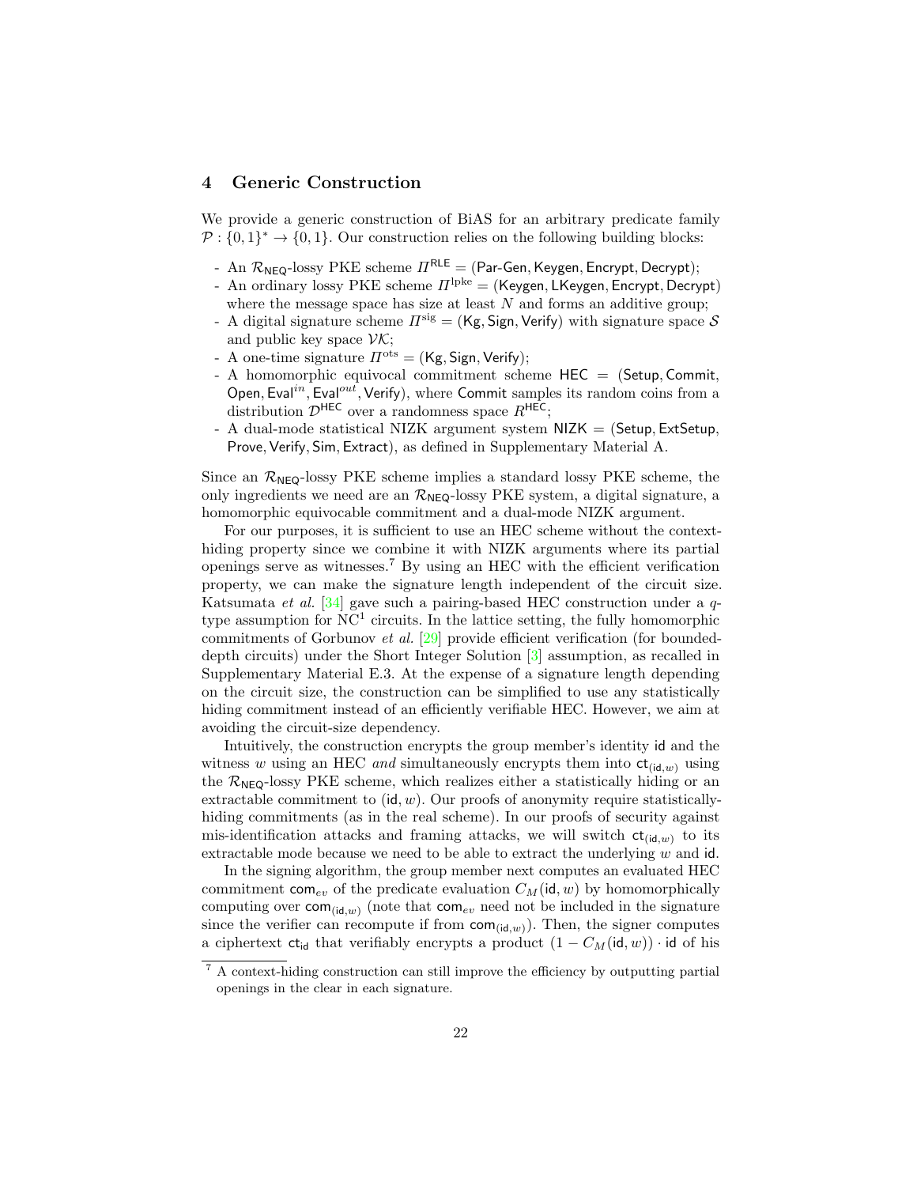## 4 Generic Construction

We provide a generic construction of BiAS for an arbitrary predicate family $\mathcal{P} : \{0,1\}^* \rightarrow \{0,1\}$. Our construction relies on the following building blocks:

- An $\mathcal{R}_{\mathsf{NEQ}}$-lossy PKE scheme $\Pi^{\mathsf{RLE}} = (\mathsf{Par\text{-}Gen}, \mathsf{Keygen}, \mathsf{Encrypt}, \mathsf{Decrypt})$;
- An ordinary lossy PKE scheme $\Pi^{\mathrm{lpke}} = (\mathsf{Keygen}, \mathsf{LKeygen}, \mathsf{Encrypt}, \mathsf{Decrypt})$ where the message space has size at least $N$ and forms an additive group;
- A digital signature scheme $\Pi^{\mathrm{sig}} = (\mathsf{Kg}, \mathsf{Sign}, \mathsf{Verify})$ with signature space $\mathcal{S}$ and public key space $\mathcal{VK}$;
- A one-time signature $\Pi^{\mathrm{ots}} = (\mathsf{Kg}, \mathsf{Sign}, \mathsf{Verify})$;
- A homomorphic equivocal commitment scheme $\mathsf{HEC} = (\mathsf{Setup}, \mathsf{Commit}, \mathsf{Open}, \mathsf{Eval}^{in}, \mathsf{Eval}^{out}, \mathsf{Verify})$, where $\mathsf{Commit}$ samples its random coins from a distribution $\mathcal{D}^{\mathsf{HEC}}$ over a randomness space $R^{\mathsf{HEC}}$;
- A dual-mode statistical NIZK argument system $\mathsf{NIZK} = (\mathsf{Setup}, \mathsf{ExtSetup}, \mathsf{Prove}, \mathsf{Verify}, \mathsf{Sim}, \mathsf{Extract})$, as defined in Supplementary Material A.

Since an $\mathcal{R}_{\mathsf{NEQ}}$-lossy PKE scheme implies a standard lossy PKE scheme, the only ingredients we need are an $\mathcal{R}_{\mathsf{NEQ}}$-lossy PKE system, a digital signature, a homomorphic equivocable commitment and a dual-mode NIZK argument.

For our purposes, it is sufficient to use an HEC scheme without the context-hiding property since we combine it with NIZK arguments where its partial openings serve as witnesses.[7] By using an HEC with the efficient verification property, we can make the signature length independent of the circuit size. Katsumata *et al.* [34] gave such a pairing-based HEC construction under a $q$-type assumption for $\mathrm{NC}^1$ circuits. In the lattice setting, the fully homomorphic commitments of Gorbunov *et al.* [29] provide efficient verification (for bounded-depth circuits) under the Short Integer Solution [3] assumption, as recalled in Supplementary Material E.3. At the expense of a signature length depending on the circuit size, the construction can be simplified to use any statistically hiding commitment instead of an efficiently verifiable HEC. However, we aim at avoiding the circuit-size dependency.

Intuitively, the construction encrypts the group member's identity $\mathsf{id}$ and the witness $w$ using an HEC *and* simultaneously encrypts them into $\mathsf{ct}_{(\mathsf{id},w)}$ using the $\mathcal{R}_{\mathsf{NEQ}}$-lossy PKE scheme, which realizes either a statistically hiding or an extractable commitment to $(\mathsf{id}, w)$. Our proofs of anonymity require statistically-hiding commitments (as in the real scheme). In our proofs of security against mis-identification attacks and framing attacks, we will switch $\mathsf{ct}_{(\mathsf{id},w)}$ to its extractable mode because we need to be able to extract the underlying $w$ and $\mathsf{id}$.

In the signing algorithm, the group member next computes an evaluated HEC commitment $\mathsf{com}_{ev}$ of the predicate evaluation $C_M(\mathsf{id}, w)$ by homomorphically computing over $\mathsf{com}_{(\mathsf{id},w)}$ (note that $\mathsf{com}_{ev}$ need not be included in the signature since the verifier can recompute if from $\mathsf{com}_{(\mathsf{id},w)}$). Then, the signer computes a ciphertext $\mathsf{ct}_{\mathsf{id}}$ that verifiably encrypts a product $(1 - C_M(\mathsf{id}, w)) \cdot \mathsf{id}$ of his

[7] A context-hiding construction can still improve the efficiency by outputting partial openings in the clear in each signature.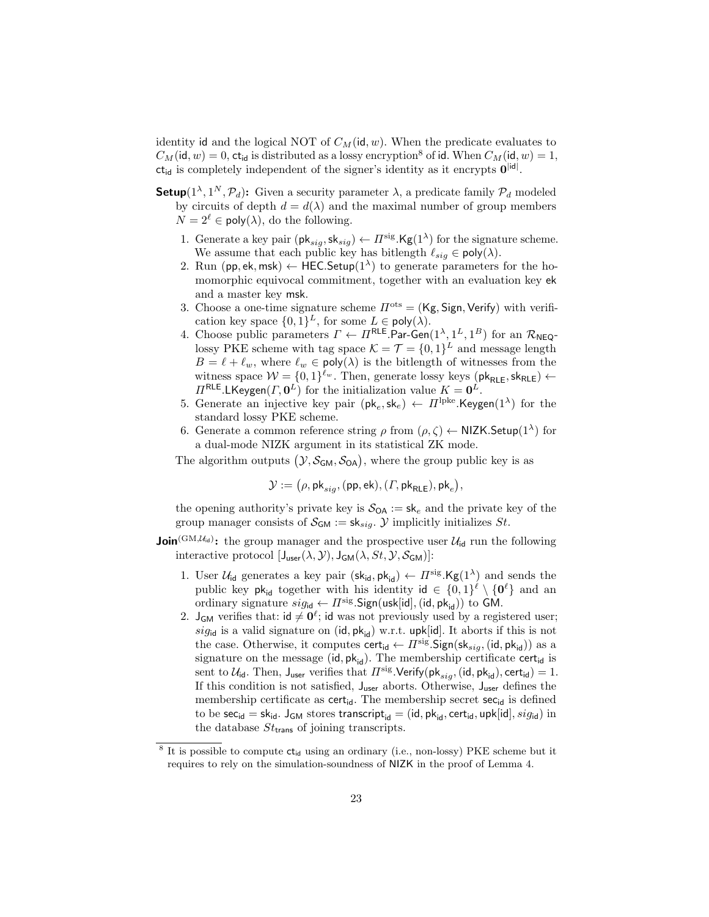identity $\mathsf{id}$ and the logical NOT of $C_M(\mathsf{id}, w)$. When the predicate evaluates to $C_M(\mathsf{id}, w) = 0$, $\mathsf{ct}_{\mathsf{id}}$ is distributed as a lossy encryption[8] of $\mathsf{id}$. When $C_M(\mathsf{id}, w) = 1$, $\mathsf{ct}_{\mathsf{id}}$ is completely independent of the signer's identity as it encrypts $\mathbf{0}^{|\mathsf{id}|}$.

**Setup**$(1^\lambda, 1^N, \mathcal{P}_d)$**:** Given a security parameter $\lambda$, a predicate family $\mathcal{P}_d$ modeled by circuits of depth $d = d(\lambda)$ and the maximal number of group members $N = 2^\ell \in \mathsf{poly}(\lambda)$, do the following.

1. Generate a key pair $(\mathsf{pk}_{sig}, \mathsf{sk}_{sig}) \leftarrow \Pi^{\mathrm{sig}}.\mathsf{Kg}(1^\lambda)$ for the signature scheme. We assume that each public key has bitlength $\ell_{sig} \in \mathsf{poly}(\lambda)$.
2. Run $(\mathsf{pp}, \mathsf{ek}, \mathsf{msk}) \leftarrow \mathsf{HEC.Setup}(1^\lambda)$ to generate parameters for the homomorphic equivocal commitment, together with an evaluation key $\mathsf{ek}$ and a master key $\mathsf{msk}$.
3. Choose a one-time signature scheme $\Pi^{\mathrm{ots}} = (\mathsf{Kg}, \mathsf{Sign}, \mathsf{Verify})$ with verification key space $\{0,1\}^L$, for some $L \in \mathsf{poly}(\lambda)$.
4. Choose public parameters $\Gamma \leftarrow \Pi^{\mathsf{RLE}}.\mathsf{Par\text{-}Gen}(1^\lambda, 1^L, 1^B)$ for an $\mathcal{R}_{\mathsf{NEQ}}$-lossy PKE scheme with tag space $\mathcal{K} = \mathcal{T} = \{0,1\}^L$ and message length $B = \ell + \ell_w$, where $\ell_w \in \mathsf{poly}(\lambda)$ is the bitlength of witnesses from the witness space $\mathcal{W} = \{0,1\}^{\ell_w}$. Then, generate lossy keys $(\mathsf{pk}_{\mathsf{RLE}}, \mathsf{sk}_{\mathsf{RLE}}) \leftarrow \Pi^{\mathsf{RLE}}.\mathsf{LKeygen}(\Gamma, \mathbf{0}^L)$ for the initialization value $K = \mathbf{0}^L$.
5. Generate an injective key pair $(\mathsf{pk}_e, \mathsf{sk}_e) \leftarrow \Pi^{\mathrm{lpke}}.\mathsf{Keygen}(1^\lambda)$ for the standard lossy PKE scheme.
6. Generate a common reference string $\rho$ from $(\rho, \zeta) \leftarrow \mathsf{NIZK.Setup}(1^\lambda)$ for a dual-mode NIZK argument in its statistical ZK mode.

The algorithm outputs $(\mathcal{Y}, \mathcal{S}_{\mathsf{GM}}, \mathcal{S}_{\mathsf{OA}})$, where the group public key is as

$$\mathcal{Y} := \big(\rho, \mathsf{pk}_{sig}, (\mathsf{pp}, \mathsf{ek}), (\Gamma, \mathsf{pk}_{\mathsf{RLE}}), \mathsf{pk}_e\big),$$

the opening authority's private key is $\mathcal{S}_{\mathsf{OA}} := \mathsf{sk}_e$ and the private key of the group manager consists of $\mathcal{S}_{\mathsf{GM}} := \mathsf{sk}_{sig}$. $\mathcal{Y}$ implicitly initializes $St$.

**Join**$^{(\mathrm{GM}, \mathcal{U}_{\mathsf{id}})}$**:** the group manager and the prospective user $\mathcal{U}_{\mathsf{id}}$ run the following interactive protocol $[\mathsf{J}_{\mathsf{user}}(\lambda, \mathcal{Y}), \mathsf{J}_{\mathsf{GM}}(\lambda, St, \mathcal{Y}, \mathcal{S}_{\mathsf{GM}})]$:

1. User $\mathcal{U}_{\mathsf{id}}$ generates a key pair $(\mathsf{sk}_{\mathsf{id}}, \mathsf{pk}_{\mathsf{id}}) \leftarrow \Pi^{\mathrm{sig}}.\mathsf{Kg}(1^\lambda)$ and sends the public key $\mathsf{pk}_{\mathsf{id}}$ together with his identity $\mathsf{id} \in \{0,1\}^\ell \setminus \{\mathbf{0}^\ell\}$ and an ordinary signature $sig_{\mathsf{id}} \leftarrow \Pi^{\mathrm{sig}}.\mathsf{Sign}(\mathsf{usk}[\mathsf{id}], (\mathsf{id}, \mathsf{pk}_{\mathsf{id}}))$ to GM.
2. $\mathsf{J}_{\mathsf{GM}}$ verifies that: $\mathsf{id} \neq \mathbf{0}^\ell$; $\mathsf{id}$ was not previously used by a registered user; $sig_{\mathsf{id}}$ is a valid signature on $(\mathsf{id}, \mathsf{pk}_{\mathsf{id}})$ w.r.t. $\mathsf{upk}[\mathsf{id}]$. It aborts if this is not the case. Otherwise, it computes $\mathsf{cert}_{\mathsf{id}} \leftarrow \Pi^{\mathrm{sig}}.\mathsf{Sign}(\mathsf{sk}_{sig}, (\mathsf{id}, \mathsf{pk}_{\mathsf{id}}))$ as a signature on the message $(\mathsf{id}, \mathsf{pk}_{\mathsf{id}})$. The membership certificate $\mathsf{cert}_{\mathsf{id}}$ is sent to $\mathcal{U}_{\mathsf{id}}$. Then, $\mathsf{J}_{\mathsf{user}}$ verifies that $\Pi^{\mathrm{sig}}.\mathsf{Verify}(\mathsf{pk}_{sig}, (\mathsf{id}, \mathsf{pk}_{\mathsf{id}}), \mathsf{cert}_{\mathsf{id}}) = 1$. If this condition is not satisfied, $\mathsf{J}_{\mathsf{user}}$ aborts. Otherwise, $\mathsf{J}_{\mathsf{user}}$ defines the membership certificate as $\mathsf{cert}_{\mathsf{id}}$. The membership secret $\mathsf{sec}_{\mathsf{id}}$ is defined to be $\mathsf{sec}_{\mathsf{id}} = \mathsf{sk}_{\mathsf{id}}$. $\mathsf{J}_{\mathsf{GM}}$ stores $\mathsf{transcript}_{\mathsf{id}} = (\mathsf{id}, \mathsf{pk}_{\mathsf{id}}, \mathsf{cert}_{\mathsf{id}}, \mathsf{upk}[\mathsf{id}], sig_{\mathsf{id}})$ in the database $St_{\mathsf{trans}}$ of joining transcripts.

---

[8] It is possible to compute $\mathsf{ct}_{\mathsf{id}}$ using an ordinary (i.e., non-lossy) PKE scheme but it requires to rely on the simulation-soundness of $\mathsf{NIZK}$ in the proof of Lemma 4.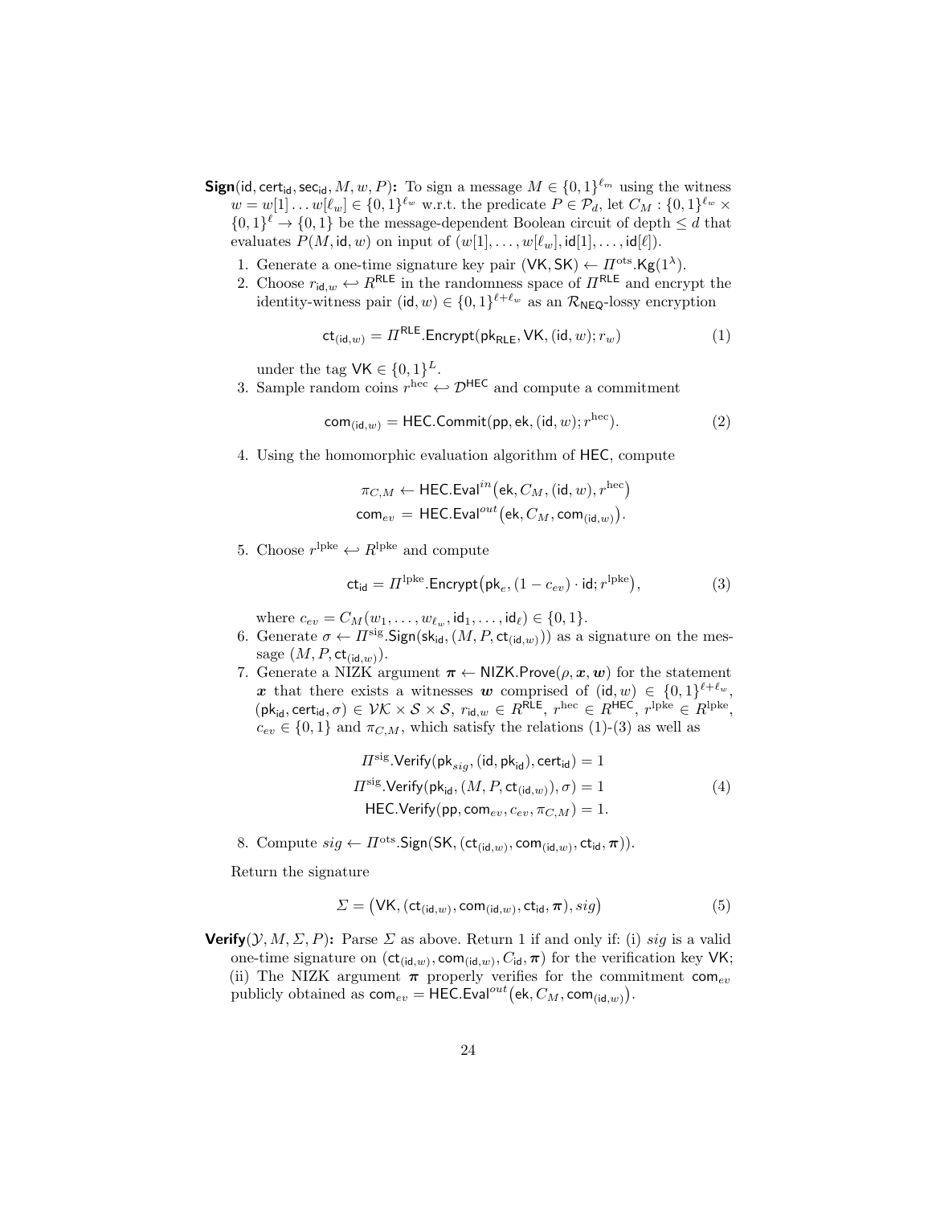**Sign**$(\mathsf{id}, \mathsf{cert}_{\mathsf{id}}, \mathsf{sec}_{\mathsf{id}}, M, w, P)$**:** To sign a message $M \in \{0,1\}^{\ell_m}$ using the witness $w = w[1] \ldots w[\ell_w] \in \{0,1\}^{\ell_w}$ w.r.t. the predicate $P \in \mathcal{P}_d$, let $C_M : \{0,1\}^{\ell_w} \times \{0,1\}^{\ell} \to \{0,1\}$ be the message-dependent Boolean circuit of depth $\leq d$ that evaluates $P(M, \mathsf{id}, w)$ on input of $(w[1], \ldots, w[\ell_w], \mathsf{id}[1], \ldots, \mathsf{id}[\ell])$.

1. Generate a one-time signature key pair $(\mathsf{VK}, \mathsf{SK}) \leftarrow \Pi^{\mathrm{ots}}.\mathsf{Kg}(1^\lambda)$.
2. Choose $r_{\mathsf{id},w} \hookleftarrow R^{\mathsf{RLE}}$ in the randomness space of $\Pi^{\mathsf{RLE}}$ and encrypt the identity-witness pair $(\mathsf{id}, w) \in \{0,1\}^{\ell+\ell_w}$ as an $\mathcal{R}_{\mathsf{NEQ}}$-lossy encryption

$$\mathsf{ct}_{(\mathsf{id},w)} = \Pi^{\mathsf{RLE}}.\mathsf{Encrypt}(\mathsf{pk}_{\mathsf{RLE}}, \mathsf{VK}, (\mathsf{id}, w); r_w) \tag{1}$$

under the tag $\mathsf{VK} \in \{0,1\}^L$.

3. Sample random coins $r^{\mathrm{hec}} \hookleftarrow \mathcal{D}^{\mathsf{HEC}}$ and compute a commitment

$$\mathsf{com}_{(\mathsf{id},w)} = \mathsf{HEC}.\mathsf{Commit}(\mathsf{pp}, \mathsf{ek}, (\mathsf{id}, w); r^{\mathrm{hec}}). \tag{2}$$

4. Using the homomorphic evaluation algorithm of $\mathsf{HEC}$, compute

$$\pi_{C,M} \leftarrow \mathsf{HEC}.\mathsf{Eval}^{in}\big(\mathsf{ek}, C_M, (\mathsf{id}, w), r^{\mathrm{hec}}\big)$$
$$\mathsf{com}_{ev} = \mathsf{HEC}.\mathsf{Eval}^{out}\big(\mathsf{ek}, C_M, \mathsf{com}_{(\mathsf{id},w)}\big).$$

5. Choose $r^{\mathrm{lpke}} \hookleftarrow R^{\mathrm{lpke}}$ and compute

$$\mathsf{ct}_{\mathsf{id}} = \Pi^{\mathrm{lpke}}.\mathsf{Encrypt}\big(\mathsf{pk}_e, (1 - c_{ev}) \cdot \mathsf{id}; r^{\mathrm{lpke}}\big), \tag{3}$$

where $c_{ev} = C_M(w_1, \ldots, w_{\ell_w}, \mathsf{id}_1, \ldots, \mathsf{id}_\ell) \in \{0,1\}$.

6. Generate $\sigma \leftarrow \Pi^{\mathrm{sig}}.\mathsf{Sign}(\mathsf{sk}_{\mathsf{id}}, (M, P, \mathsf{ct}_{(\mathsf{id},w)}))$ as a signature on the message $(M, P, \mathsf{ct}_{(\mathsf{id},w)})$.
7. Generate a NIZK argument $\boldsymbol{\pi} \leftarrow \mathsf{NIZK}.\mathsf{Prove}(\rho, \boldsymbol{x}, \boldsymbol{w})$ for the statement $\boldsymbol{x}$ that there exists a witnesses $\boldsymbol{w}$ comprised of $(\mathsf{id}, w) \in \{0,1\}^{\ell+\ell_w}$, $(\mathsf{pk}_{\mathsf{id}}, \mathsf{cert}_{\mathsf{id}}, \sigma) \in \mathcal{VK} \times \mathcal{S} \times \mathcal{S}$, $r_{\mathsf{id},w} \in R^{\mathsf{RLE}}$, $r^{\mathrm{hec}} \in R^{\mathsf{HEC}}$, $r^{\mathrm{lpke}} \in R^{\mathrm{lpke}}$, $c_{ev} \in \{0,1\}$ and $\pi_{C,M}$, which satisfy the relations (1)-(3) as well as

$$\begin{aligned} \Pi^{\mathrm{sig}}.\mathsf{Verify}(\mathsf{pk}_{sig}, (\mathsf{id}, \mathsf{pk}_{\mathsf{id}}), \mathsf{cert}_{\mathsf{id}}) &= 1 \\ \Pi^{\mathrm{sig}}.\mathsf{Verify}(\mathsf{pk}_{\mathsf{id}}, (M, P, \mathsf{ct}_{(\mathsf{id},w)}), \sigma) &= 1 \\ \mathsf{HEC}.\mathsf{Verify}(\mathsf{pp}, \mathsf{com}_{ev}, c_{ev}, \pi_{C,M}) &= 1. \end{aligned} \tag{4}$$

8. Compute $sig \leftarrow \Pi^{\mathrm{ots}}.\mathsf{Sign}(\mathsf{SK}, (\mathsf{ct}_{(\mathsf{id},w)}, \mathsf{com}_{(\mathsf{id},w)}, \mathsf{ct}_{\mathsf{id}}, \boldsymbol{\pi}))$.

Return the signature

$$\Sigma = \big(\mathsf{VK}, (\mathsf{ct}_{(\mathsf{id},w)}, \mathsf{com}_{(\mathsf{id},w)}, \mathsf{ct}_{\mathsf{id}}, \boldsymbol{\pi}), sig\big) \tag{5}$$

**Verify**$(\mathcal{Y}, M, \Sigma, P)$**:** Parse $\Sigma$ as above. Return 1 if and only if: (i) $sig$ is a valid one-time signature on $(\mathsf{ct}_{(\mathsf{id},w)}, \mathsf{com}_{(\mathsf{id},w)}, C_{\mathsf{id}}, \boldsymbol{\pi})$ for the verification key $\mathsf{VK}$; (ii) The NIZK argument $\boldsymbol{\pi}$ properly verifies for the commitment $\mathsf{com}_{ev}$ publicly obtained as $\mathsf{com}_{ev} = \mathsf{HEC}.\mathsf{Eval}^{out}\big(\mathsf{ek}, C_M, \mathsf{com}_{(\mathsf{id},w)}\big)$.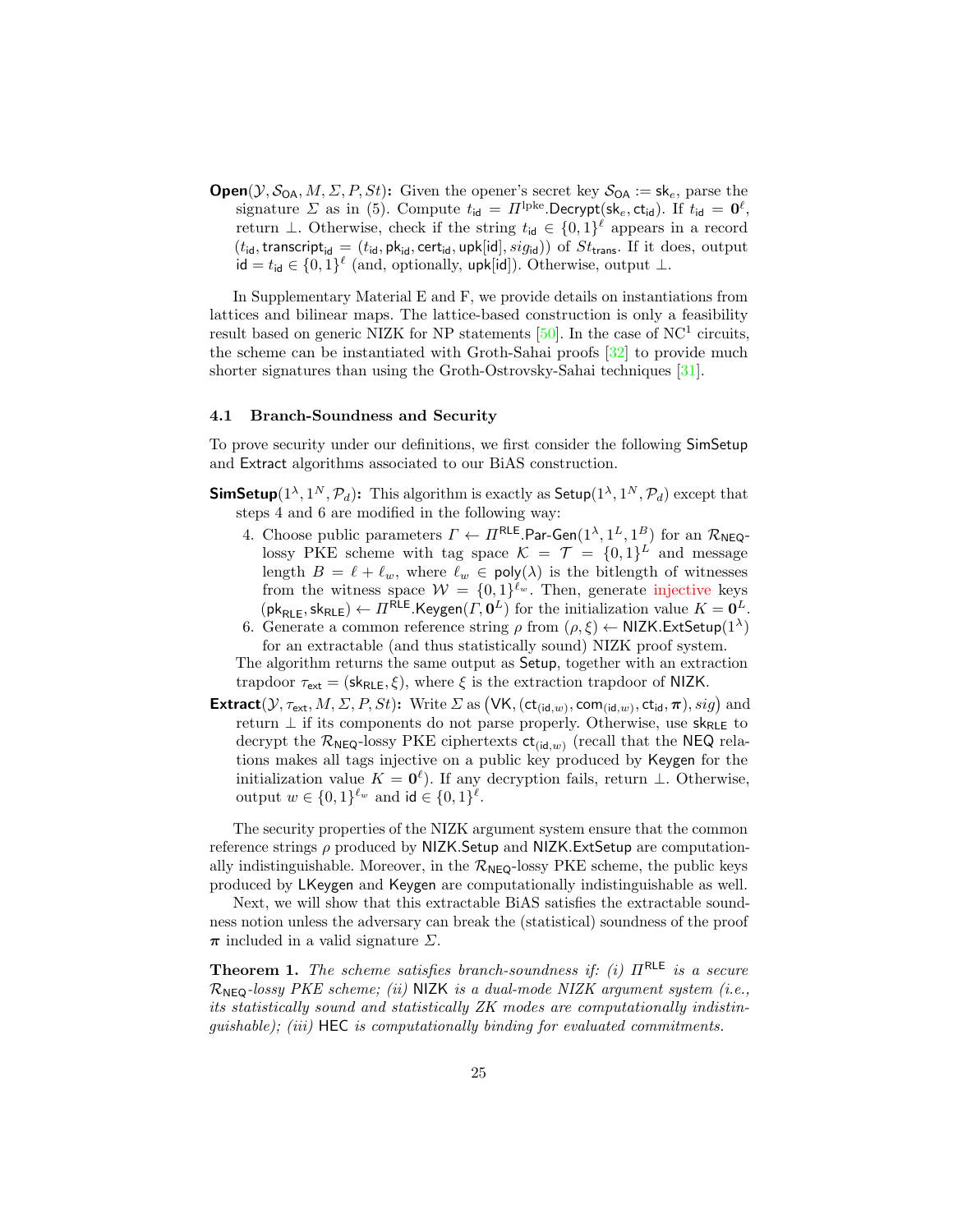**Open**$(\mathcal{Y}, \mathcal{S}_{\mathsf{OA}}, M, \Sigma, P, St)$**:** Given the opener's secret key $\mathcal{S}_{\mathsf{OA}} := \mathsf{sk}_e$, parse the signature $\Sigma$ as in (5). Compute $t_{\mathsf{id}} = \Pi^{\mathrm{lpke}}.\mathsf{Decrypt}(\mathsf{sk}_e, \mathsf{ct}_{\mathsf{id}})$. If $t_{\mathsf{id}} = \mathbf{0}^\ell$, return $\perp$. Otherwise, check if the string $t_{\mathsf{id}} \in \{0,1\}^\ell$ appears in a record $(t_{\mathsf{id}}, \mathsf{transcript}_{\mathsf{id}} = (t_{\mathsf{id}}, \mathsf{pk}_{\mathsf{id}}, \mathsf{cert}_{\mathsf{id}}, \mathsf{upk}[\mathsf{id}], sig_{\mathsf{id}}))$ of $St_{\mathsf{trans}}$. If it does, output $\mathsf{id} = t_{\mathsf{id}} \in \{0,1\}^\ell$ (and, optionally, $\mathsf{upk}[\mathsf{id}]$). Otherwise, output $\perp$.

In Supplementary Material E and F, we provide details on instantiations from lattices and bilinear maps. The lattice-based construction is only a feasibility result based on generic NIZK for NP statements [50]. In the case of $\mathrm{NC}^1$ circuits, the scheme can be instantiated with Groth-Sahai proofs [32] to provide much shorter signatures than using the Groth-Ostrovsky-Sahai techniques [31].

### 4.1 Branch-Soundness and Security

To prove security under our definitions, we first consider the following $\mathsf{SimSetup}$ and $\mathsf{Extract}$ algorithms associated to our BiAS construction.

**SimSetup**$(1^\lambda, 1^N, \mathcal{P}_d)$**:** This algorithm is exactly as $\mathsf{Setup}(1^\lambda, 1^N, \mathcal{P}_d)$ except that steps 4 and 6 are modified in the following way:

4. Choose public parameters $\Gamma \leftarrow \Pi^{\mathsf{RLE}}.\mathsf{Par\text{-}Gen}(1^\lambda, 1^L, 1^B)$ for an $\mathcal{R}_{\mathsf{NEQ}}$-lossy PKE scheme with tag space $\mathcal{K} = \mathcal{T} = \{0,1\}^L$ and message length $B = \ell + \ell_w$, where $\ell_w \in \mathsf{poly}(\lambda)$ is the bitlength of witnesses from the witness space $\mathcal{W} = \{0,1\}^{\ell_w}$. Then, generate injective keys $(\mathsf{pk}_{\mathsf{RLE}}, \mathsf{sk}_{\mathsf{RLE}}) \leftarrow \Pi^{\mathsf{RLE}}.\mathsf{Keygen}(\Gamma, \mathbf{0}^L)$ for the initialization value $K = \mathbf{0}^L$.
6. Generate a common reference string $\rho$ from $(\rho, \xi) \leftarrow \mathsf{NIZK}.\mathsf{ExtSetup}(1^\lambda)$ for an extractable (and thus statistically sound) NIZK proof system.

The algorithm returns the same output as $\mathsf{Setup}$, together with an extraction trapdoor $\tau_{\mathsf{ext}} = (\mathsf{sk}_{\mathsf{RLE}}, \xi)$, where $\xi$ is the extraction trapdoor of $\mathsf{NIZK}$.

**Extract**$(\mathcal{Y}, \tau_{\mathsf{ext}}, M, \Sigma, P, St)$**:** Write $\Sigma$ as $\big(\mathsf{VK}, (\mathsf{ct}_{(\mathsf{id},w)}, \mathsf{com}_{(\mathsf{id},w)}, \mathsf{ct}_{\mathsf{id}}, \boldsymbol{\pi}), sig\big)$ and return $\perp$ if its components do not parse properly. Otherwise, use $\mathsf{sk}_{\mathsf{RLE}}$ to decrypt the $\mathcal{R}_{\mathsf{NEQ}}$-lossy PKE ciphertexts $\mathsf{ct}_{(\mathsf{id},w)}$ (recall that the $\mathsf{NEQ}$ relations makes all tags injective on a public key produced by $\mathsf{Keygen}$ for the initialization value $K = \mathbf{0}^\ell$). If any decryption fails, return $\perp$. Otherwise, output $w \in \{0,1\}^{\ell_w}$ and $\mathsf{id} \in \{0,1\}^\ell$.

The security properties of the NIZK argument system ensure that the common reference strings $\rho$ produced by $\mathsf{NIZK}.\mathsf{Setup}$ and $\mathsf{NIZK}.\mathsf{ExtSetup}$ are computationally indistinguishable. Moreover, in the $\mathcal{R}_{\mathsf{NEQ}}$-lossy PKE scheme, the public keys produced by $\mathsf{LKeygen}$ and $\mathsf{Keygen}$ are computationally indistinguishable as well.

Next, we will show that this extractable BiAS satisfies the extractable soundness notion unless the adversary can break the (statistical) soundness of the proof $\boldsymbol{\pi}$ included in a valid signature $\Sigma$.

**Theorem 1.** *The scheme satisfies branch-soundness if: (i) $\Pi^{\mathsf{RLE}}$ is a secure $\mathcal{R}_{\mathsf{NEQ}}$-lossy PKE scheme; (ii) $\mathsf{NIZK}$ is a dual-mode NIZK argument system (i.e., its statistically sound and statistically ZK modes are computationally indistinguishable); (iii) $\mathsf{HEC}$ is computationally binding for evaluated commitments.*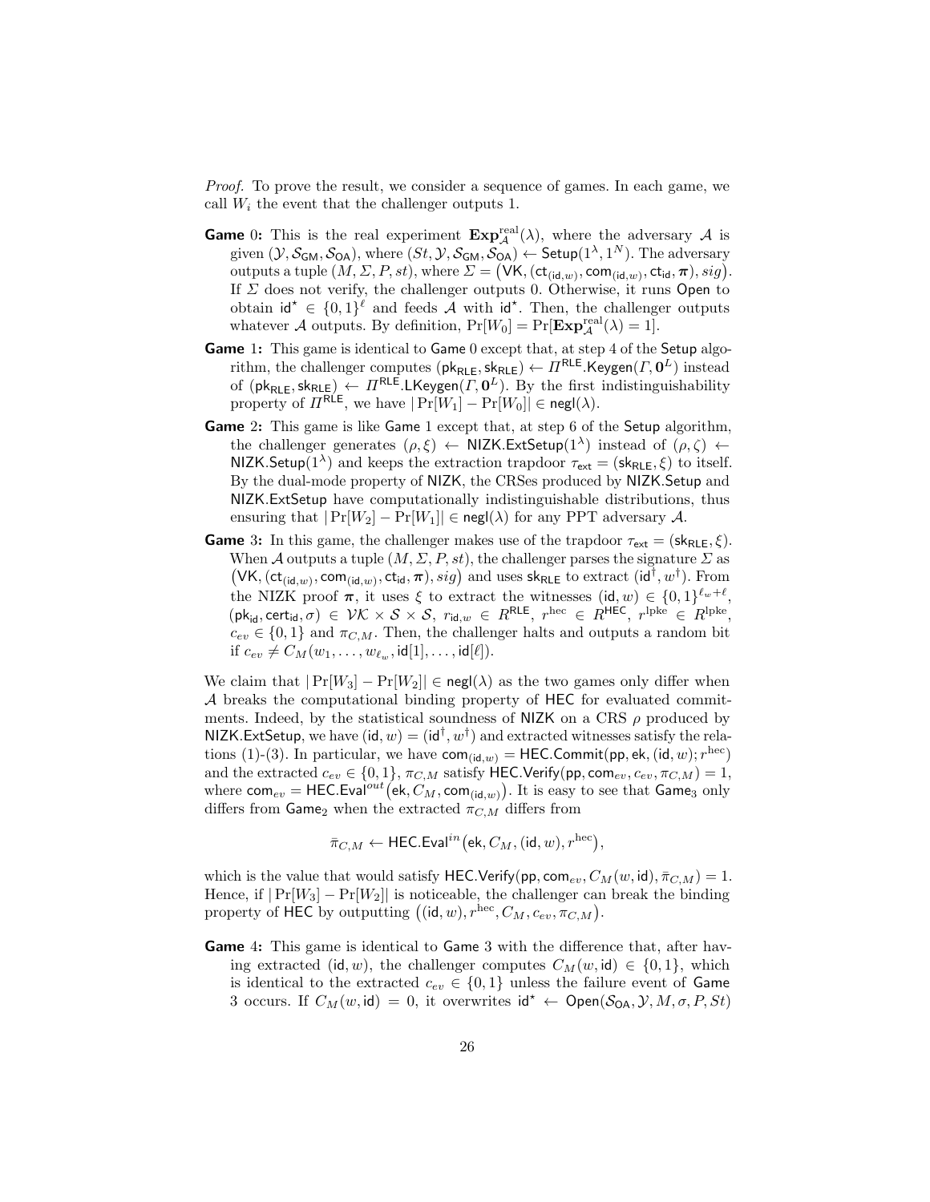*Proof.* To prove the result, we consider a sequence of games. In each game, we call $W_i$ the event that the challenger outputs 1.

**Game** 0**:** This is the real experiment $\mathbf{Exp}_{\mathcal{A}}^{\mathrm{real}}(\lambda)$, where the adversary $\mathcal{A}$ is given $(\mathcal{Y}, \mathcal{S}_{\mathsf{GM}}, \mathcal{S}_{\mathsf{OA}})$, where $(St, \mathcal{Y}, \mathcal{S}_{\mathsf{GM}}, \mathcal{S}_{\mathsf{OA}}) \leftarrow \mathsf{Setup}(1^\lambda, 1^N)$. The adversary outputs a tuple $(M, \Sigma, P, st)$, where $\Sigma = \big(\mathsf{VK}, (\mathsf{ct}_{(\mathsf{id},w)}, \mathsf{com}_{(\mathsf{id},w)}, \mathsf{ct}_{\mathsf{id}}, \boldsymbol{\pi}), sig\big)$. If $\Sigma$ does not verify, the challenger outputs 0. Otherwise, it runs $\mathsf{Open}$ to obtain $\mathsf{id}^\star \in \{0,1\}^\ell$ and feeds $\mathcal{A}$ with $\mathsf{id}^\star$. Then, the challenger outputs whatever $\mathcal{A}$ outputs. By definition, $\Pr[W_0] = \Pr[\mathbf{Exp}_{\mathcal{A}}^{\mathrm{real}}(\lambda) = 1]$.

**Game** 1**:** This game is identical to $\mathsf{Game}$ 0 except that, at step 4 of the $\mathsf{Setup}$ algorithm, the challenger computes $(\mathsf{pk}_{\mathsf{RLE}}, \mathsf{sk}_{\mathsf{RLE}}) \leftarrow \Pi^{\mathsf{RLE}}.\mathsf{Keygen}(\Gamma, \mathbf{0}^L)$ instead of $(\mathsf{pk}_{\mathsf{RLE}}, \mathsf{sk}_{\mathsf{RLE}}) \leftarrow \Pi^{\mathsf{RLE}}.\mathsf{LKeygen}(\Gamma, \mathbf{0}^L)$. By the first indistinguishability property of $\Pi^{\mathsf{RLE}}$, we have $|\Pr[W_1] - \Pr[W_0]| \in \mathsf{negl}(\lambda)$.

**Game** 2**:** This game is like $\mathsf{Game}$ 1 except that, at step 6 of the $\mathsf{Setup}$ algorithm, the challenger generates $(\rho, \xi) \leftarrow \mathsf{NIZK.ExtSetup}(1^\lambda)$ instead of $(\rho, \zeta) \leftarrow \mathsf{NIZK.Setup}(1^\lambda)$ and keeps the extraction trapdoor $\tau_{\mathsf{ext}} = (\mathsf{sk}_{\mathsf{RLE}}, \xi)$ to itself. By the dual-mode property of $\mathsf{NIZK}$, the CRSes produced by $\mathsf{NIZK.Setup}$ and $\mathsf{NIZK.ExtSetup}$ have computationally indistinguishable distributions, thus ensuring that $|\Pr[W_2] - \Pr[W_1]| \in \mathsf{negl}(\lambda)$ for any PPT adversary $\mathcal{A}$.

**Game** 3**:** In this game, the challenger makes use of the trapdoor $\tau_{\mathsf{ext}} = (\mathsf{sk}_{\mathsf{RLE}}, \xi)$. When $\mathcal{A}$ outputs a tuple $(M, \Sigma, P, st)$, the challenger parses the signature $\Sigma$ as $\big(\mathsf{VK}, (\mathsf{ct}_{(\mathsf{id},w)}, \mathsf{com}_{(\mathsf{id},w)}, \mathsf{ct}_{\mathsf{id}}, \boldsymbol{\pi}), sig\big)$ and uses $\mathsf{sk}_{\mathsf{RLE}}$ to extract $(\mathsf{id}^\dagger, w^\dagger)$. From the NIZK proof $\boldsymbol{\pi}$, it uses $\xi$ to extract the witnesses $(\mathsf{id}, w) \in \{0,1\}^{\ell_w + \ell}$, $(\mathsf{pk}_{\mathsf{id}}, \mathsf{cert}_{\mathsf{id}}, \sigma) \in \mathcal{VK} \times \mathcal{S} \times \mathcal{S}$, $r_{\mathsf{id},w} \in R^{\mathsf{RLE}}$, $r^{\mathrm{hec}} \in R^{\mathsf{HEC}}$, $r^{\mathrm{lpke}} \in R^{\mathrm{lpke}}$, $c_{ev} \in \{0,1\}$ and $\pi_{C,M}$. Then, the challenger halts and outputs a random bit if $c_{ev} \neq C_M(w_1, \ldots, w_{\ell_w}, \mathsf{id}[1], \ldots, \mathsf{id}[\ell])$.

We claim that $|\Pr[W_3] - \Pr[W_2]| \in \mathsf{negl}(\lambda)$ as the two games only differ when $\mathcal{A}$ breaks the computational binding property of $\mathsf{HEC}$ for evaluated commitments. Indeed, by the statistical soundness of $\mathsf{NIZK}$ on a CRS $\rho$ produced by $\mathsf{NIZK.ExtSetup}$, we have $(\mathsf{id}, w) = (\mathsf{id}^\dagger, w^\dagger)$ and extracted witnesses satisfy the relations (1)-(3). In particular, we have $\mathsf{com}_{(\mathsf{id},w)} = \mathsf{HEC.Commit}(\mathsf{pp}, \mathsf{ek}, (\mathsf{id}, w); r^{\mathrm{hec}})$ and the extracted $c_{ev} \in \{0,1\}$, $\pi_{C,M}$ satisfy $\mathsf{HEC.Verify}(\mathsf{pp}, \mathsf{com}_{ev}, c_{ev}, \pi_{C,M}) = 1$, where $\mathsf{com}_{ev} = \mathsf{HEC.Eval}^{out}\big(\mathsf{ek}, C_M, \mathsf{com}_{(\mathsf{id},w)}\big)$. It is easy to see that $\mathsf{Game}_3$ only differs from $\mathsf{Game}_2$ when the extracted $\pi_{C,M}$ differs from

$$\bar{\pi}_{C,M} \leftarrow \mathsf{HEC.Eval}^{in}\big(\mathsf{ek}, C_M, (\mathsf{id}, w), r^{\mathrm{hec}}\big),$$

which is the value that would satisfy $\mathsf{HEC.Verify}(\mathsf{pp}, \mathsf{com}_{ev}, C_M(w, \mathsf{id}), \bar{\pi}_{C,M}) = 1$. Hence, if $|\Pr[W_3] - \Pr[W_2]|$ is noticeable, the challenger can break the binding property of $\mathsf{HEC}$ by outputting $\big((\mathsf{id}, w), r^{\mathrm{hec}}, C_M, c_{ev}, \pi_{C,M}\big)$.

**Game** 4**:** This game is identical to $\mathsf{Game}$ 3 with the difference that, after having extracted $(\mathsf{id}, w)$, the challenger computes $C_M(w, \mathsf{id}) \in \{0,1\}$, which is identical to the extracted $c_{ev} \in \{0,1\}$ unless the failure event of $\mathsf{Game}$ 3 occurs. If $C_M(w, \mathsf{id}) = 0$, it overwrites $\mathsf{id}^\star \leftarrow \mathsf{Open}(\mathcal{S}_{\mathsf{OA}}, \mathcal{Y}, M, \sigma, P, St)$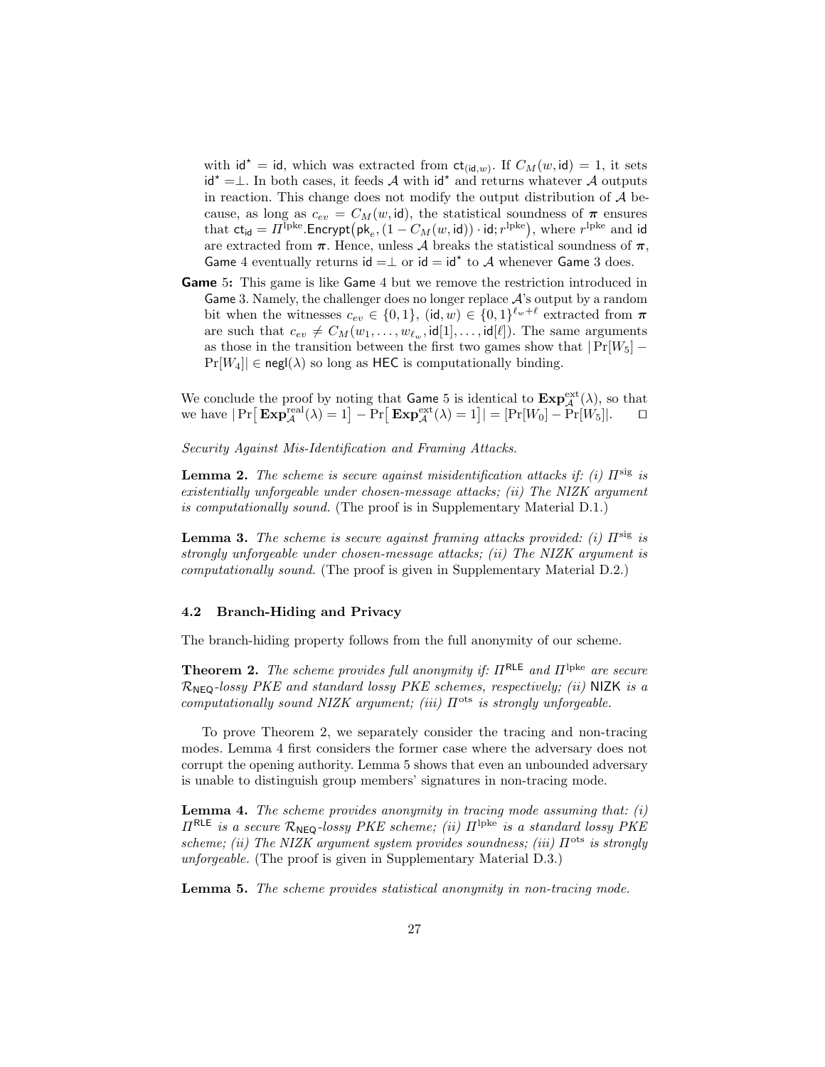with $\mathsf{id}^\star = \mathsf{id}$, which was extracted from $\mathsf{ct}_{(\mathsf{id},w)}$. If $C_M(w,\mathsf{id}) = 1$, it sets $\mathsf{id}^\star = \perp$. In both cases, it feeds $\mathcal{A}$ with $\mathsf{id}^\star$ and returns whatever $\mathcal{A}$ outputs in reaction. This change does not modify the output distribution of $\mathcal{A}$ because, as long as $c_{ev} = C_M(w,\mathsf{id})$, the statistical soundness of $\boldsymbol{\pi}$ ensures that $\mathsf{ct}_{\mathsf{id}} = \Pi^{\mathrm{lpke}}.\mathsf{Encrypt}\big(\mathsf{pk}_e, (1 - C_M(w,\mathsf{id})) \cdot \mathsf{id}; r^{\mathrm{lpke}}\big)$, where $r^{\mathrm{lpke}}$ and $\mathsf{id}$ are extracted from $\boldsymbol{\pi}$. Hence, unless $\mathcal{A}$ breaks the statistical soundness of $\boldsymbol{\pi}$, Game 4 eventually returns $\mathsf{id} = \perp$ or $\mathsf{id} = \mathsf{id}^\star$ to $\mathcal{A}$ whenever Game 3 does.

**Game 5:** This game is like Game 4 but we remove the restriction introduced in Game 3. Namely, the challenger does no longer replace $\mathcal{A}$'s output by a random bit when the witnesses $c_{ev} \in \{0,1\}$, $(\mathsf{id}, w) \in \{0,1\}^{\ell_w + \ell}$ extracted from $\boldsymbol{\pi}$ are such that $c_{ev} \neq C_M(w_1, \ldots, w_{\ell_w}, \mathsf{id}[1], \ldots, \mathsf{id}[\ell])$. The same arguments as those in the transition between the first two games show that $|\Pr[W_5] - \Pr[W_4]| \in \mathsf{negl}(\lambda)$ so long as HEC is computationally binding.

We conclude the proof by noting that Game 5 is identical to $\mathbf{Exp}^{\mathrm{ext}}_{\mathcal{A}}(\lambda)$, so that we have $|\Pr\big[\mathbf{Exp}^{\mathrm{real}}_{\mathcal{A}}(\lambda) = 1\big] - \Pr\big[\mathbf{Exp}^{\mathrm{ext}}_{\mathcal{A}}(\lambda) = 1\big]| = [\Pr[W_0] - \Pr[W_5]|$. ◻

*Security Against Mis-Identification and Framing Attacks.*

**Lemma 2.** *The scheme is secure against misidentification attacks if: (i) $\Pi^{\mathrm{sig}}$ is existentially unforgeable under chosen-message attacks; (ii) The NIZK argument is computationally sound.* (The proof is in Supplementary Material D.1.)

**Lemma 3.** *The scheme is secure against framing attacks provided: (i) $\Pi^{\mathrm{sig}}$ is strongly unforgeable under chosen-message attacks; (ii) The NIZK argument is computationally sound.* (The proof is given in Supplementary Material D.2.)

### 4.2 Branch-Hiding and Privacy

The branch-hiding property follows from the full anonymity of our scheme.

**Theorem 2.** *The scheme provides full anonymity if: $\Pi^{\mathsf{RLE}}$ and $\Pi^{\mathrm{lpke}}$ are secure $\mathcal{R}_{\mathsf{NEQ}}$-lossy PKE and standard lossy PKE schemes, respectively; (ii) NIZK is a computationally sound NIZK argument; (iii) $\Pi^{\mathrm{ots}}$ is strongly unforgeable.*

To prove Theorem 2, we separately consider the tracing and non-tracing modes. Lemma 4 first considers the former case where the adversary does not corrupt the opening authority. Lemma 5 shows that even an unbounded adversary is unable to distinguish group members' signatures in non-tracing mode.

**Lemma 4.** *The scheme provides anonymity in tracing mode assuming that: (i) $\Pi^{\mathsf{RLE}}$ is a secure $\mathcal{R}_{\mathsf{NEQ}}$-lossy PKE scheme; (ii) $\Pi^{\mathrm{lpke}}$ is a standard lossy PKE scheme; (ii) The NIZK argument system provides soundness; (iii) $\Pi^{\mathrm{ots}}$ is strongly unforgeable.* (The proof is given in Supplementary Material D.3.)

**Lemma 5.** *The scheme provides statistical anonymity in non-tracing mode.*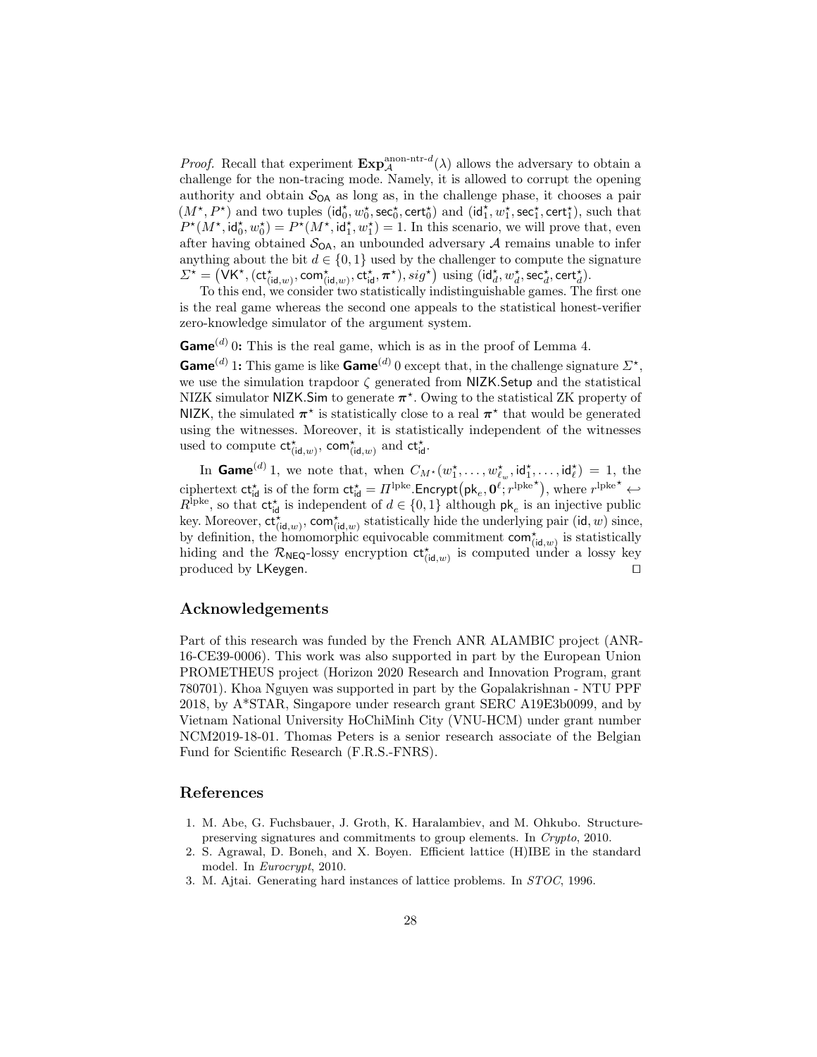*Proof.* Recall that experiment $\mathbf{Exp}_{\mathcal{A}}^{\text{anon-ntr-}d}(\lambda)$ allows the adversary to obtain a challenge for the non-tracing mode. Namely, it is allowed to corrupt the opening authority and obtain $\mathcal{S}_{\mathsf{OA}}$ as long as, in the challenge phase, it chooses a pair $(M^\star, P^\star)$ and two tuples $(\mathsf{id}_0^\star, w_0^\star, \mathsf{sec}_0^\star, \mathsf{cert}_0^\star)$ and $(\mathsf{id}_1^\star, w_1^\star, \mathsf{sec}_1^\star, \mathsf{cert}_1^\star)$, such that $P^\star(M^\star, \mathsf{id}_0^\star, w_0^\star) = P^\star(M^\star, \mathsf{id}_1^\star, w_1^\star) = 1$. In this scenario, we will prove that, even after having obtained $\mathcal{S}_{\mathsf{OA}}$, an unbounded adversary $\mathcal{A}$ remains unable to infer anything about the bit $d \in \{0,1\}$ used by the challenger to compute the signature $\Sigma^\star = \big(\mathsf{VK}^\star, (\mathsf{ct}^\star_{(\mathsf{id},w)}, \mathsf{com}^\star_{(\mathsf{id},w)}, \mathsf{ct}^\star_{\mathsf{id}}, \boldsymbol{\pi}^\star), sig^\star\big)$ using $(\mathsf{id}_d^\star, w_d^\star, \mathsf{sec}_d^\star, \mathsf{cert}_d^\star)$.

To this end, we consider two statistically indistinguishable games. The first one is the real game whereas the second one appeals to the statistical honest-verifier zero-knowledge simulator of the argument system.

**$\mathsf{Game}^{(d)}$ 0:** This is the real game, which is as in the proof of Lemma 4.

**$\mathsf{Game}^{(d)}$ 1:** This game is like $\mathsf{Game}^{(d)}$ 0 except that, in the challenge signature $\Sigma^\star$, we use the simulation trapdoor $\zeta$ generated from $\mathsf{NIZK.Setup}$ and the statistical NIZK simulator $\mathsf{NIZK.Sim}$ to generate $\boldsymbol{\pi}^\star$. Owing to the statistical ZK property of $\mathsf{NIZK}$, the simulated $\boldsymbol{\pi}^\star$ is statistically close to a real $\boldsymbol{\pi}^\star$ that would be generated using the witnesses. Moreover, it is statistically independent of the witnesses used to compute $\mathsf{ct}^\star_{(\mathsf{id},w)}$, $\mathsf{com}^\star_{(\mathsf{id},w)}$ and $\mathsf{ct}^\star_{\mathsf{id}}$.

In $\mathsf{Game}^{(d)}$ 1, we note that, when $C_{M^\star}(w_1^\star, \ldots, w_{\ell_w}^\star, \mathsf{id}_1^\star, \ldots, \mathsf{id}_\ell^\star) = 1$, the ciphertext $\mathsf{ct}^\star_{\mathsf{id}}$ is of the form $\mathsf{ct}^\star_{\mathsf{id}} = \Pi^{\text{lpke}}.\mathsf{Encrypt}\big(\mathsf{pk}_e, \mathbf{0}^\ell; r^{\text{lpke}\star}\big)$, where $r^{\text{lpke}\star} \hookleftarrow R^{\text{lpke}}$, so that $\mathsf{ct}^\star_{\mathsf{id}}$ is independent of $d \in \{0,1\}$ although $\mathsf{pk}_e$ is an injective public key. Moreover, $\mathsf{ct}^\star_{(\mathsf{id},w)}$, $\mathsf{com}^\star_{(\mathsf{id},w)}$ statistically hide the underlying pair $(\mathsf{id}, w)$ since, by definition, the homomorphic equivocable commitment $\mathsf{com}^\star_{(\mathsf{id},w)}$ is statistically hiding and the $\mathcal{R}_{\mathsf{NEQ}}$-lossy encryption $\mathsf{ct}^\star_{(\mathsf{id},w)}$ is computed under a lossy key produced by $\mathsf{LKeygen}$. ◻

## Acknowledgements

Part of this research was funded by the French ANR ALAMBIC project (ANR-16-CE39-0006). This work was also supported in part by the European Union PROMETHEUS project (Horizon 2020 Research and Innovation Program, grant 780701). Khoa Nguyen was supported in part by the Gopalakrishnan - NTU PPF 2018, by A*STAR, Singapore under research grant SERC A19E3b0099, and by Vietnam National University HoChiMinh City (VNU-HCM) under grant number NCM2019-18-01. Thomas Peters is a senior research associate of the Belgian Fund for Scientific Research (F.R.S.-FNRS).

## References

1. M. Abe, G. Fuchsbauer, J. Groth, K. Haralambiev, and M. Ohkubo. Structure-preserving signatures and commitments to group elements. In *Crypto*, 2010.
2. S. Agrawal, D. Boneh, and X. Boyen. Efficient lattice (H)IBE in the standard model. In *Eurocrypt*, 2010.
3. M. Ajtai. Generating hard instances of lattice problems. In *STOC*, 1996.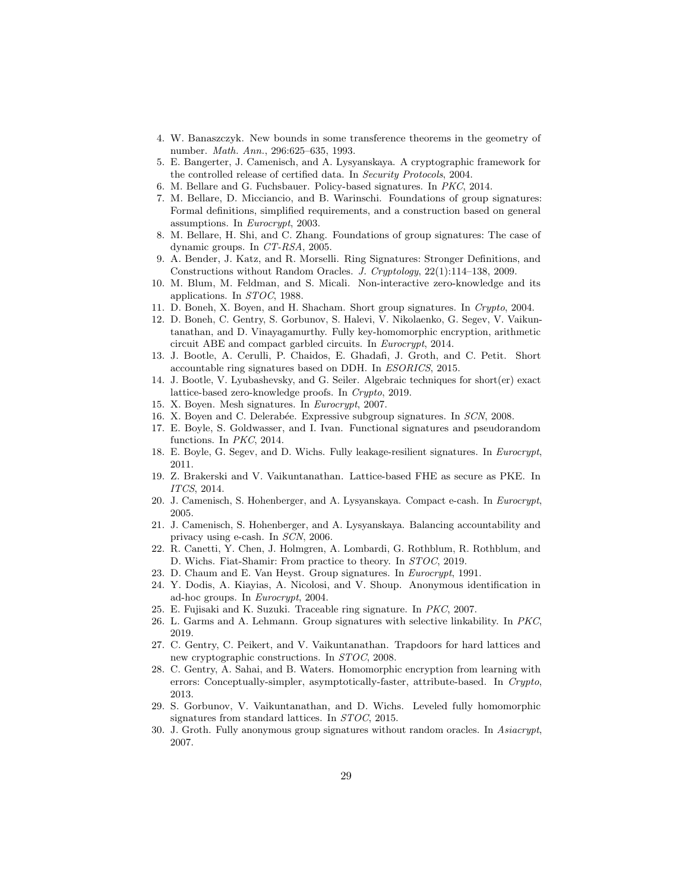4. W. Banaszczyk. New bounds in some transference theorems in the geometry of number. *Math. Ann.*, 296:625–635, 1993.
5. E. Bangerter, J. Camenisch, and A. Lysyanskaya. A cryptographic framework for the controlled release of certified data. In *Security Protocols*, 2004.
6. M. Bellare and G. Fuchsbauer. Policy-based signatures. In *PKC*, 2014.
7. M. Bellare, D. Micciancio, and B. Warinschi. Foundations of group signatures: Formal definitions, simplified requirements, and a construction based on general assumptions. In *Eurocrypt*, 2003.
8. M. Bellare, H. Shi, and C. Zhang. Foundations of group signatures: The case of dynamic groups. In *CT-RSA*, 2005.
9. A. Bender, J. Katz, and R. Morselli. Ring Signatures: Stronger Definitions, and Constructions without Random Oracles. *J. Cryptology*, 22(1):114–138, 2009.
10. M. Blum, M. Feldman, and S. Micali. Non-interactive zero-knowledge and its applications. In *STOC*, 1988.
11. D. Boneh, X. Boyen, and H. Shacham. Short group signatures. In *Crypto*, 2004.
12. D. Boneh, C. Gentry, S. Gorbunov, S. Halevi, V. Nikolaenko, G. Segev, V. Vaikuntanathan, and D. Vinayagamurthy. Fully key-homomorphic encryption, arithmetic circuit ABE and compact garbled circuits. In *Eurocrypt*, 2014.
13. J. Bootle, A. Cerulli, P. Chaidos, E. Ghadafi, J. Groth, and C. Petit. Short accountable ring signatures based on DDH. In *ESORICS*, 2015.
14. J. Bootle, V. Lyubashevsky, and G. Seiler. Algebraic techniques for short(er) exact lattice-based zero-knowledge proofs. In *Crypto*, 2019.
15. X. Boyen. Mesh signatures. In *Eurocrypt*, 2007.
16. X. Boyen and C. Delerabée. Expressive subgroup signatures. In *SCN*, 2008.
17. E. Boyle, S. Goldwasser, and I. Ivan. Functional signatures and pseudorandom functions. In *PKC*, 2014.
18. E. Boyle, G. Segev, and D. Wichs. Fully leakage-resilient signatures. In *Eurocrypt*, 2011.
19. Z. Brakerski and V. Vaikuntanathan. Lattice-based FHE as secure as PKE. In *ITCS*, 2014.
20. J. Camenisch, S. Hohenberger, and A. Lysyanskaya. Compact e-cash. In *Eurocrypt*, 2005.
21. J. Camenisch, S. Hohenberger, and A. Lysyanskaya. Balancing accountability and privacy using e-cash. In *SCN*, 2006.
22. R. Canetti, Y. Chen, J. Holmgren, A. Lombardi, G. Rothblum, R. Rothblum, and D. Wichs. Fiat-Shamir: From practice to theory. In *STOC*, 2019.
23. D. Chaum and E. Van Heyst. Group signatures. In *Eurocrypt*, 1991.
24. Y. Dodis, A. Kiayias, A. Nicolosi, and V. Shoup. Anonymous identification in ad-hoc groups. In *Eurocrypt*, 2004.
25. E. Fujisaki and K. Suzuki. Traceable ring signature. In *PKC*, 2007.
26. L. Garms and A. Lehmann. Group signatures with selective linkability. In *PKC*, 2019.
27. C. Gentry, C. Peikert, and V. Vaikuntanathan. Trapdoors for hard lattices and new cryptographic constructions. In *STOC*, 2008.
28. C. Gentry, A. Sahai, and B. Waters. Homomorphic encryption from learning with errors: Conceptually-simpler, asymptotically-faster, attribute-based. In *Crypto*, 2013.
29. S. Gorbunov, V. Vaikuntanathan, and D. Wichs. Leveled fully homomorphic signatures from standard lattices. In *STOC*, 2015.
30. J. Groth. Fully anonymous group signatures without random oracles. In *Asiacrypt*, 2007.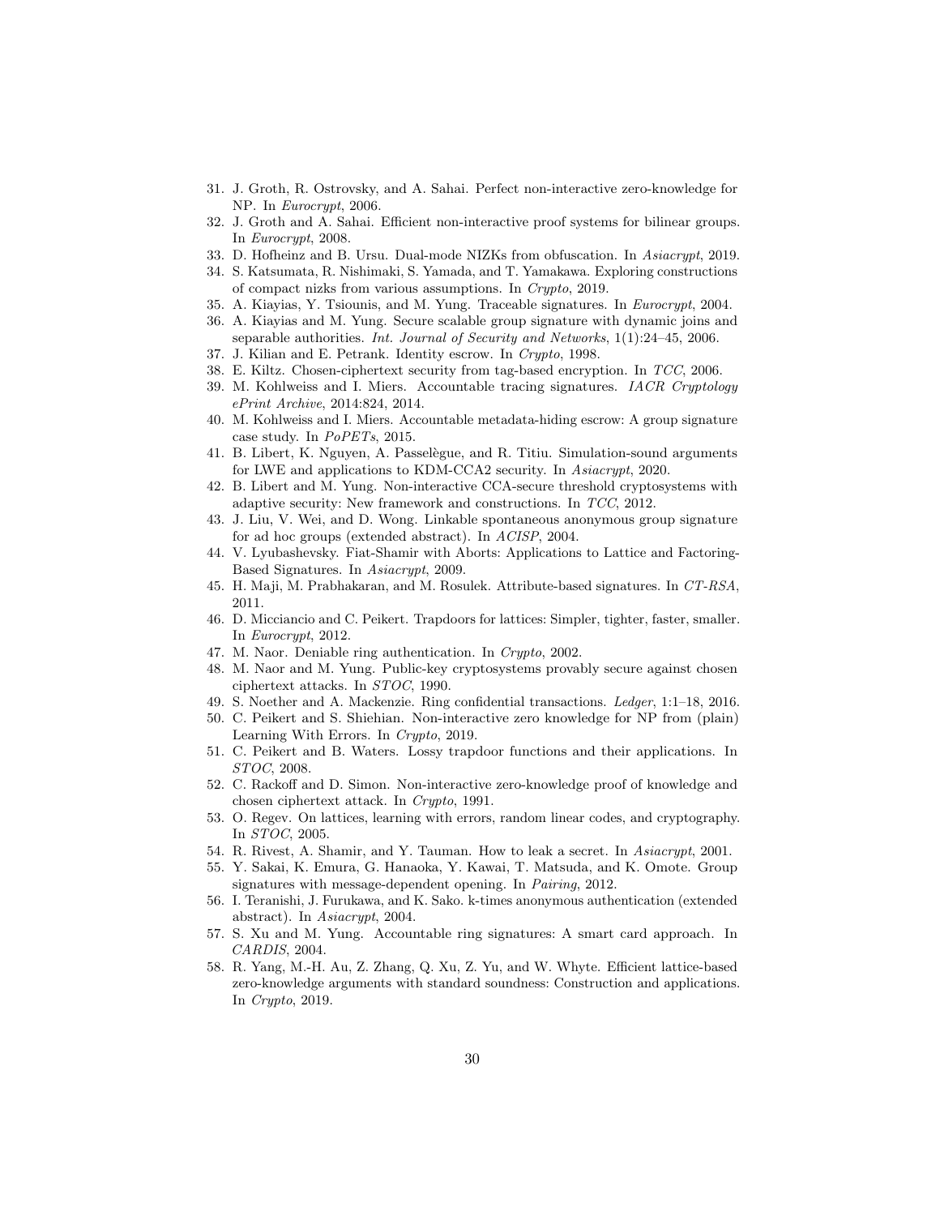31. J. Groth, R. Ostrovsky, and A. Sahai. Perfect non-interactive zero-knowledge for NP. In *Eurocrypt*, 2006.
32. J. Groth and A. Sahai. Efficient non-interactive proof systems for bilinear groups. In *Eurocrypt*, 2008.
33. D. Hofheinz and B. Ursu. Dual-mode NIZKs from obfuscation. In *Asiacrypt*, 2019.
34. S. Katsumata, R. Nishimaki, S. Yamada, and T. Yamakawa. Exploring constructions of compact nizks from various assumptions. In *Crypto*, 2019.
35. A. Kiayias, Y. Tsiounis, and M. Yung. Traceable signatures. In *Eurocrypt*, 2004.
36. A. Kiayias and M. Yung. Secure scalable group signature with dynamic joins and separable authorities. *Int. Journal of Security and Networks*, 1(1):24–45, 2006.
37. J. Kilian and E. Petrank. Identity escrow. In *Crypto*, 1998.
38. E. Kiltz. Chosen-ciphertext security from tag-based encryption. In *TCC*, 2006.
39. M. Kohlweiss and I. Miers. Accountable tracing signatures. *IACR Cryptology ePrint Archive*, 2014:824, 2014.
40. M. Kohlweiss and I. Miers. Accountable metadata-hiding escrow: A group signature case study. In *PoPETs*, 2015.
41. B. Libert, K. Nguyen, A. Passelègue, and R. Titiu. Simulation-sound arguments for LWE and applications to KDM-CCA2 security. In *Asiacrypt*, 2020.
42. B. Libert and M. Yung. Non-interactive CCA-secure threshold cryptosystems with adaptive security: New framework and constructions. In *TCC*, 2012.
43. J. Liu, V. Wei, and D. Wong. Linkable spontaneous anonymous group signature for ad hoc groups (extended abstract). In *ACISP*, 2004.
44. V. Lyubashevsky. Fiat-Shamir with Aborts: Applications to Lattice and Factoring-Based Signatures. In *Asiacrypt*, 2009.
45. H. Maji, M. Prabhakaran, and M. Rosulek. Attribute-based signatures. In *CT-RSA*, 2011.
46. D. Micciancio and C. Peikert. Trapdoors for lattices: Simpler, tighter, faster, smaller. In *Eurocrypt*, 2012.
47. M. Naor. Deniable ring authentication. In *Crypto*, 2002.
48. M. Naor and M. Yung. Public-key cryptosystems provably secure against chosen ciphertext attacks. In *STOC*, 1990.
49. S. Noether and A. Mackenzie. Ring confidential transactions. *Ledger*, 1:1–18, 2016.
50. C. Peikert and S. Shiehian. Non-interactive zero knowledge for NP from (plain) Learning With Errors. In *Crypto*, 2019.
51. C. Peikert and B. Waters. Lossy trapdoor functions and their applications. In *STOC*, 2008.
52. C. Rackoff and D. Simon. Non-interactive zero-knowledge proof of knowledge and chosen ciphertext attack. In *Crypto*, 1991.
53. O. Regev. On lattices, learning with errors, random linear codes, and cryptography. In *STOC*, 2005.
54. R. Rivest, A. Shamir, and Y. Tauman. How to leak a secret. In *Asiacrypt*, 2001.
55. Y. Sakai, K. Emura, G. Hanaoka, Y. Kawai, T. Matsuda, and K. Omote. Group signatures with message-dependent opening. In *Pairing*, 2012.
56. I. Teranishi, J. Furukawa, and K. Sako. k-times anonymous authentication (extended abstract). In *Asiacrypt*, 2004.
57. S. Xu and M. Yung. Accountable ring signatures: A smart card approach. In *CARDIS*, 2004.
58. R. Yang, M.-H. Au, Z. Zhang, Q. Xu, Z. Yu, and W. Whyte. Efficient lattice-based zero-knowledge arguments with standard soundness: Construction and applications. In *Crypto*, 2019.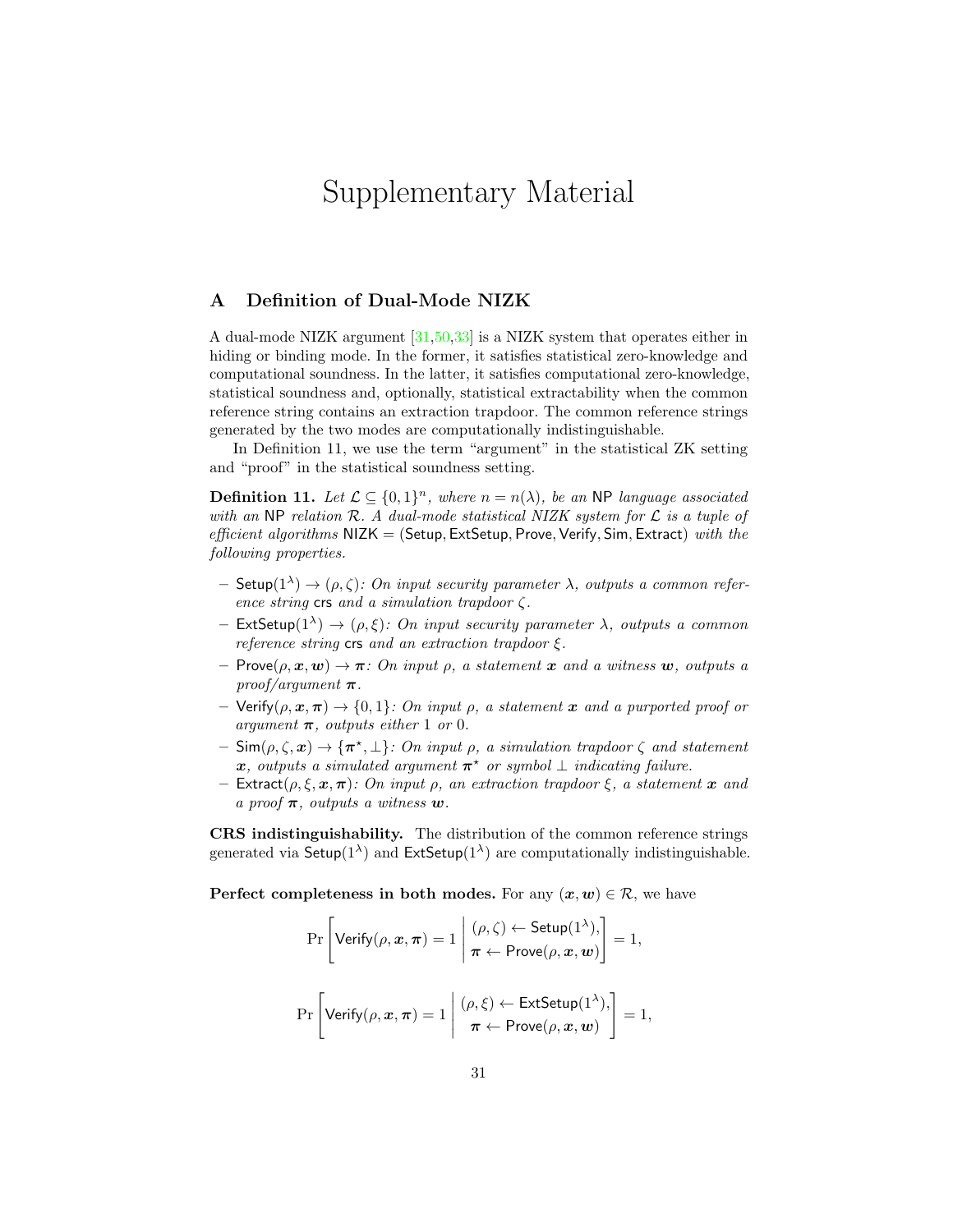# Supplementary Material

## A Definition of Dual-Mode NIZK

A dual-mode NIZK argument [31,50,33] is a NIZK system that operates either in hiding or binding mode. In the former, it satisfies statistical zero-knowledge and computational soundness. In the latter, it satisfies computational zero-knowledge, statistical soundness and, optionally, statistical extractability when the common reference string contains an extraction trapdoor. The common reference strings generated by the two modes are computationally indistinguishable.

In Definition 11, we use the term "argument" in the statistical ZK setting and "proof" in the statistical soundness setting.

**Definition 11.** *Let $\mathcal{L} \subseteq \{0,1\}^n$, where $n = n(\lambda)$, be an* NP *language associated with an* NP *relation $\mathcal{R}$. A dual-mode statistical NIZK system for $\mathcal{L}$ is a tuple of efficient algorithms* $\mathsf{NIZK} = (\mathsf{Setup}, \mathsf{ExtSetup}, \mathsf{Prove}, \mathsf{Verify}, \mathsf{Sim}, \mathsf{Extract})$ *with the following properties.*

- $\mathsf{Setup}(1^\lambda) \to (\rho, \zeta)$*: On input security parameter $\lambda$, outputs a common reference string* crs *and a simulation trapdoor $\zeta$.*
- $\mathsf{ExtSetup}(1^\lambda) \to (\rho, \xi)$*: On input security parameter $\lambda$, outputs a common reference string* crs *and an extraction trapdoor $\xi$.*
- $\mathsf{Prove}(\rho, \boldsymbol{x}, \boldsymbol{w}) \to \boldsymbol{\pi}$*: On input $\rho$, a statement $\boldsymbol{x}$ and a witness $\boldsymbol{w}$, outputs a proof/argument $\boldsymbol{\pi}$.*
- $\mathsf{Verify}(\rho, \boldsymbol{x}, \boldsymbol{\pi}) \to \{0,1\}$*: On input $\rho$, a statement $\boldsymbol{x}$ and a purported proof or argument $\boldsymbol{\pi}$, outputs either 1 or 0.*
- $\mathsf{Sim}(\rho, \zeta, \boldsymbol{x}) \to \{\boldsymbol{\pi}^\star, \perp\}$*: On input $\rho$, a simulation trapdoor $\zeta$ and statement $\boldsymbol{x}$, outputs a simulated argument $\boldsymbol{\pi}^\star$ or symbol $\perp$ indicating failure.*
- $\mathsf{Extract}(\rho, \xi, \boldsymbol{x}, \boldsymbol{\pi})$*: On input $\rho$, an extraction trapdoor $\xi$, a statement $\boldsymbol{x}$ and a proof $\boldsymbol{\pi}$, outputs a witness $\boldsymbol{w}$.*

**CRS indistinguishability.** The distribution of the common reference strings generated via $\mathsf{Setup}(1^\lambda)$ and $\mathsf{ExtSetup}(1^\lambda)$ are computationally indistinguishable.

**Perfect completeness in both modes.** For any $(\boldsymbol{x}, \boldsymbol{w}) \in \mathcal{R}$, we have

$$\Pr\left[\mathsf{Verify}(\rho, \boldsymbol{x}, \boldsymbol{\pi}) = 1 \;\middle|\; \begin{array}{c} (\rho, \zeta) \leftarrow \mathsf{Setup}(1^\lambda), \\ \boldsymbol{\pi} \leftarrow \mathsf{Prove}(\rho, \boldsymbol{x}, \boldsymbol{w}) \end{array}\right] = 1,$$

$$\Pr\left[\mathsf{Verify}(\rho, \boldsymbol{x}, \boldsymbol{\pi}) = 1 \;\middle|\; \begin{array}{c} (\rho, \xi) \leftarrow \mathsf{ExtSetup}(1^\lambda), \\ \boldsymbol{\pi} \leftarrow \mathsf{Prove}(\rho, \boldsymbol{x}, \boldsymbol{w}) \end{array}\right] = 1,$$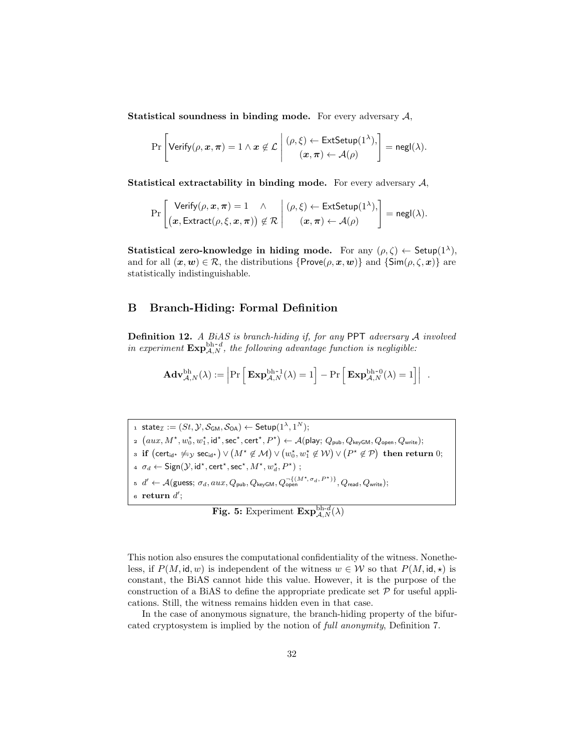**Statistical soundness in binding mode.** For every adversary $\mathcal{A}$,

$$\Pr\left[\mathsf{Verify}(\rho, \boldsymbol{x}, \boldsymbol{\pi}) = 1 \wedge \boldsymbol{x} \notin \mathcal{L} \;\middle|\; \begin{array}{c}(\rho, \xi) \leftarrow \mathsf{ExtSetup}(1^\lambda),\\ (\boldsymbol{x}, \boldsymbol{\pi}) \leftarrow \mathcal{A}(\rho)\end{array}\right] = \mathsf{negl}(\lambda).$$

**Statistical extractability in binding mode.** For every adversary $\mathcal{A}$,

$$\Pr\left[\begin{array}{c}\mathsf{Verify}(\rho, \boldsymbol{x}, \boldsymbol{\pi}) = 1 \quad \wedge\\ \big(\boldsymbol{x}, \mathsf{Extract}(\rho, \xi, \boldsymbol{x}, \boldsymbol{\pi})\big) \notin \mathcal{R}\end{array} \;\middle|\; \begin{array}{c}(\rho, \xi) \leftarrow \mathsf{ExtSetup}(1^\lambda),\\ (\boldsymbol{x}, \boldsymbol{\pi}) \leftarrow \mathcal{A}(\rho)\end{array}\right] = \mathsf{negl}(\lambda).$$

**Statistical zero-knowledge in hiding mode.** For any $(\rho, \zeta) \leftarrow \mathsf{Setup}(1^\lambda)$, and for all $(\boldsymbol{x}, \boldsymbol{w}) \in \mathcal{R}$, the distributions $\{\mathsf{Prove}(\rho, \boldsymbol{x}, \boldsymbol{w})\}$ and $\{\mathsf{Sim}(\rho, \zeta, \boldsymbol{x})\}$ are statistically indistinguishable.

## B Branch-Hiding: Formal Definition

**Definition 12.** *A BiAS is branch-hiding if, for any* PPT *adversary $\mathcal{A}$ involved in experiment $\mathbf{Exp}^{\text{bh-}d}_{\mathcal{A},N}$, the following advantage function is negligible:*

$$\mathbf{Adv}^{\text{bh}}_{\mathcal{A},N}(\lambda) := \left|\Pr\left[\mathbf{Exp}^{\text{bh-}1}_{\mathcal{A},N}(\lambda) = 1\right] - \Pr\left[\mathbf{Exp}^{\text{bh-}0}_{\mathcal{A},N}(\lambda) = 1\right]\right| \quad .$$

1. $\mathsf{state}_{\mathcal{I}} := (St, \mathcal{Y}, \mathcal{S}_{\mathsf{GM}}, \mathcal{S}_{\mathsf{OA}}) \leftarrow \mathsf{Setup}(1^\lambda, 1^N)$;
2. $\big(aux, M^\star, w_0^\star, w_1^\star, \mathsf{id}^\star, \mathsf{sec}^\star, \mathsf{cert}^\star, P^\star\big) \leftarrow \mathcal{A}(\mathsf{play};\, Q_{\mathsf{pub}}, Q_{\mathsf{keyGM}}, Q_{\mathsf{open}}, Q_{\mathsf{write}})$;
3. **if** $\big(\mathsf{cert}_{\mathsf{id}^\star} \not\rightleftharpoons_{\mathcal{Y}} \mathsf{sec}_{\mathsf{id}^\star}\big) \vee \big(M^\star \notin \mathcal{M}\big) \vee \big(w_0^\star, w_1^\star \notin \mathcal{W}\big) \vee \big(P^\star \notin \mathcal{P}\big)$ **then return** 0;
4. $\sigma_d \leftarrow \mathsf{Sign}(\mathcal{Y}, \mathsf{id}^\star, \mathsf{cert}^\star, \mathsf{sec}^\star, M^\star, w_d^\star, P^\star)$ ;
5. $d' \leftarrow \mathcal{A}(\mathsf{guess};\, \sigma_d, aux, Q_{\mathsf{pub}}, Q_{\mathsf{keyGM}}, Q_{\mathsf{open}}^{\neg\{(M^\star, \sigma_d, P^\star)\}}, Q_{\mathsf{read}}, Q_{\mathsf{write}})$;
6. **return** $d'$;

**Fig. 5:** Experiment $\mathbf{Exp}^{\text{bh-}d}_{\mathcal{A},N}(\lambda)$

This notion also ensures the computational confidentiality of the witness. Nonetheless, if $P(M, \mathsf{id}, w)$ is independent of the witness $w \in \mathcal{W}$ so that $P(M, \mathsf{id}, \star)$ is constant, the BiAS cannot hide this value. However, it is the purpose of the construction of a BiAS to define the appropriate predicate set $\mathcal{P}$ for useful applications. Still, the witness remains hidden even in that case.

In the case of anonymous signature, the branch-hiding property of the bifurcated cryptosystem is implied by the notion of *full anonymity*, Definition 7.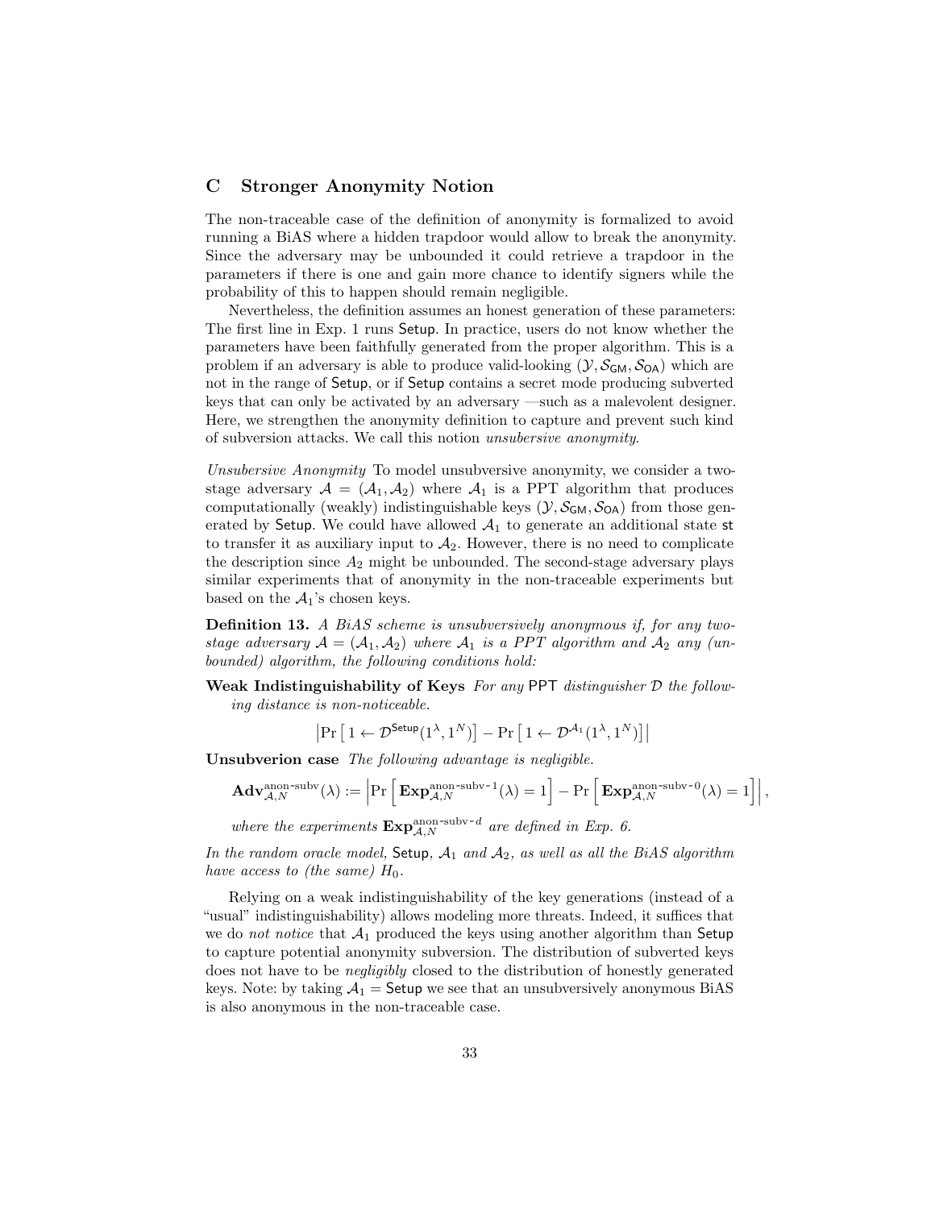## C Stronger Anonymity Notion

The non-traceable case of the definition of anonymity is formalized to avoid running a BiAS where a hidden trapdoor would allow to break the anonymity. Since the adversary may be unbounded it could retrieve a trapdoor in the parameters if there is one and gain more chance to identify signers while the probability of this to happen should remain negligible.

Nevertheless, the definition assumes an honest generation of these parameters: The first line in Exp. 1 runs $\mathsf{Setup}$. In practice, users do not know whether the parameters have been faithfully generated from the proper algorithm. This is a problem if an adversary is able to produce valid-looking $(\mathcal{Y}, \mathcal{S}_{\mathsf{GM}}, \mathcal{S}_{\mathsf{OA}})$ which are not in the range of $\mathsf{Setup}$, or if $\mathsf{Setup}$ contains a secret mode producing subverted keys that can only be activated by an adversary —such as a malevolent designer. Here, we strengthen the anonymity definition to capture and prevent such kind of subversion attacks. We call this notion *unsubersive anonymity*.

*Unsubersive Anonymity* To model unsubversive anonymity, we consider a two-stage adversary $\mathcal{A} = (\mathcal{A}_1, \mathcal{A}_2)$ where $\mathcal{A}_1$ is a PPT algorithm that produces computationally (weakly) indistinguishable keys $(\mathcal{Y}, \mathcal{S}_{\mathsf{GM}}, \mathcal{S}_{\mathsf{OA}})$ from those generated by $\mathsf{Setup}$. We could have allowed $\mathcal{A}_1$ to generate an additional state $\mathsf{st}$ to transfer it as auxiliary input to $\mathcal{A}_2$. However, there is no need to complicate the description since $A_2$ might be unbounded. The second-stage adversary plays similar experiments that of anonymity in the non-traceable experiments but based on the $\mathcal{A}_1$'s chosen keys.

**Definition 13.** *A BiAS scheme is unsubversively anonymous if, for any two-stage adversary $\mathcal{A} = (\mathcal{A}_1, \mathcal{A}_2)$ where $\mathcal{A}_1$ is a PPT algorithm and $\mathcal{A}_2$ any (unbounded) algorithm, the following conditions hold:*

**Weak Indistinguishability of Keys** *For any PPT distinguisher $\mathcal{D}$ the following distance is non-noticeable.*

$$\left|\Pr\left[\,1 \leftarrow \mathcal{D}^{\mathsf{Setup}}(1^\lambda, 1^N)\right] - \Pr\left[\,1 \leftarrow \mathcal{D}^{\mathcal{A}_1}(1^\lambda, 1^N)\right]\right|$$

**Unsubverion case** *The following advantage is negligible.*

$$\mathbf{Adv}^{\text{anon-subv}}_{\mathcal{A},N}(\lambda) := \left|\Pr\left[\mathbf{Exp}^{\text{anon-subv-}1}_{\mathcal{A},N}(\lambda) = 1\right] - \Pr\left[\mathbf{Exp}^{\text{anon-subv-}0}_{\mathcal{A},N}(\lambda) = 1\right]\right|,$$

*where the experiments $\mathbf{Exp}^{\text{anon-subv-}d}_{\mathcal{A},N}$ are defined in Exp. 6.*

*In the random oracle model, $\mathsf{Setup}$, $\mathcal{A}_1$ and $\mathcal{A}_2$, as well as all the BiAS algorithm have access to (the same) $H_0$.*

Relying on a weak indistinguishability of the key generations (instead of a "usual" indistinguishability) allows modeling more threats. Indeed, it suffices that we do *not notice* that $\mathcal{A}_1$ produced the keys using another algorithm than $\mathsf{Setup}$ to capture potential anonymity subversion. The distribution of subverted keys does not have to be *negligibly* closed to the distribution of honestly generated keys. Note: by taking $\mathcal{A}_1 = \mathsf{Setup}$ we see that an unsubversively anonymous BiAS is also anonymous in the non-traceable case.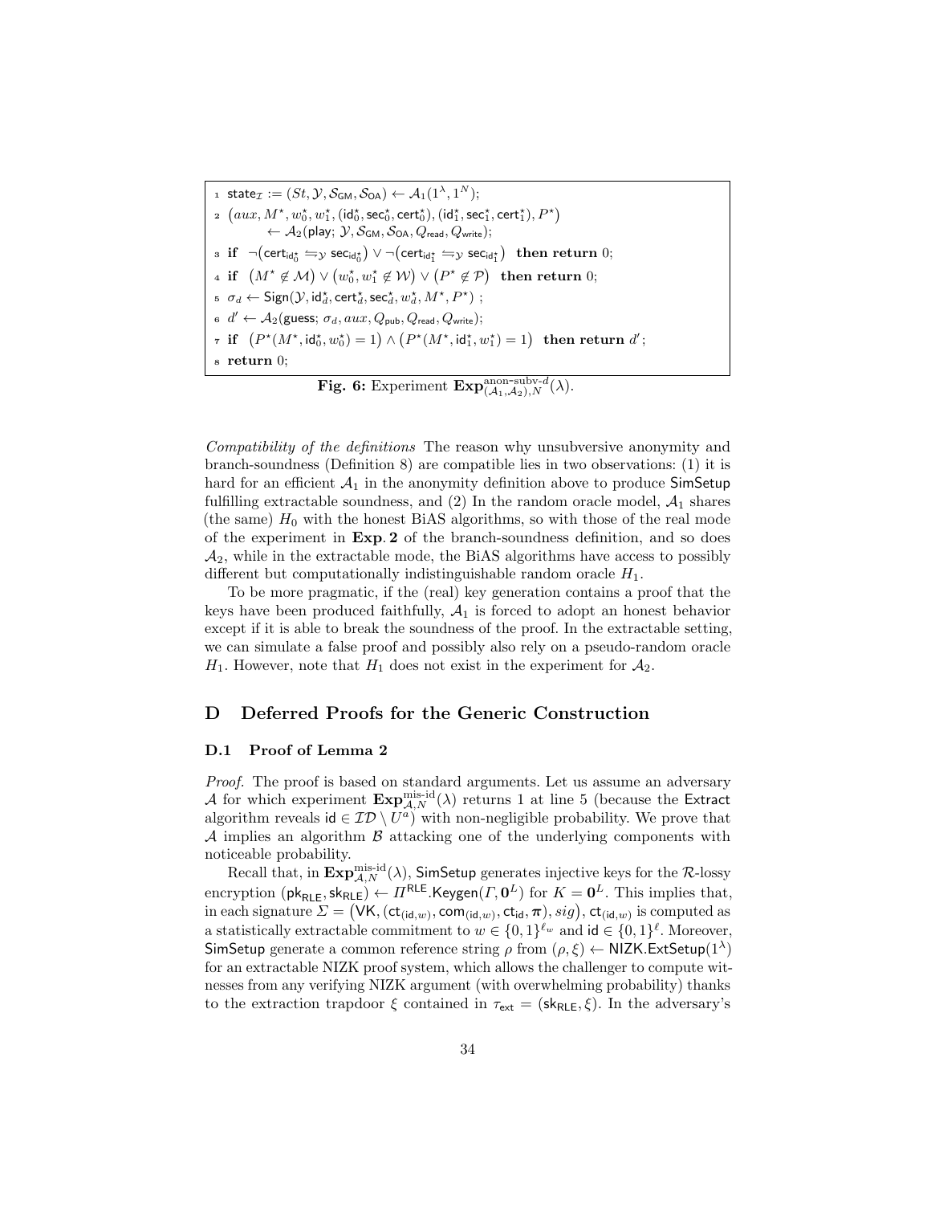```
1  state_I := (St, Y, S_GM, S_OA) ← A_1(1^λ, 1^N);
2  (aux, M*, w*_0, w*_1, (id*_0, sec*_0, cert*_0), (id*_1, sec*_1, cert*_1), P*)
        ← A_2(play; Y, S_GM, S_OA, Q_read, Q_write);
3  if ¬(cert_{id*_0} ⇋_Y sec_{id*_0}) ∨ ¬(cert_{id*_1} ⇋_Y sec_{id*_1}) then return 0;
4  if (M* ∉ M) ∨ (w*_0, w*_1 ∉ W) ∨ (P* ∉ P) then return 0;
5  σ_d ← Sign(Y, id*_d, cert*_d, sec*_d, w*_d, M*, P*) ;
6  d' ← A_2(guess; σ_d, aux, Q_pub, Q_read, Q_write);
7  if (P*(M*, id*_0, w*_0) = 1) ∧ (P*(M*, id*_1, w*_1) = 1) then return d';
8  return 0;
```

**Fig. 6:** Experiment $\mathbf{Exp}^{\text{anon-subv-}d}_{(\mathcal{A}_1,\mathcal{A}_2),N}(\lambda)$.

*Compatibility of the definitions* The reason why unsubversive anonymity and branch-soundness (Definition 8) are compatible lies in two observations: (1) it is hard for an efficient $\mathcal{A}_1$ in the anonymity definition above to produce $\mathsf{SimSetup}$ fulfilling extractable soundness, and (2) In the random oracle model, $\mathcal{A}_1$ shares (the same) $H_0$ with the honest BiAS algorithms, so with those of the real mode of the experiment in **Exp. 2** of the branch-soundness definition, and so does $\mathcal{A}_2$, while in the extractable mode, the BiAS algorithms have access to possibly different but computationally indistinguishable random oracle $H_1$.

To be more pragmatic, if the (real) key generation contains a proof that the keys have been produced faithfully, $\mathcal{A}_1$ is forced to adopt an honest behavior except if it is able to break the soundness of the proof. In the extractable setting, we can simulate a false proof and possibly also rely on a pseudo-random oracle $H_1$. However, note that $H_1$ does not exist in the experiment for $\mathcal{A}_2$.

## D Deferred Proofs for the Generic Construction

### D.1 Proof of Lemma 2

*Proof.* The proof is based on standard arguments. Let us assume an adversary $\mathcal{A}$ for which experiment $\mathbf{Exp}^{\text{mis-id}}_{\mathcal{A},N}(\lambda)$ returns 1 at line 5 (because the $\mathsf{Extract}$ algorithm reveals $\mathsf{id} \in \mathcal{ID} \setminus U^a$) with non-negligible probability. We prove that $\mathcal{A}$ implies an algorithm $\mathcal{B}$ attacking one of the underlying components with noticeable probability.

Recall that, in $\mathbf{Exp}^{\text{mis-id}}_{\mathcal{A},N}(\lambda)$, $\mathsf{SimSetup}$ generates injective keys for the $\mathcal{R}$-lossy encryption $(\mathsf{pk}_{\mathsf{RLE}}, \mathsf{sk}_{\mathsf{RLE}}) \leftarrow \Pi^{\mathsf{RLE}}.\mathsf{Keygen}(\Gamma, \mathbf{0}^L)$ for $K = \mathbf{0}^L$. This implies that, in each signature $\Sigma = \big(\mathsf{VK}, (\mathsf{ct}_{(\mathsf{id},w)}, \mathsf{com}_{(\mathsf{id},w)}, \mathsf{ct}_{\mathsf{id}}, \boldsymbol{\pi}), sig\big)$, $\mathsf{ct}_{(\mathsf{id},w)}$ is computed as a statistically extractable commitment to $w \in \{0,1\}^{\ell_w}$ and $\mathsf{id} \in \{0,1\}^{\ell}$. Moreover, $\mathsf{SimSetup}$ generate a common reference string $\rho$ from $(\rho, \xi) \leftarrow \mathsf{NIZK.ExtSetup}(1^\lambda)$ for an extractable NIZK proof system, which allows the challenger to compute witnesses from any verifying NIZK argument (with overwhelming probability) thanks to the extraction trapdoor $\xi$ contained in $\tau_{\mathsf{ext}} = (\mathsf{sk}_{\mathsf{RLE}}, \xi)$. In the adversary's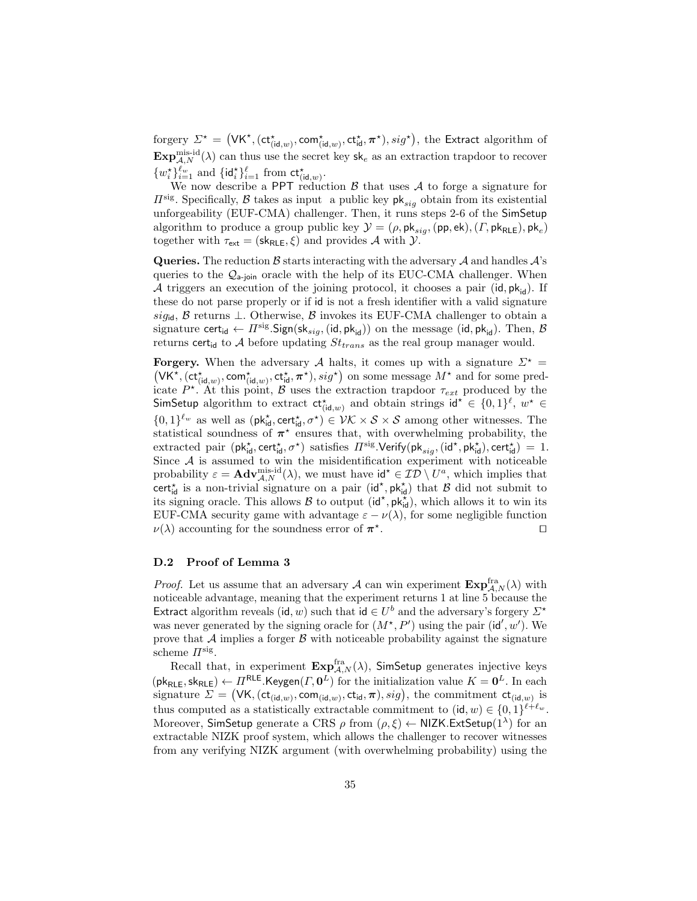forgery $\Sigma^\star = \big(\mathsf{VK}^\star, (\mathsf{ct}^\star_{(\mathsf{id},w)}, \mathsf{com}^\star_{(\mathsf{id},w)}, \mathsf{ct}^\star_{\mathsf{id}}, \boldsymbol{\pi}^\star), sig^\star\big)$, the $\mathsf{Extract}$ algorithm of $\mathbf{Exp}^{\text{mis-id}}_{\mathcal{A},N}(\lambda)$ can thus use the secret key $\mathsf{sk}_e$ as an extraction trapdoor to recover $\{w^\star_i\}_{i=1}^{\ell_w}$ and $\{\mathsf{id}^\star_i\}_{i=1}^{\ell}$ from $\mathsf{ct}^\star_{(\mathsf{id},w)}$.

We now describe a PPT reduction $\mathcal{B}$ that uses $\mathcal{A}$ to forge a signature for $\Pi^{\mathrm{sig}}$. Specifically, $\mathcal{B}$ takes as input a public key $\mathsf{pk}_{sig}$ obtain from its existential unforgeability (EUF-CMA) challenger. Then, it runs steps 2-6 of the $\mathsf{SimSetup}$ algorithm to produce a group public key $\mathcal{Y} = (\rho, \mathsf{pk}_{sig}, (\mathsf{pp}, \mathsf{ek}), (\Gamma, \mathsf{pk}_{\mathsf{RLE}}), \mathsf{pk}_e)$ together with $\tau_{\mathsf{ext}} = (\mathsf{sk}_{\mathsf{RLE}}, \xi)$ and provides $\mathcal{A}$ with $\mathcal{Y}$.

**Queries.** The reduction $\mathcal{B}$ starts interacting with the adversary $\mathcal{A}$ and handles $\mathcal{A}$'s queries to the $\mathcal{Q}_{\mathsf{a\text{-}join}}$ oracle with the help of its EUC-CMA challenger. When $\mathcal{A}$ triggers an execution of the joining protocol, it chooses a pair $(\mathsf{id}, \mathsf{pk}_{\mathsf{id}})$. If these do not parse properly or if $\mathsf{id}$ is not a fresh identifier with a valid signature $sig_{\mathsf{id}}$, $\mathcal{B}$ returns $\perp$. Otherwise, $\mathcal{B}$ invokes its EUF-CMA challenger to obtain a signature $\mathsf{cert}_{\mathsf{id}} \leftarrow \Pi^{\mathrm{sig}}.\mathsf{Sign}(\mathsf{sk}_{sig}, (\mathsf{id}, \mathsf{pk}_{\mathsf{id}}))$ on the message $(\mathsf{id}, \mathsf{pk}_{\mathsf{id}})$. Then, $\mathcal{B}$ returns $\mathsf{cert}_{\mathsf{id}}$ to $\mathcal{A}$ before updating $St_{trans}$ as the real group manager would.

**Forgery.** When the adversary $\mathcal{A}$ halts, it comes up with a signature $\Sigma^\star = \big(\mathsf{VK}^\star, (\mathsf{ct}^\star_{(\mathsf{id},w)}, \mathsf{com}^\star_{(\mathsf{id},w)}, \mathsf{ct}^\star_{\mathsf{id}}, \boldsymbol{\pi}^\star), sig^\star\big)$ on some message $M^\star$ and for some predicate $P^\star$. At this point, $\mathcal{B}$ uses the extraction trapdoor $\tau_{ext}$ produced by the $\mathsf{SimSetup}$ algorithm to extract $\mathsf{ct}^\star_{(\mathsf{id},w)}$ and obtain strings $\mathsf{id}^\star \in \{0,1\}^\ell$, $w^\star \in \{0,1\}^{\ell_w}$ as well as $(\mathsf{pk}^\star_{\mathsf{id}}, \mathsf{cert}^\star_{\mathsf{id}}, \sigma^\star) \in \mathcal{VK} \times \mathcal{S} \times \mathcal{S}$ among other witnesses. The statistical soundness of $\boldsymbol{\pi}^\star$ ensures that, with overwhelming probability, the extracted pair $(\mathsf{pk}^\star_{\mathsf{id}}, \mathsf{cert}^\star_{\mathsf{id}}, \sigma^\star)$ satisfies $\Pi^{\mathrm{sig}}.\mathsf{Verify}(\mathsf{pk}_{sig}, (\mathsf{id}^\star, \mathsf{pk}^\star_{\mathsf{id}}), \mathsf{cert}^\star_{\mathsf{id}}) = 1$. Since $\mathcal{A}$ is assumed to win the misidentification experiment with noticeable probability $\varepsilon = \mathbf{Adv}^{\text{mis-id}}_{\mathcal{A},N}(\lambda)$, we must have $\mathsf{id}^\star \in \mathcal{ID} \setminus U^a$, which implies that $\mathsf{cert}^\star_{\mathsf{id}}$ is a non-trivial signature on a pair $(\mathsf{id}^\star, \mathsf{pk}^\star_{\mathsf{id}})$ that $\mathcal{B}$ did not submit to its signing oracle. This allows $\mathcal{B}$ to output $(\mathsf{id}^\star, \mathsf{pk}^\star_{\mathsf{id}})$, which allows it to win its EUF-CMA security game with advantage $\varepsilon - \nu(\lambda)$, for some negligible function $\nu(\lambda)$ accounting for the soundness error of $\boldsymbol{\pi}^\star$. ◻

### D.2 Proof of Lemma 3

*Proof.* Let us assume that an adversary $\mathcal{A}$ can win experiment $\mathbf{Exp}^{\mathrm{fra}}_{\mathcal{A},N}(\lambda)$ with noticeable advantage, meaning that the experiment returns 1 at line 5 because the $\mathsf{Extract}$ algorithm reveals $(\mathsf{id}, w)$ such that $\mathsf{id} \in U^b$ and the adversary's forgery $\Sigma^\star$ was never generated by the signing oracle for $(M^\star, P')$ using the pair $(\mathsf{id}', w')$. We prove that $\mathcal{A}$ implies a forger $\mathcal{B}$ with noticeable probability against the signature scheme $\Pi^{\mathrm{sig}}$.

Recall that, in experiment $\mathbf{Exp}^{\mathrm{fra}}_{\mathcal{A},N}(\lambda)$, $\mathsf{SimSetup}$ generates injective keys $(\mathsf{pk}_{\mathsf{RLE}}, \mathsf{sk}_{\mathsf{RLE}}) \leftarrow \Pi^{\mathsf{RLE}}.\mathsf{Keygen}(\Gamma, \mathbf{0}^L)$ for the initialization value $K = \mathbf{0}^L$. In each signature $\Sigma = \big(\mathsf{VK}, (\mathsf{ct}_{(\mathsf{id},w)}, \mathsf{com}_{(\mathsf{id},w)}, \mathsf{ct}_{\mathsf{id}}, \boldsymbol{\pi}), sig\big)$, the commitment $\mathsf{ct}_{(\mathsf{id},w)}$ is thus computed as a statistically extractable commitment to $(\mathsf{id}, w) \in \{0,1\}^{\ell+\ell_w}$. Moreover, $\mathsf{SimSetup}$ generate a CRS $\rho$ from $(\rho, \xi) \leftarrow \mathsf{NIZK}.\mathsf{ExtSetup}(1^\lambda)$ for an extractable NIZK proof system, which allows the challenger to recover witnesses from any verifying NIZK argument (with overwhelming probability) using the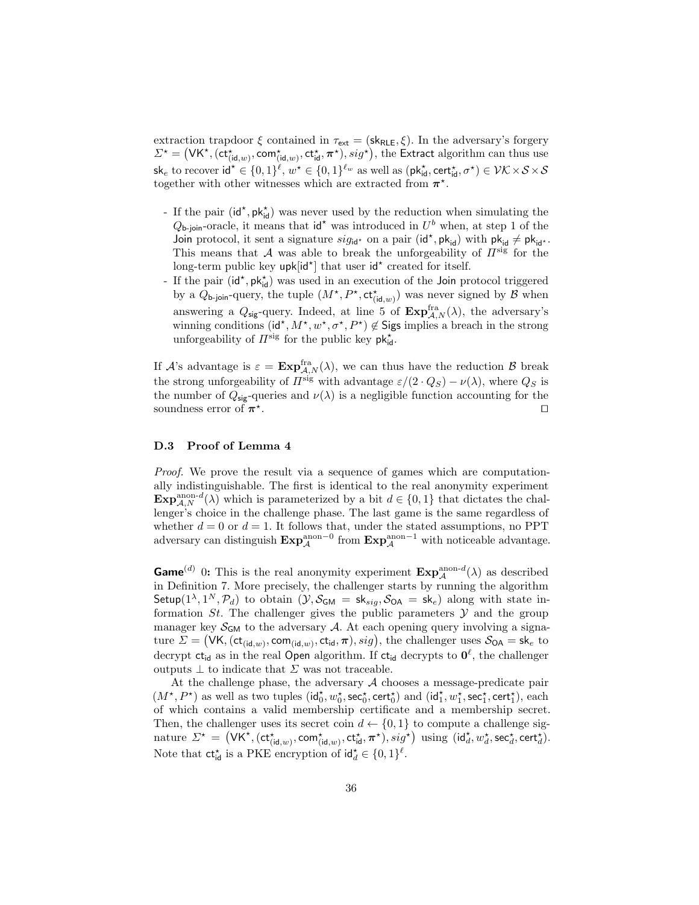extraction trapdoor $\xi$ contained in $\tau_{\mathsf{ext}} = (\mathsf{sk}_{\mathsf{RLE}}, \xi)$. In the adversary's forgery $\Sigma^\star = \big(\mathsf{VK}^\star, (\mathsf{ct}^\star_{(\mathsf{id},w)}, \mathsf{com}^\star_{(\mathsf{id},w)}, \mathsf{ct}^\star_{\mathsf{id}}, \boldsymbol{\pi}^\star), sig^\star\big)$, the $\mathsf{Extract}$ algorithm can thus use $\mathsf{sk}_e$ to recover $\mathsf{id}^\star \in \{0,1\}^\ell$, $w^\star \in \{0,1\}^{\ell_w}$ as well as $(\mathsf{pk}^\star_{\mathsf{id}}, \mathsf{cert}^\star_{\mathsf{id}}, \sigma^\star) \in \mathcal{VK} \times \mathcal{S} \times \mathcal{S}$ together with other witnesses which are extracted from $\boldsymbol{\pi}^\star$.

- If the pair $(\mathsf{id}^\star, \mathsf{pk}^\star_{\mathsf{id}})$ was never used by the reduction when simulating the $Q_{\mathsf{b\text{-}join}}$-oracle, it means that $\mathsf{id}^\star$ was introduced in $U^b$ when, at step 1 of the $\mathsf{Join}$ protocol, it sent a signature $sig_{\mathsf{id}^\star}$ on a pair $(\mathsf{id}^\star, \mathsf{pk}_{\mathsf{id}})$ with $\mathsf{pk}_{\mathsf{id}} \neq \mathsf{pk}_{\mathsf{id}^\star}$. This means that $\mathcal{A}$ was able to break the unforgeability of $\Pi^{\mathrm{sig}}$ for the long-term public key $\mathsf{upk}[\mathsf{id}^\star]$ that user $\mathsf{id}^\star$ created for itself.
- If the pair $(\mathsf{id}^\star, \mathsf{pk}^\star_{\mathsf{id}})$ was used in an execution of the $\mathsf{Join}$ protocol triggered by a $Q_{\mathsf{b\text{-}join}}$-query, the tuple $(M^\star, P^\star, \mathsf{ct}^\star_{(\mathsf{id},w)})$ was never signed by $\mathcal{B}$ when answering a $Q_{\mathsf{sig}}$-query. Indeed, at line 5 of $\mathbf{Exp}^{\mathrm{fra}}_{\mathcal{A},N}(\lambda)$, the adversary's winning conditions $(\mathsf{id}^\star, M^\star, w^\star, \sigma^\star, P^\star) \notin \mathsf{Sigs}$ implies a breach in the strong unforgeability of $\Pi^{\mathrm{sig}}$ for the public key $\mathsf{pk}^\star_{\mathsf{id}}$.

If $\mathcal{A}$'s advantage is $\varepsilon = \mathbf{Exp}^{\mathrm{fra}}_{\mathcal{A},N}(\lambda)$, we can thus have the reduction $\mathcal{B}$ break the strong unforgeability of $\Pi^{\mathrm{sig}}$ with advantage $\varepsilon/(2 \cdot Q_S) - \nu(\lambda)$, where $Q_S$ is the number of $Q_{\mathsf{sig}}$-queries and $\nu(\lambda)$ is a negligible function accounting for the soundness error of $\boldsymbol{\pi}^\star$. ◻

### D.3 Proof of Lemma 4

*Proof.* We prove the result via a sequence of games which are computationally indistinguishable. The first is identical to the real anonymity experiment $\mathbf{Exp}^{\mathrm{anon}\text{-}d}_{\mathcal{A},N}(\lambda)$ which is parameterized by a bit $d \in \{0,1\}$ that dictates the challenger's choice in the challenge phase. The last game is the same regardless of whether $d = 0$ or $d = 1$. It follows that, under the stated assumptions, no PPT adversary can distinguish $\mathbf{Exp}^{\mathrm{anon}-0}_{\mathcal{A}}$ from $\mathbf{Exp}^{\mathrm{anon}-1}_{\mathcal{A}}$ with noticeable advantage.

**Game$^{(d)}$ 0:** This is the real anonymity experiment $\mathbf{Exp}^{\mathrm{anon}\text{-}d}_{\mathcal{A}}(\lambda)$ as described in Definition 7. More precisely, the challenger starts by running the algorithm $\mathsf{Setup}(1^\lambda, 1^N, \mathcal{P}_d)$ to obtain $(\mathcal{Y}, \mathcal{S}_{\mathsf{GM}} = \mathsf{sk}_{sig}, \mathcal{S}_{\mathsf{OA}} = \mathsf{sk}_e)$ along with state information $St$. The challenger gives the public parameters $\mathcal{Y}$ and the group manager key $\mathcal{S}_{\mathsf{GM}}$ to the adversary $\mathcal{A}$. At each opening query involving a signature $\Sigma = \big(\mathsf{VK}, (\mathsf{ct}_{(\mathsf{id},w)}, \mathsf{com}_{(\mathsf{id},w)}, \mathsf{ct}_{\mathsf{id}}, \boldsymbol{\pi}), sig\big)$, the challenger uses $\mathcal{S}_{\mathsf{OA}} = \mathsf{sk}_e$ to decrypt $\mathsf{ct}_{\mathsf{id}}$ as in the real $\mathsf{Open}$ algorithm. If $\mathsf{ct}_{\mathsf{id}}$ decrypts to $\mathbf{0}^\ell$, the challenger outputs $\perp$ to indicate that $\Sigma$ was not traceable.

At the challenge phase, the adversary $\mathcal{A}$ chooses a message-predicate pair $(M^\star, P^\star)$ as well as two tuples $(\mathsf{id}^\star_0, w^\star_0, \mathsf{sec}^\star_0, \mathsf{cert}^\star_0)$ and $(\mathsf{id}^\star_1, w^\star_1, \mathsf{sec}^\star_1, \mathsf{cert}^\star_1)$, each of which contains a valid membership certificate and a membership secret. Then, the challenger uses its secret coin $d \leftarrow \{0,1\}$ to compute a challenge signature $\Sigma^\star = \big(\mathsf{VK}^\star, (\mathsf{ct}^\star_{(\mathsf{id},w)}, \mathsf{com}^\star_{(\mathsf{id},w)}, \mathsf{ct}^\star_{\mathsf{id}}, \boldsymbol{\pi}^\star), sig^\star\big)$ using $(\mathsf{id}^\star_d, w^\star_d, \mathsf{sec}^\star_d, \mathsf{cert}^\star_d)$. Note that $\mathsf{ct}^\star_{\mathsf{id}}$ is a PKE encryption of $\mathsf{id}^\star_d \in \{0,1\}^\ell$.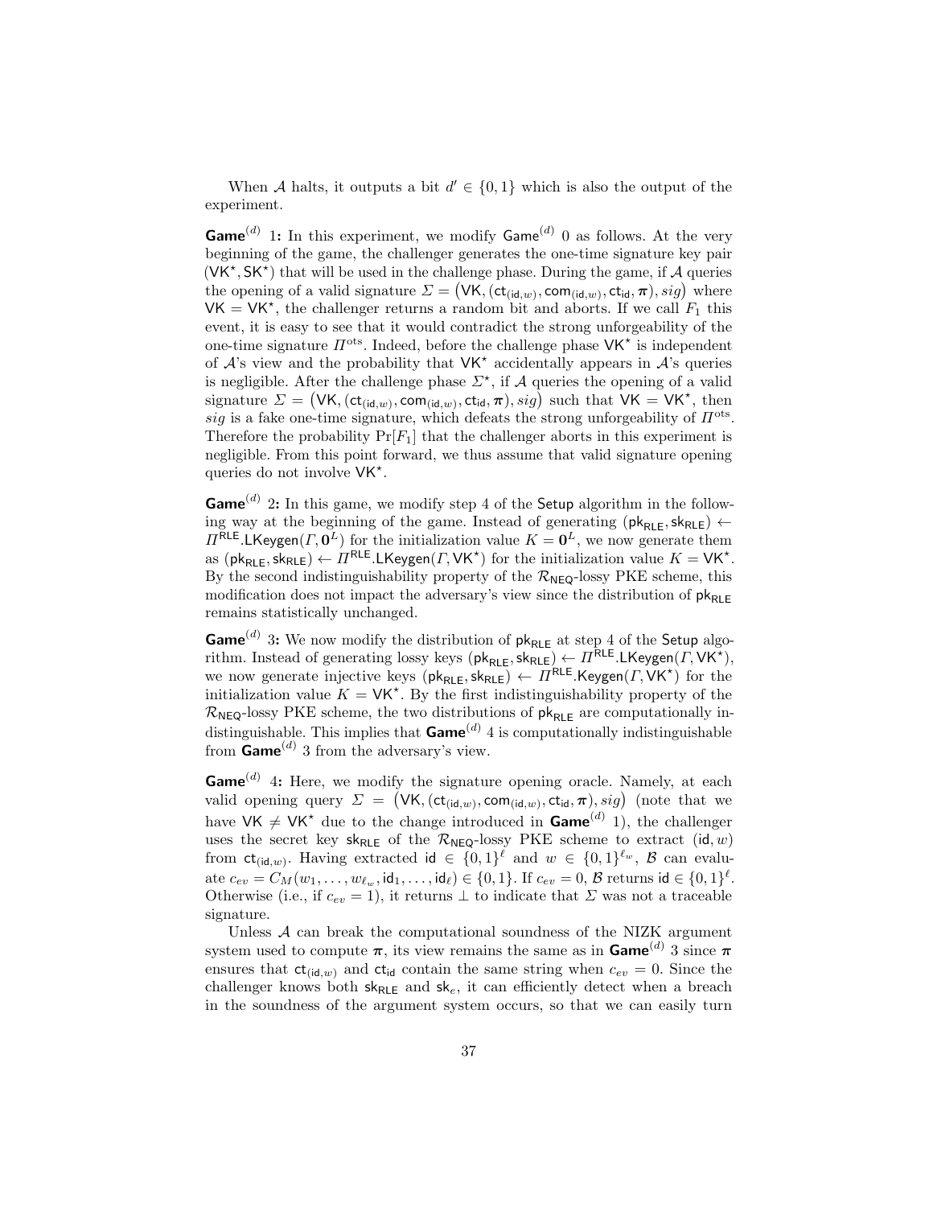When $\mathcal{A}$ halts, it outputs a bit $d' \in \{0,1\}$ which is also the output of the experiment.

**Game**$^{(d)}$ **1:** In this experiment, we modify $\mathsf{Game}^{(d)}$ 0 as follows. At the very beginning of the game, the challenger generates the one-time signature key pair $(\mathsf{VK}^\star, \mathsf{SK}^\star)$ that will be used in the challenge phase. During the game, if $\mathcal{A}$ queries the opening of a valid signature $\Sigma = \big(\mathsf{VK}, (\mathsf{ct}_{(\mathsf{id},w)}, \mathsf{com}_{(\mathsf{id},w)}, \mathsf{ct}_{\mathsf{id}}, \boldsymbol{\pi}), sig\big)$ where $\mathsf{VK} = \mathsf{VK}^\star$, the challenger returns a random bit and aborts. If we call $F_1$ this event, it is easy to see that it would contradict the strong unforgeability of the one-time signature $\Pi^{\mathrm{ots}}$. Indeed, before the challenge phase $\mathsf{VK}^\star$ is independent of $\mathcal{A}$'s view and the probability that $\mathsf{VK}^\star$ accidentally appears in $\mathcal{A}$'s queries is negligible. After the challenge phase $\Sigma^\star$, if $\mathcal{A}$ queries the opening of a valid signature $\Sigma = \big(\mathsf{VK}, (\mathsf{ct}_{(\mathsf{id},w)}, \mathsf{com}_{(\mathsf{id},w)}, \mathsf{ct}_{\mathsf{id}}, \boldsymbol{\pi}), sig\big)$ such that $\mathsf{VK} = \mathsf{VK}^\star$, then $sig$ is a fake one-time signature, which defeats the strong unforgeability of $\Pi^{\mathrm{ots}}$. Therefore the probability $\Pr[F_1]$ that the challenger aborts in this experiment is negligible. From this point forward, we thus assume that valid signature opening queries do not involve $\mathsf{VK}^\star$.

**Game**$^{(d)}$ **2:** In this game, we modify step 4 of the $\mathsf{Setup}$ algorithm in the following way at the beginning of the game. Instead of generating $(\mathsf{pk}_{\mathsf{RLE}}, \mathsf{sk}_{\mathsf{RLE}}) \leftarrow \Pi^{\mathsf{RLE}}.\mathsf{LKeygen}(\Gamma, \mathbf{0}^L)$ for the initialization value $K = \mathbf{0}^L$, we now generate them as $(\mathsf{pk}_{\mathsf{RLE}}, \mathsf{sk}_{\mathsf{RLE}}) \leftarrow \Pi^{\mathsf{RLE}}.\mathsf{LKeygen}(\Gamma, \mathsf{VK}^\star)$ for the initialization value $K = \mathsf{VK}^\star$. By the second indistinguishability property of the $\mathcal{R}_{\mathsf{NEQ}}$-lossy PKE scheme, this modification does not impact the adversary's view since the distribution of $\mathsf{pk}_{\mathsf{RLE}}$ remains statistically unchanged.

**Game**$^{(d)}$ **3:** We now modify the distribution of $\mathsf{pk}_{\mathsf{RLE}}$ at step 4 of the $\mathsf{Setup}$ algorithm. Instead of generating lossy keys $(\mathsf{pk}_{\mathsf{RLE}}, \mathsf{sk}_{\mathsf{RLE}}) \leftarrow \Pi^{\mathsf{RLE}}.\mathsf{LKeygen}(\Gamma, \mathsf{VK}^\star)$, we now generate injective keys $(\mathsf{pk}_{\mathsf{RLE}}, \mathsf{sk}_{\mathsf{RLE}}) \leftarrow \Pi^{\mathsf{RLE}}.\mathsf{Keygen}(\Gamma, \mathsf{VK}^\star)$ for the initialization value $K = \mathsf{VK}^\star$. By the first indistinguishability property of the $\mathcal{R}_{\mathsf{NEQ}}$-lossy PKE scheme, the two distributions of $\mathsf{pk}_{\mathsf{RLE}}$ are computationally indistinguishable. This implies that **Game**$^{(d)}$ 4 is computationally indistinguishable from **Game**$^{(d)}$ 3 from the adversary's view.

**Game**$^{(d)}$ **4:** Here, we modify the signature opening oracle. Namely, at each valid opening query $\Sigma = \big(\mathsf{VK}, (\mathsf{ct}_{(\mathsf{id},w)}, \mathsf{com}_{(\mathsf{id},w)}, \mathsf{ct}_{\mathsf{id}}, \boldsymbol{\pi}), sig\big)$ (note that we have $\mathsf{VK} \neq \mathsf{VK}^\star$ due to the change introduced in **Game**$^{(d)}$ 1), the challenger uses the secret key $\mathsf{sk}_{\mathsf{RLE}}$ of the $\mathcal{R}_{\mathsf{NEQ}}$-lossy PKE scheme to extract $(\mathsf{id}, w)$ from $\mathsf{ct}_{(\mathsf{id},w)}$. Having extracted $\mathsf{id} \in \{0,1\}^\ell$ and $w \in \{0,1\}^{\ell_w}$, $\mathcal{B}$ can evaluate $c_{ev} = C_M(w_1, \ldots, w_{\ell_w}, \mathsf{id}_1, \ldots, \mathsf{id}_\ell) \in \{0,1\}$. If $c_{ev} = 0$, $\mathcal{B}$ returns $\mathsf{id} \in \{0,1\}^\ell$. Otherwise (i.e., if $c_{ev} = 1$), it returns $\perp$ to indicate that $\Sigma$ was not a traceable signature.

Unless $\mathcal{A}$ can break the computational soundness of the NIZK argument system used to compute $\boldsymbol{\pi}$, its view remains the same as in **Game**$^{(d)}$ 3 since $\boldsymbol{\pi}$ ensures that $\mathsf{ct}_{(\mathsf{id},w)}$ and $\mathsf{ct}_{\mathsf{id}}$ contain the same string when $c_{ev} = 0$. Since the challenger knows both $\mathsf{sk}_{\mathsf{RLE}}$ and $\mathsf{sk}_e$, it can efficiently detect when a breach in the soundness of the argument system occurs, so that we can easily turn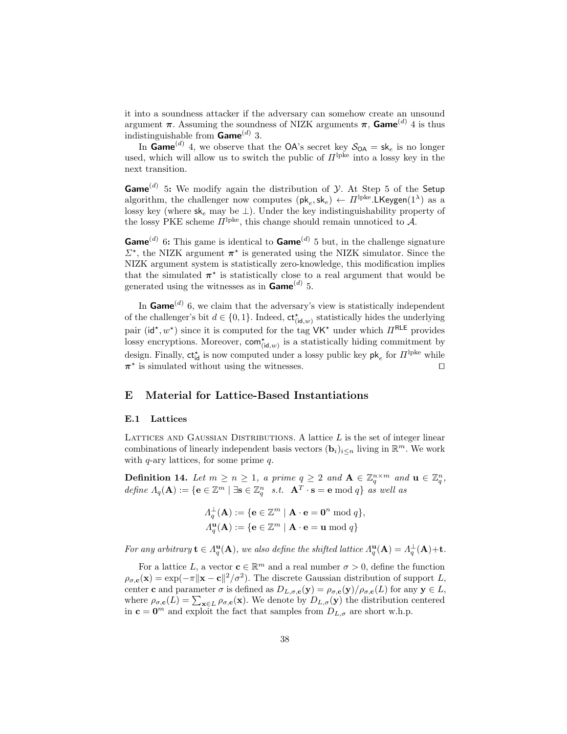it into a soundness attacker if the adversary can somehow create an unsound argument $\boldsymbol{\pi}$. Assuming the soundness of NIZK arguments $\boldsymbol{\pi}$, $\mathsf{Game}^{(d)}$ 4 is thus indistinguishable from $\mathsf{Game}^{(d)}$ 3.

In $\mathsf{Game}^{(d)}$ 4, we observe that the $\mathsf{OA}$'s secret key $\mathcal{S}_{\mathsf{OA}} = \mathsf{sk}_e$ is no longer used, which will allow us to switch the public of $\Pi^{\mathrm{lpke}}$ into a lossy key in the next transition.

**$\mathsf{Game}^{(d)}$ 5:** We modify again the distribution of $\mathcal{Y}$. At Step 5 of the $\mathsf{Setup}$ algorithm, the challenger now computes $(\mathsf{pk}_e, \mathsf{sk}_e) \leftarrow \Pi^{\mathrm{lpke}}.\mathsf{LKeygen}(1^\lambda)$ as a lossy key (where $\mathsf{sk}_e$ may be $\perp$). Under the key indistinguishability property of the lossy PKE scheme $\Pi^{\mathrm{lpke}}$, this change should remain unnoticed to $\mathcal{A}$.

**$\mathsf{Game}^{(d)}$ 6:** This game is identical to $\mathsf{Game}^{(d)}$ 5 but, in the challenge signature $\Sigma^\star$, the NIZK argument $\boldsymbol{\pi}^\star$ is generated using the NIZK simulator. Since the NIZK argument system is statistically zero-knowledge, this modification implies that the simulated $\boldsymbol{\pi}^\star$ is statistically close to a real argument that would be generated using the witnesses as in $\mathsf{Game}^{(d)}$ 5.

In $\mathsf{Game}^{(d)}$ 6, we claim that the adversary's view is statistically independent of the challenger's bit $d \in \{0,1\}$. Indeed, $\mathsf{ct}^\star_{(\mathsf{id},w)}$ statistically hides the underlying pair $(\mathsf{id}^\star, w^\star)$ since it is computed for the tag $\mathsf{VK}^\star$ under which $\Pi^{\mathsf{RLE}}$ provides lossy encryptions. Moreover, $\mathsf{com}^\star_{(\mathsf{id},w)}$ is a statistically hiding commitment by design. Finally, $\mathsf{ct}^\star_{\mathsf{id}}$ is now computed under a lossy public key $\mathsf{pk}_e$ for $\Pi^{\mathrm{lpke}}$ while $\boldsymbol{\pi}^\star$ is simulated without using the witnesses. $\square$

## E Material for Lattice-Based Instantiations

### E.1 Lattices

Lattices and Gaussian Distributions. A lattice $L$ is the set of integer linear combinations of linearly independent basis vectors $(\mathbf{b}_i)_{i \leq n}$ living in $\mathbb{R}^m$. We work with $q$-ary lattices, for some prime $q$.

**Definition 14.** *Let $m \geq n \geq 1$, a prime $q \geq 2$ and $\mathbf{A} \in \mathbb{Z}_q^{n \times m}$ and $\mathbf{u} \in \mathbb{Z}_q^n$, define $\Lambda_q(\mathbf{A}) := \{\mathbf{e} \in \mathbb{Z}^m \mid \exists \mathbf{s} \in \mathbb{Z}_q^n \;\; s.t. \;\; \mathbf{A}^T \cdot \mathbf{s} = \mathbf{e} \bmod q\}$ as well as*

$$\Lambda_q^\perp(\mathbf{A}) := \{\mathbf{e} \in \mathbb{Z}^m \mid \mathbf{A} \cdot \mathbf{e} = \mathbf{0}^n \bmod q\},$$
$$\Lambda_q^{\mathbf{u}}(\mathbf{A}) := \{\mathbf{e} \in \mathbb{Z}^m \mid \mathbf{A} \cdot \mathbf{e} = \mathbf{u} \bmod q\}$$

*For any arbitrary $\mathbf{t} \in \Lambda_q^{\mathbf{u}}(\mathbf{A})$, we also define the shifted lattice $\Lambda_q^{\mathbf{u}}(\mathbf{A}) = \Lambda_q^\perp(\mathbf{A}) + \mathbf{t}$.*

For a lattice $L$, a vector $\mathbf{c} \in \mathbb{R}^m$ and a real number $\sigma > 0$, define the function $\rho_{\sigma,\mathbf{c}}(\mathbf{x}) = \exp(-\pi \|\mathbf{x} - \mathbf{c}\|^2/\sigma^2)$. The discrete Gaussian distribution of support $L$, center $\mathbf{c}$ and parameter $\sigma$ is defined as $D_{L,\sigma,\mathbf{c}}(\mathbf{y}) = \rho_{\sigma,\mathbf{c}}(\mathbf{y})/\rho_{\sigma,\mathbf{c}}(L)$ for any $\mathbf{y} \in L$, where $\rho_{\sigma,\mathbf{c}}(L) = \sum_{\mathbf{x} \in L} \rho_{\sigma,\mathbf{c}}(\mathbf{x})$. We denote by $D_{L,\sigma}(\mathbf{y})$ the distribution centered in $\mathbf{c} = \mathbf{0}^m$ and exploit the fact that samples from $D_{L,\sigma}$ are short w.h.p.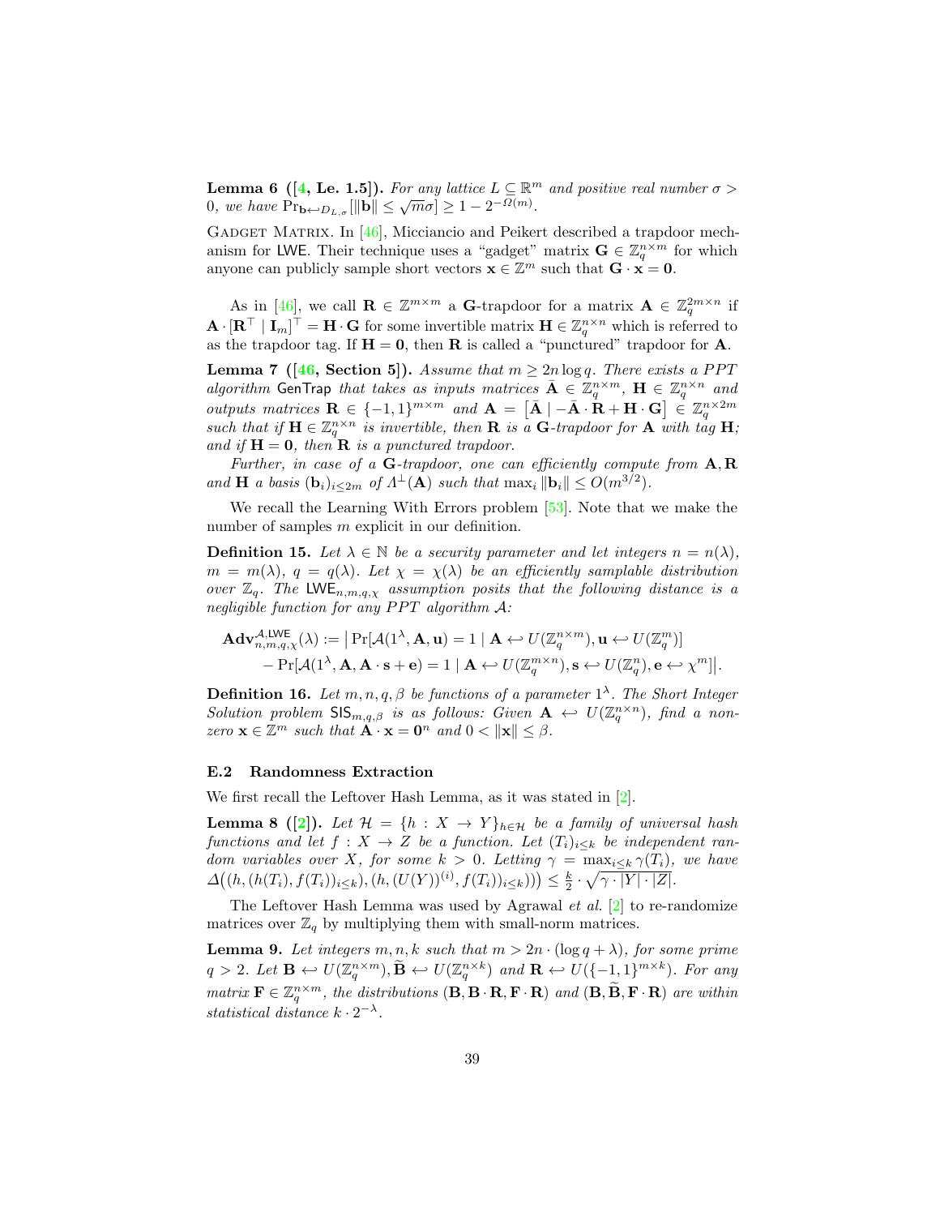**Lemma 6 ([4, Le. 1.5]).** *For any lattice $L \subseteq \mathbb{R}^m$ and positive real number $\sigma > 0$, we have $\Pr_{\mathbf{b} \hookleftarrow D_{L,\sigma}}[\|\mathbf{b}\| \leq \sqrt{m}\sigma] \geq 1 - 2^{-\Omega(m)}$.*

Gadget Matrix. In [46], Micciancio and Peikert described a trapdoor mechanism for LWE. Their technique uses a "gadget" matrix $\mathbf{G} \in \mathbb{Z}_q^{n \times m}$ for which anyone can publicly sample short vectors $\mathbf{x} \in \mathbb{Z}^m$ such that $\mathbf{G} \cdot \mathbf{x} = \mathbf{0}$.

As in [46], we call $\mathbf{R} \in \mathbb{Z}^{m \times m}$ a $\mathbf{G}$-trapdoor for a matrix $\mathbf{A} \in \mathbb{Z}_q^{2m \times n}$ if $\mathbf{A} \cdot [\mathbf{R}^\top \mid \mathbf{I}_m]^\top = \mathbf{H} \cdot \mathbf{G}$ for some invertible matrix $\mathbf{H} \in \mathbb{Z}_q^{n \times n}$ which is referred to as the trapdoor tag. If $\mathbf{H} = \mathbf{0}$, then $\mathbf{R}$ is called a "punctured" trapdoor for $\mathbf{A}$.

**Lemma 7 ([46, Section 5]).** *Assume that $m \geq 2n \log q$. There exists a PPT algorithm* GenTrap *that takes as inputs matrices $\bar{\mathbf{A}} \in \mathbb{Z}_q^{n \times m}$, $\mathbf{H} \in \mathbb{Z}_q^{n \times n}$ and outputs matrices $\mathbf{R} \in \{-1, 1\}^{m \times m}$ and $\mathbf{A} = \begin{bmatrix} \bar{\mathbf{A}} \mid -\bar{\mathbf{A}} \cdot \mathbf{R} + \mathbf{H} \cdot \mathbf{G} \end{bmatrix} \in \mathbb{Z}_q^{n \times 2m}$ such that if $\mathbf{H} \in \mathbb{Z}_q^{n \times n}$ is invertible, then $\mathbf{R}$ is a $\mathbf{G}$-trapdoor for $\mathbf{A}$ with tag $\mathbf{H}$; and if $\mathbf{H} = \mathbf{0}$, then $\mathbf{R}$ is a punctured trapdoor.*

*Further, in case of a $\mathbf{G}$-trapdoor, one can efficiently compute from $\mathbf{A}, \mathbf{R}$ and $\mathbf{H}$ a basis $(\mathbf{b}_i)_{i \leq 2m}$ of $\Lambda^\perp(\mathbf{A})$ such that $\max_i \|\mathbf{b}_i\| \leq O(m^{3/2})$.*

We recall the Learning With Errors problem [53]. Note that we make the number of samples $m$ explicit in our definition.

**Definition 15.** *Let $\lambda \in \mathbb{N}$ be a security parameter and let integers $n = n(\lambda)$, $m = m(\lambda)$, $q = q(\lambda)$. Let $\chi = \chi(\lambda)$ be an efficiently samplable distribution over $\mathbb{Z}_q$. The $\mathsf{LWE}_{n,m,q,\chi}$ assumption posits that the following distance is a negligible function for any PPT algorithm $\mathcal{A}$:*

$$
\begin{aligned}
\mathbf{Adv}^{\mathcal{A},\mathsf{LWE}}_{n,m,q,\chi}(\lambda) := \big| &\Pr[\mathcal{A}(1^\lambda, \mathbf{A}, \mathbf{u}) = 1 \mid \mathbf{A} \hookleftarrow U(\mathbb{Z}_q^{n \times m}), \mathbf{u} \hookleftarrow U(\mathbb{Z}_q^m)] \\
&- \Pr[\mathcal{A}(1^\lambda, \mathbf{A}, \mathbf{A} \cdot \mathbf{s} + \mathbf{e}) = 1 \mid \mathbf{A} \hookleftarrow U(\mathbb{Z}_q^{m \times n}), \mathbf{s} \hookleftarrow U(\mathbb{Z}_q^n), \mathbf{e} \hookleftarrow \chi^m]\big|.
\end{aligned}
$$

**Definition 16.** *Let $m, n, q, \beta$ be functions of a parameter $1^\lambda$. The Short Integer Solution problem $\mathsf{SIS}_{m,q,\beta}$ is as follows: Given $\mathbf{A} \hookleftarrow U(\mathbb{Z}_q^{n \times n})$, find a non-zero $\mathbf{x} \in \mathbb{Z}^m$ such that $\mathbf{A} \cdot \mathbf{x} = \mathbf{0}^n$ and $0 < \|\mathbf{x}\| \leq \beta$.*

### E.2 Randomness Extraction

We first recall the Leftover Hash Lemma, as it was stated in [2].

**Lemma 8 ([2]).** *Let $\mathcal{H} = \{h : X \to Y\}_{h \in \mathcal{H}}$ be a family of universal hash functions and let $f : X \to Z$ be a function. Let $(T_i)_{i \leq k}$ be independent random variables over $X$, for some $k > 0$. Letting $\gamma = \max_{i \leq k} \gamma(T_i)$, we have $\Delta\big((h, (h(T_i), f(T_i))_{i \leq k}), (h, (U(Y))^{(i)}, f(T_i))_{i \leq k})\big) \leq \frac{k}{2} \cdot \sqrt{\gamma \cdot |Y| \cdot |Z|}$.*

The Leftover Hash Lemma was used by Agrawal *et al.* [2] to re-randomize matrices over $\mathbb{Z}_q$ by multiplying them with small-norm matrices.

**Lemma 9.** *Let integers $m, n, k$ such that $m > 2n \cdot (\log q + \lambda)$, for some prime $q > 2$. Let $\mathbf{B} \hookleftarrow U(\mathbb{Z}_q^{n \times m}), \widetilde{\mathbf{B}} \hookleftarrow U(\mathbb{Z}_q^{n \times k})$ and $\mathbf{R} \hookleftarrow U(\{-1, 1\}^{m \times k})$. For any matrix $\mathbf{F} \in \mathbb{Z}_q^{n \times m}$, the distributions $(\mathbf{B}, \mathbf{B} \cdot \mathbf{R}, \mathbf{F} \cdot \mathbf{R})$ and $(\mathbf{B}, \widetilde{\mathbf{B}}, \mathbf{F} \cdot \mathbf{R})$ are within statistical distance $k \cdot 2^{-\lambda}$.*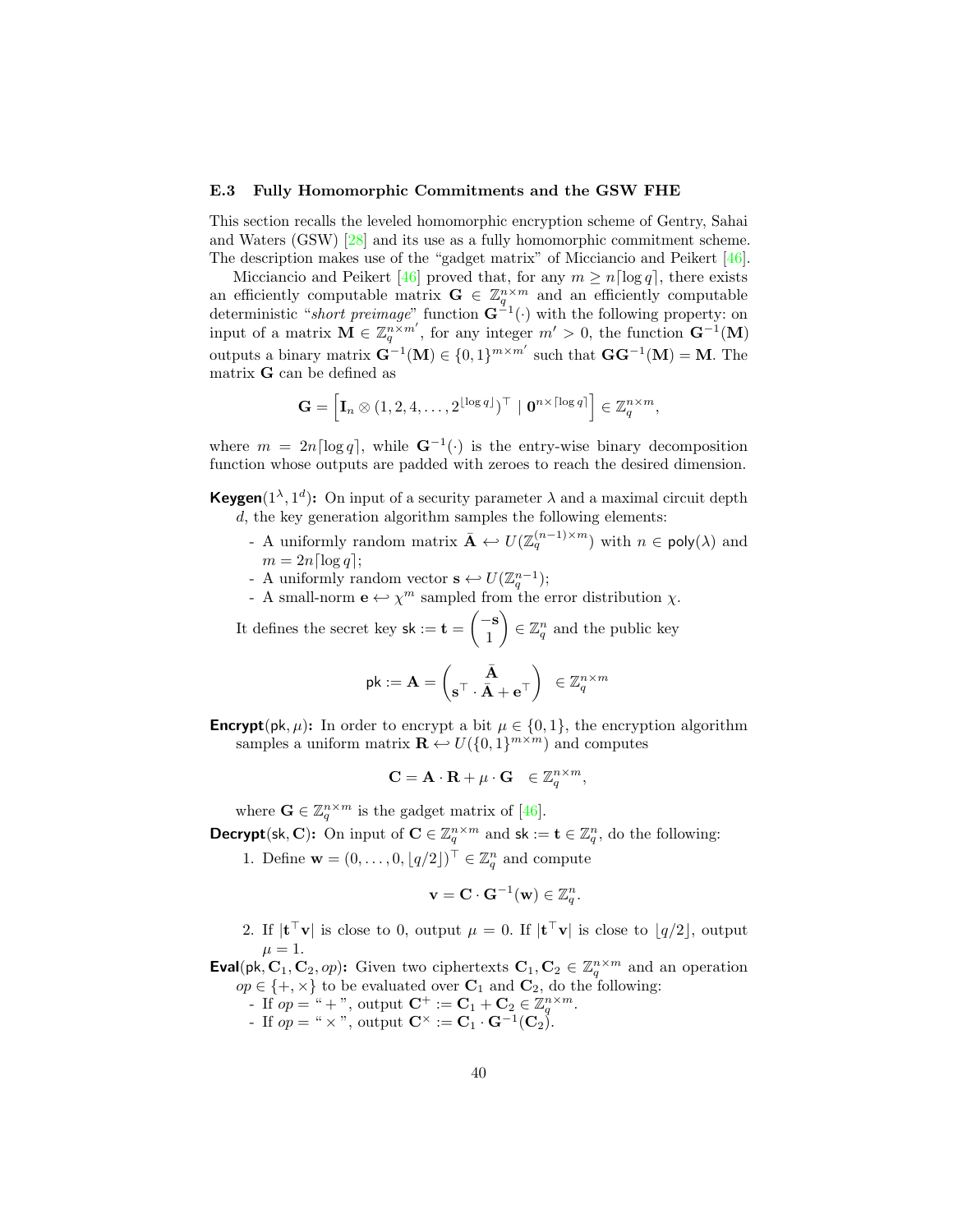### E.3 Fully Homomorphic Commitments and the GSW FHE

This section recalls the leveled homomorphic encryption scheme of Gentry, Sahai and Waters (GSW) [28] and its use as a fully homomorphic commitment scheme. The description makes use of the "gadget matrix" of Micciancio and Peikert [46].

Micciancio and Peikert [46] proved that, for any $m \geq n\lceil \log q \rceil$, there exists an efficiently computable matrix $\mathbf{G} \in \mathbb{Z}_q^{n \times m}$ and an efficiently computable deterministic "*short preimage*" function $\mathbf{G}^{-1}(\cdot)$ with the following property: on input of a matrix $\mathbf{M} \in \mathbb{Z}_q^{n \times m'}$, for any integer $m' > 0$, the function $\mathbf{G}^{-1}(\mathbf{M})$ outputs a binary matrix $\mathbf{G}^{-1}(\mathbf{M}) \in \{0,1\}^{m \times m'}$ such that $\mathbf{G}\mathbf{G}^{-1}(\mathbf{M}) = \mathbf{M}$. The matrix $\mathbf{G}$ can be defined as

$$\mathbf{G} = \left[ \mathbf{I}_n \otimes (1, 2, 4, \ldots, 2^{\lfloor \log q \rfloor})^\top \mid \mathbf{0}^{n \times \lceil \log q \rceil} \right] \in \mathbb{Z}_q^{n \times m},$$

where $m = 2n\lceil \log q \rceil$, while $\mathbf{G}^{-1}(\cdot)$ is the entry-wise binary decomposition function whose outputs are padded with zeroes to reach the desired dimension.

**Keygen**$(1^\lambda, 1^d)$**:** On input of a security parameter $\lambda$ and a maximal circuit depth $d$, the key generation algorithm samples the following elements:

- A uniformly random matrix $\bar{\mathbf{A}} \hookleftarrow U(\mathbb{Z}_q^{(n-1) \times m})$ with $n \in \mathsf{poly}(\lambda)$ and $m = 2n\lceil \log q \rceil$;
- A uniformly random vector $\mathbf{s} \hookleftarrow U(\mathbb{Z}_q^{n-1})$;
- A small-norm $\mathbf{e} \hookleftarrow \chi^m$ sampled from the error distribution $\chi$.

It defines the secret key $\mathsf{sk} := \mathbf{t} = \begin{pmatrix} -\mathbf{s} \\ 1 \end{pmatrix} \in \mathbb{Z}_q^n$ and the public key

$$\mathsf{pk} := \mathbf{A} = \begin{pmatrix} \bar{\mathbf{A}} \\ \mathbf{s}^\top \cdot \bar{\mathbf{A}} + \mathbf{e}^\top \end{pmatrix} \in \mathbb{Z}_q^{n \times m}$$

**Encrypt**$(\mathsf{pk}, \mu)$**:** In order to encrypt a bit $\mu \in \{0,1\}$, the encryption algorithm samples a uniform matrix $\mathbf{R} \hookleftarrow U(\{0,1\}^{m \times m})$ and computes

$$\mathbf{C} = \mathbf{A} \cdot \mathbf{R} + \mu \cdot \mathbf{G} \quad \in \mathbb{Z}_q^{n \times m},$$

where $\mathbf{G} \in \mathbb{Z}_q^{n \times m}$ is the gadget matrix of [46].

**Decrypt**$(\mathsf{sk}, \mathbf{C})$**:** On input of $\mathbf{C} \in \mathbb{Z}_q^{n \times m}$ and $\mathsf{sk} := \mathbf{t} \in \mathbb{Z}_q^n$, do the following:

1. Define $\mathbf{w} = (0, \ldots, 0, \lfloor q/2 \rfloor)^\top \in \mathbb{Z}_q^n$ and compute

$$\mathbf{v} = \mathbf{C} \cdot \mathbf{G}^{-1}(\mathbf{w}) \in \mathbb{Z}_q^n.$$

2. If $|\mathbf{t}^\top \mathbf{v}|$ is close to 0, output $\mu = 0$. If $|\mathbf{t}^\top \mathbf{v}|$ is close to $\lfloor q/2 \rfloor$, output $\mu = 1$.

**Eval**$(\mathsf{pk}, \mathbf{C}_1, \mathbf{C}_2, op)$**:** Given two ciphertexts $\mathbf{C}_1, \mathbf{C}_2 \in \mathbb{Z}_q^{n \times m}$ and an operation $op \in \{+, \times\}$ to be evaluated over $\mathbf{C}_1$ and $\mathbf{C}_2$, do the following:

- If $op =$ " $+$ ", output $\mathbf{C}^+ := \mathbf{C}_1 + \mathbf{C}_2 \in \mathbb{Z}_q^{n \times m}$.
- If $op =$ " $\times$ ", output $\mathbf{C}^\times := \mathbf{C}_1 \cdot \mathbf{G}^{-1}(\mathbf{C}_2)$.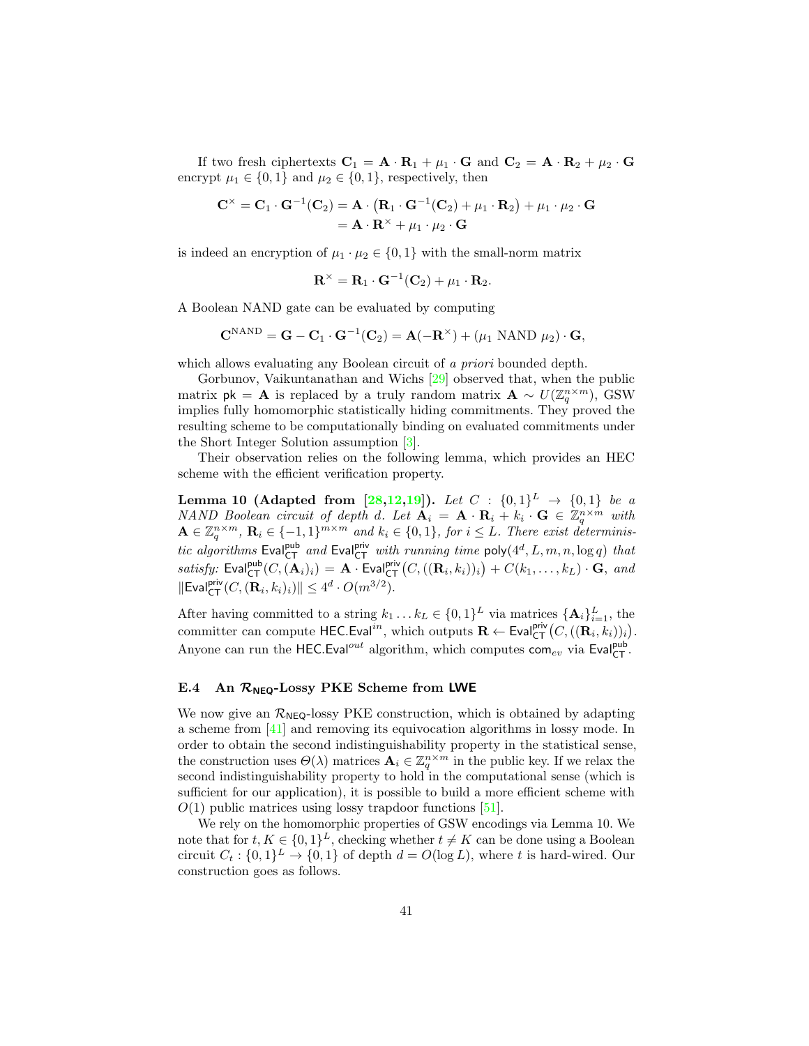If two fresh ciphertexts $\mathbf{C}_1 = \mathbf{A} \cdot \mathbf{R}_1 + \mu_1 \cdot \mathbf{G}$ and $\mathbf{C}_2 = \mathbf{A} \cdot \mathbf{R}_2 + \mu_2 \cdot \mathbf{G}$ encrypt $\mu_1 \in \{0,1\}$ and $\mu_2 \in \{0,1\}$, respectively, then

$$\begin{aligned}\mathbf{C}^{\times} = \mathbf{C}_1 \cdot \mathbf{G}^{-1}(\mathbf{C}_2) &= \mathbf{A} \cdot \big(\mathbf{R}_1 \cdot \mathbf{G}^{-1}(\mathbf{C}_2) + \mu_1 \cdot \mathbf{R}_2\big) + \mu_1 \cdot \mu_2 \cdot \mathbf{G} \\ &= \mathbf{A} \cdot \mathbf{R}^{\times} + \mu_1 \cdot \mu_2 \cdot \mathbf{G}\end{aligned}$$

is indeed an encryption of $\mu_1 \cdot \mu_2 \in \{0,1\}$ with the small-norm matrix

$$\mathbf{R}^{\times} = \mathbf{R}_1 \cdot \mathbf{G}^{-1}(\mathbf{C}_2) + \mu_1 \cdot \mathbf{R}_2.$$

A Boolean NAND gate can be evaluated by computing

$$\mathbf{C}^{\mathrm{NAND}} = \mathbf{G} - \mathbf{C}_1 \cdot \mathbf{G}^{-1}(\mathbf{C}_2) = \mathbf{A}(-\mathbf{R}^{\times}) + (\mu_1 \text{ NAND } \mu_2) \cdot \mathbf{G},$$

which allows evaluating any Boolean circuit of *a priori* bounded depth.

Gorbunov, Vaikuntanathan and Wichs [29] observed that, when the public matrix $\mathsf{pk} = \mathbf{A}$ is replaced by a truly random matrix $\mathbf{A} \sim U(\mathbb{Z}_q^{n \times m})$, GSW implies fully homomorphic statistically hiding commitments. They proved the resulting scheme to be computationally binding on evaluated commitments under the Short Integer Solution assumption [3].

Their observation relies on the following lemma, which provides an HEC scheme with the efficient verification property.

**Lemma 10 (Adapted from [28,12,19]).** *Let $C : \{0,1\}^L \to \{0,1\}$ be a NAND Boolean circuit of depth $d$. Let $\mathbf{A}_i = \mathbf{A} \cdot \mathbf{R}_i + k_i \cdot \mathbf{G} \in \mathbb{Z}_q^{n \times m}$ with $\mathbf{A} \in \mathbb{Z}_q^{n \times m}$, $\mathbf{R}_i \in \{-1,1\}^{m \times m}$ and $k_i \in \{0,1\}$, for $i \leq L$. There exist deterministic algorithms $\mathsf{Eval}_{\mathsf{CT}}^{\mathsf{pub}}$ and $\mathsf{Eval}_{\mathsf{CT}}^{\mathsf{priv}}$ with running time $\mathsf{poly}(4^d, L, m, n, \log q)$ that satisfy: $\mathsf{Eval}_{\mathsf{CT}}^{\mathsf{pub}}(C, (\mathbf{A}_i)_i) = \mathbf{A} \cdot \mathsf{Eval}_{\mathsf{CT}}^{\mathsf{priv}}\big(C, ((\mathbf{R}_i, k_i))_i\big) + C(k_1, \ldots, k_L) \cdot \mathbf{G}$, and $\|\mathsf{Eval}_{\mathsf{CT}}^{\mathsf{priv}}(C, (\mathbf{R}_i, k_i)_i)\| \leq 4^d \cdot O(m^{3/2})$.*

After having committed to a string $k_1 \ldots k_L \in \{0,1\}^L$ via matrices $\{\mathbf{A}_i\}_{i=1}^L$, the committer can compute $\mathsf{HEC.Eval}^{in}$, which outputs $\mathbf{R} \leftarrow \mathsf{Eval}_{\mathsf{CT}}^{\mathsf{priv}}\big(C, ((\mathbf{R}_i, k_i))_i\big)$. Anyone can run the $\mathsf{HEC.Eval}^{out}$ algorithm, which computes $\mathsf{com}_{ev}$ via $\mathsf{Eval}_{\mathsf{CT}}^{\mathsf{pub}}$.

### E.4 An $\mathcal{R}_{\mathsf{NEQ}}$-Lossy PKE Scheme from LWE

We now give an $\mathcal{R}_{\mathsf{NEQ}}$-lossy PKE construction, which is obtained by adapting a scheme from [41] and removing its equivocation algorithms in lossy mode. In order to obtain the second indistinguishability property in the statistical sense, the construction uses $\Theta(\lambda)$ matrices $\mathbf{A}_i \in \mathbb{Z}_q^{n \times m}$ in the public key. If we relax the second indistinguishability property to hold in the computational sense (which is sufficient for our application), it is possible to build a more efficient scheme with $O(1)$ public matrices using lossy trapdoor functions [51].

We rely on the homomorphic properties of GSW encodings via Lemma 10. We note that for $t, K \in \{0,1\}^L$, checking whether $t \neq K$ can be done using a Boolean circuit $C_t : \{0,1\}^L \to \{0,1\}$ of depth $d = O(\log L)$, where $t$ is hard-wired. Our construction goes as follows.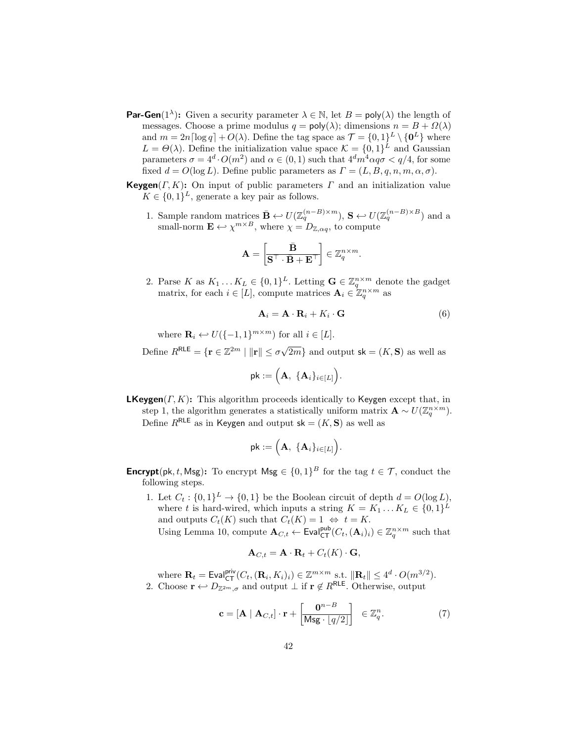**Par-Gen**($1^\lambda$)**:** Given a security parameter $\lambda \in \mathbb{N}$, let $B = \mathsf{poly}(\lambda)$ the length of messages. Choose a prime modulus $q = \mathsf{poly}(\lambda)$; dimensions $n = B + \Omega(\lambda)$ and $m = 2n\lceil \log q \rceil + O(\lambda)$. Define the tag space as $\mathcal{T} = \{0,1\}^L \setminus \{\mathbf{0}^L\}$ where $L = \Theta(\lambda)$. Define the initialization value space $\mathcal{K} = \{0,1\}^L$ and Gaussian parameters $\sigma = 4^d \cdot O(m^2)$ and $\alpha \in (0,1)$ such that $4^d m^4 \alpha q \sigma < q/4$, for some fixed $d = O(\log L)$. Define public parameters as $\Gamma = (L, B, q, n, m, \alpha, \sigma)$.

**Keygen**($\Gamma, K$)**:** On input of public parameters $\Gamma$ and an initialization value $K \in \{0,1\}^L$, generate a key pair as follows.

1. Sample random matrices $\bar{\mathbf{B}} \hookleftarrow U(\mathbb{Z}_q^{(n-B)\times m})$, $\mathbf{S} \hookleftarrow U(\mathbb{Z}_q^{(n-B)\times B})$ and a small-norm $\mathbf{E} \hookleftarrow \chi^{m \times B}$, where $\chi = D_{\mathbb{Z},\alpha q}$, to compute

$$\mathbf{A} = \begin{bmatrix} \bar{\mathbf{B}} \\ \mathbf{S}^\top \cdot \bar{\mathbf{B}} + \mathbf{E}^\top \end{bmatrix} \in \mathbb{Z}_q^{n \times m}.$$

2. Parse $K$ as $K_1 \dots K_L \in \{0,1\}^L$. Letting $\mathbf{G} \in \mathbb{Z}_q^{n \times m}$ denote the gadget matrix, for each $i \in [L]$, compute matrices $\mathbf{A}_i \in \mathbb{Z}_q^{n \times m}$ as

$$\mathbf{A}_i = \mathbf{A} \cdot \mathbf{R}_i + K_i \cdot \mathbf{G} \tag{6}$$

where $\mathbf{R}_i \hookleftarrow U(\{-1,1\}^{m \times m})$ for all $i \in [L]$.

Define $R^{\mathsf{RLE}} = \{\mathbf{r} \in \mathbb{Z}^{2m} \mid \|\mathbf{r}\| \leq \sigma\sqrt{2m}\}$ and output $\mathsf{sk} = (K, \mathbf{S})$ as well as

$$\mathsf{pk} := \Big(\mathbf{A},\ \{\mathbf{A}_i\}_{i \in [L]}\Big).$$

**LKeygen**($\Gamma, K$)**:** This algorithm proceeds identically to Keygen except that, in step 1, the algorithm generates a statistically uniform matrix $\mathbf{A} \sim U(\mathbb{Z}_q^{n \times m})$. Define $R^{\mathsf{RLE}}$ as in Keygen and output $\mathsf{sk} = (K, \mathbf{S})$ as well as

$$\mathsf{pk} := \Big(\mathbf{A},\ \{\mathbf{A}_i\}_{i \in [L]}\Big).$$

**Encrypt**($\mathsf{pk}, t, \mathsf{Msg}$)**:** To encrypt $\mathsf{Msg} \in \{0,1\}^B$ for the tag $t \in \mathcal{T}$, conduct the following steps.

1. Let $C_t : \{0,1\}^L \to \{0,1\}$ be the Boolean circuit of depth $d = O(\log L)$, where $t$ is hard-wired, which inputs a string $K = K_1 \dots K_L \in \{0,1\}^L$ and outputs $C_t(K)$ such that $C_t(K) = 1 \;\Leftrightarrow\; t = K$.
   Using Lemma 10, compute $\mathbf{A}_{C,t} \leftarrow \mathsf{Eval}^{\mathsf{pub}}_{\mathsf{CT}}(C_t, (\mathbf{A}_i)_i) \in \mathbb{Z}_q^{n \times m}$ such that

$$\mathbf{A}_{C,t} = \mathbf{A} \cdot \mathbf{R}_t + C_t(K) \cdot \mathbf{G},$$

   where $\mathbf{R}_t = \mathsf{Eval}^{\mathsf{priv}}_{\mathsf{CT}}(C_t, (\mathbf{R}_i, K_i)_i) \in \mathbb{Z}^{m \times m}$ s.t. $\|\mathbf{R}_t\| \leq 4^d \cdot O(m^{3/2})$.

2. Choose $\mathbf{r} \hookleftarrow D_{\mathbb{Z}^{2m},\sigma}$ and output $\perp$ if $\mathbf{r} \notin R^{\mathsf{RLE}}$. Otherwise, output

$$\mathbf{c} = [\mathbf{A} \mid \mathbf{A}_{C,t}] \cdot \mathbf{r} + \begin{bmatrix} \mathbf{0}^{n-B} \\ \mathsf{Msg} \cdot \lfloor q/2 \rfloor \end{bmatrix} \;\in \mathbb{Z}_q^n. \tag{7}$$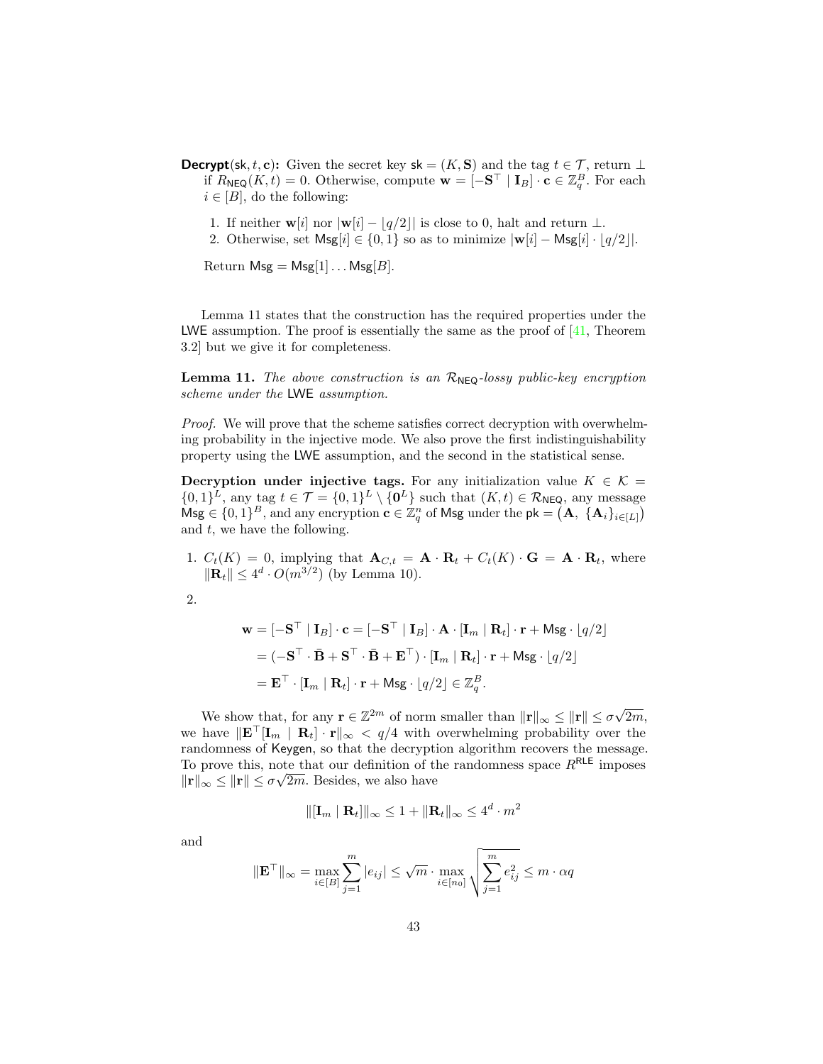**Decrypt**(sk, $t$, $\mathbf{c}$)**:** Given the secret key $\mathsf{sk} = (K, \mathbf{S})$ and the tag $t \in \mathcal{T}$, return $\perp$ if $R_{\mathsf{NEQ}}(K, t) = 0$. Otherwise, compute $\mathbf{w} = [-\mathbf{S}^\top \mid \mathbf{I}_B] \cdot \mathbf{c} \in \mathbb{Z}_q^B$. For each $i \in [B]$, do the following:

1. If neither $\mathbf{w}[i]$ nor $|\mathbf{w}[i] - \lfloor q/2 \rfloor|$ is close to 0, halt and return $\perp$.
2. Otherwise, set $\mathsf{Msg}[i] \in \{0, 1\}$ so as to minimize $|\mathbf{w}[i] - \mathsf{Msg}[i] \cdot \lfloor q/2 \rfloor|$.

Return $\mathsf{Msg} = \mathsf{Msg}[1] \dots \mathsf{Msg}[B]$.

Lemma 11 states that the construction has the required properties under the LWE assumption. The proof is essentially the same as the proof of [41, Theorem 3.2] but we give it for completeness.

**Lemma 11.** *The above construction is an $\mathcal{R}_{\mathsf{NEQ}}$-lossy public-key encryption scheme under the* LWE *assumption.*

*Proof.* We will prove that the scheme satisfies correct decryption with overwhelming probability in the injective mode. We also prove the first indistinguishability property using the LWE assumption, and the second in the statistical sense.

**Decryption under injective tags.** For any initialization value $K \in \mathcal{K} = \{0,1\}^L$, any tag $t \in \mathcal{T} = \{0,1\}^L \setminus \{\mathbf{0}^L\}$ such that $(K, t) \in \mathcal{R}_{\mathsf{NEQ}}$, any message $\mathsf{Msg} \in \{0,1\}^B$, and any encryption $\mathbf{c} \in \mathbb{Z}_q^n$ of $\mathsf{Msg}$ under the $\mathsf{pk} = (\mathbf{A}, \{\mathbf{A}_i\}_{i \in [L]})$ and $t$, we have the following.

1. $C_t(K) = 0$, implying that $\mathbf{A}_{C,t} = \mathbf{A} \cdot \mathbf{R}_t + C_t(K) \cdot \mathbf{G} = \mathbf{A} \cdot \mathbf{R}_t$, where $\|\mathbf{R}_t\| \leq 4^d \cdot O(m^{3/2})$ (by Lemma 10).
2. $$\begin{aligned}\mathbf{w} &= [-\mathbf{S}^\top \mid \mathbf{I}_B] \cdot \mathbf{c} = [-\mathbf{S}^\top \mid \mathbf{I}_B] \cdot \mathbf{A} \cdot [\mathbf{I}_m \mid \mathbf{R}_t] \cdot \mathbf{r} + \mathsf{Msg} \cdot \lfloor q/2 \rfloor \\ &= (-\mathbf{S}^\top \cdot \bar{\mathbf{B}} + \mathbf{S}^\top \cdot \bar{\mathbf{B}} + \mathbf{E}^\top) \cdot [\mathbf{I}_m \mid \mathbf{R}_t] \cdot \mathbf{r} + \mathsf{Msg} \cdot \lfloor q/2 \rfloor \\ &= \mathbf{E}^\top \cdot [\mathbf{I}_m \mid \mathbf{R}_t] \cdot \mathbf{r} + \mathsf{Msg} \cdot \lfloor q/2 \rfloor \in \mathbb{Z}_q^B.\end{aligned}$$

We show that, for any $\mathbf{r} \in \mathbb{Z}^{2m}$ of norm smaller than $\|\mathbf{r}\|_\infty \leq \|\mathbf{r}\| \leq \sigma\sqrt{2m}$, we have $\|\mathbf{E}^\top [\mathbf{I}_m \mid \mathbf{R}_t] \cdot \mathbf{r}\|_\infty < q/4$ with overwhelming probability over the randomness of Keygen, so that the decryption algorithm recovers the message. To prove this, note that our definition of the randomness space $R^{\mathsf{RLE}}$ imposes $\|\mathbf{r}\|_\infty \leq \|\mathbf{r}\| \leq \sigma\sqrt{2m}$. Besides, we also have

$$\|[\mathbf{I}_m \mid \mathbf{R}_t]\|_\infty \leq 1 + \|\mathbf{R}_t\|_\infty \leq 4^d \cdot m^2$$

and

$$\|\mathbf{E}^\top\|_\infty = \max_{i \in [B]} \sum_{j=1}^{m} |e_{ij}| \leq \sqrt{m} \cdot \max_{i \in [n_0]} \sqrt{\sum_{j=1}^{m} e_{ij}^2} \leq m \cdot \alpha q$$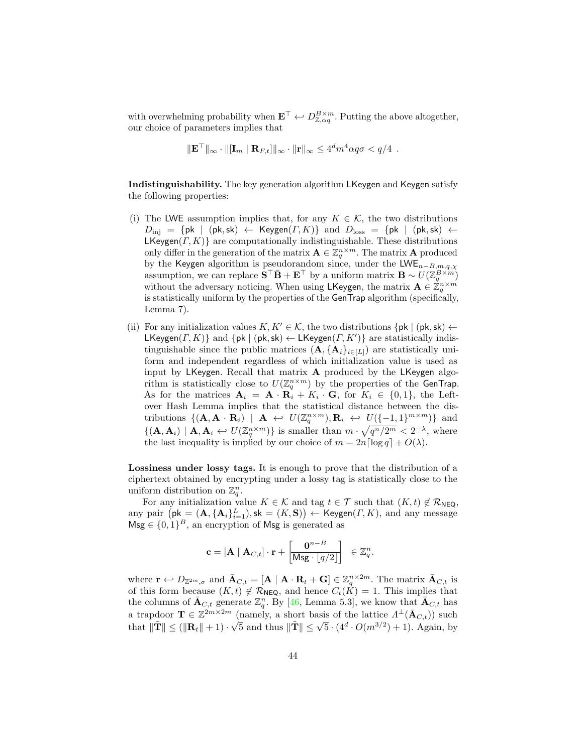with overwhelming probability when $\mathbf{E}^\top \hookleftarrow D_{\mathbb{Z},\alpha q}^{B\times m}$. Putting the above altogether, our choice of parameters implies that

$$\|\mathbf{E}^\top\|_\infty \cdot \|[\mathbf{I}_m \mid \mathbf{R}_{F,t}]\|_\infty \cdot \|\mathbf{r}\|_\infty \leq 4^d m^4 \alpha q \sigma < q/4 \ .$$

**Indistinguishability.** The key generation algorithm $\mathsf{LKeygen}$ and $\mathsf{Keygen}$ satisfy the following properties:

(i) The $\mathsf{LWE}$ assumption implies that, for any $K \in \mathcal{K}$, the two distributions $D_{\text{inj}} = \{\mathsf{pk} \mid (\mathsf{pk},\mathsf{sk}) \leftarrow \mathsf{Keygen}(\Gamma, K)\}$ and $D_{\text{loss}} = \{\mathsf{pk} \mid (\mathsf{pk},\mathsf{sk}) \leftarrow \mathsf{LKeygen}(\Gamma, K)\}$ are computationally indistinguishable. These distributions only differ in the generation of the matrix $\mathbf{A} \in \mathbb{Z}_q^{n\times m}$. The matrix $\mathbf{A}$ produced by the $\mathsf{Keygen}$ algorithm is pseudorandom since, under the $\mathsf{LWE}_{n-B,m,q,\chi}$ assumption, we can replace $\bar{\mathbf{S}}^\top \bar{\mathbf{B}} + \mathbf{E}^\top$ by a uniform matrix $\mathbf{B} \sim U(\mathbb{Z}_q^{B\times m})$ without the adversary noticing. When using $\mathsf{LKeygen}$, the matrix $\mathbf{A} \in \mathbb{Z}_q^{n\times m}$ is statistically uniform by the properties of the $\mathsf{GenTrap}$ algorithm (specifically, Lemma 7).

(ii) For any initialization values $K, K' \in \mathcal{K}$, the two distributions $\{\mathsf{pk} \mid (\mathsf{pk},\mathsf{sk}) \leftarrow \mathsf{LKeygen}(\Gamma, K)\}$ and $\{\mathsf{pk} \mid (\mathsf{pk},\mathsf{sk}) \leftarrow \mathsf{LKeygen}(\Gamma, K')\}$ are statistically indistinguishable since the public matrices $(\mathbf{A}, \{\mathbf{A}_i\}_{i\in[L]})$ are statistically uniform and independent regardless of which initialization value is used as input by $\mathsf{LKeygen}$. Recall that matrix $\mathbf{A}$ produced by the $\mathsf{LKeygen}$ algorithm is statistically close to $U(\mathbb{Z}_q^{n\times m})$ by the properties of the $\mathsf{GenTrap}$. As for the matrices $\mathbf{A}_i = \mathbf{A}\cdot\mathbf{R}_i + K_i \cdot \mathbf{G}$, for $K_i \in \{0,1\}$, the Leftover Hash Lemma implies that the statistical distance between the distributions $\{(\mathbf{A}, \mathbf{A}\cdot\mathbf{R}_i) \mid \mathbf{A} \hookleftarrow U(\mathbb{Z}_q^{n\times m}), \mathbf{R}_i \hookleftarrow U(\{-1,1\}^{m\times m})\}$ and $\{(\mathbf{A}, \mathbf{A}_i) \mid \mathbf{A}, \mathbf{A}_i \hookleftarrow U(\mathbb{Z}_q^{n\times m})\}$ is smaller than $m \cdot \sqrt{q^n/2^m} < 2^{-\lambda}$, where the last inequality is implied by our choice of $m = 2n\lceil \log q \rceil + O(\lambda)$.

**Lossiness under lossy tags.** It is enough to prove that the distribution of a ciphertext obtained by encrypting under a lossy tag is statistically close to the uniform distribution on $\mathbb{Z}_q^n$.

For any initialization value $K \in \mathcal{K}$ and tag $t \in \mathcal{T}$ such that $(K,t) \notin \mathcal{R}_{\mathsf{NEQ}}$, any pair $\big(\mathsf{pk} = (\mathbf{A}, \{\mathbf{A}_i\}_{i=1}^L), \mathsf{sk} = (K, \mathbf{S})\big) \leftarrow \mathsf{Keygen}(\Gamma, K)$, and any message $\mathsf{Msg} \in \{0,1\}^B$, an encryption of $\mathsf{Msg}$ is generated as

$$\mathbf{c} = [\mathbf{A} \mid \mathbf{A}_{C,t}] \cdot \mathbf{r} + \begin{bmatrix} \mathbf{0}^{n-B} \\ \mathsf{Msg} \cdot \lfloor q/2 \rfloor \end{bmatrix} \ \in \mathbb{Z}_q^n.$$

where $\mathbf{r} \hookleftarrow D_{\mathbb{Z}^{2m},\sigma}$ and $\bar{\mathbf{A}}_{C,t} = [\mathbf{A} \mid \mathbf{A}\cdot\mathbf{R}_t + \mathbf{G}] \in \mathbb{Z}_q^{n\times 2m}$. The matrix $\bar{\mathbf{A}}_{C,t}$ is of this form because $(K,t) \notin \mathcal{R}_{\mathsf{NEQ}}$, and hence $C_t(K) = 1$. This implies that the columns of $\bar{\mathbf{A}}_{C,t}$ generate $\mathbb{Z}_q^n$. By [46, Lemma 5.3], we know that $\bar{\mathbf{A}}_{C,t}$ has a trapdoor $\mathbf{T} \in \mathbb{Z}^{2m\times 2m}$ (namely, a short basis of the lattice $\Lambda^\perp(\bar{\mathbf{A}}_{C,t})$) such that $\|\tilde{\mathbf{T}}\| \leq (\|\mathbf{R}_t\| + 1)\cdot\sqrt{5}$ and thus $\|\tilde{\mathbf{T}}\| \leq \sqrt{5}\cdot(4^d \cdot O(m^{3/2}) + 1)$. Again, by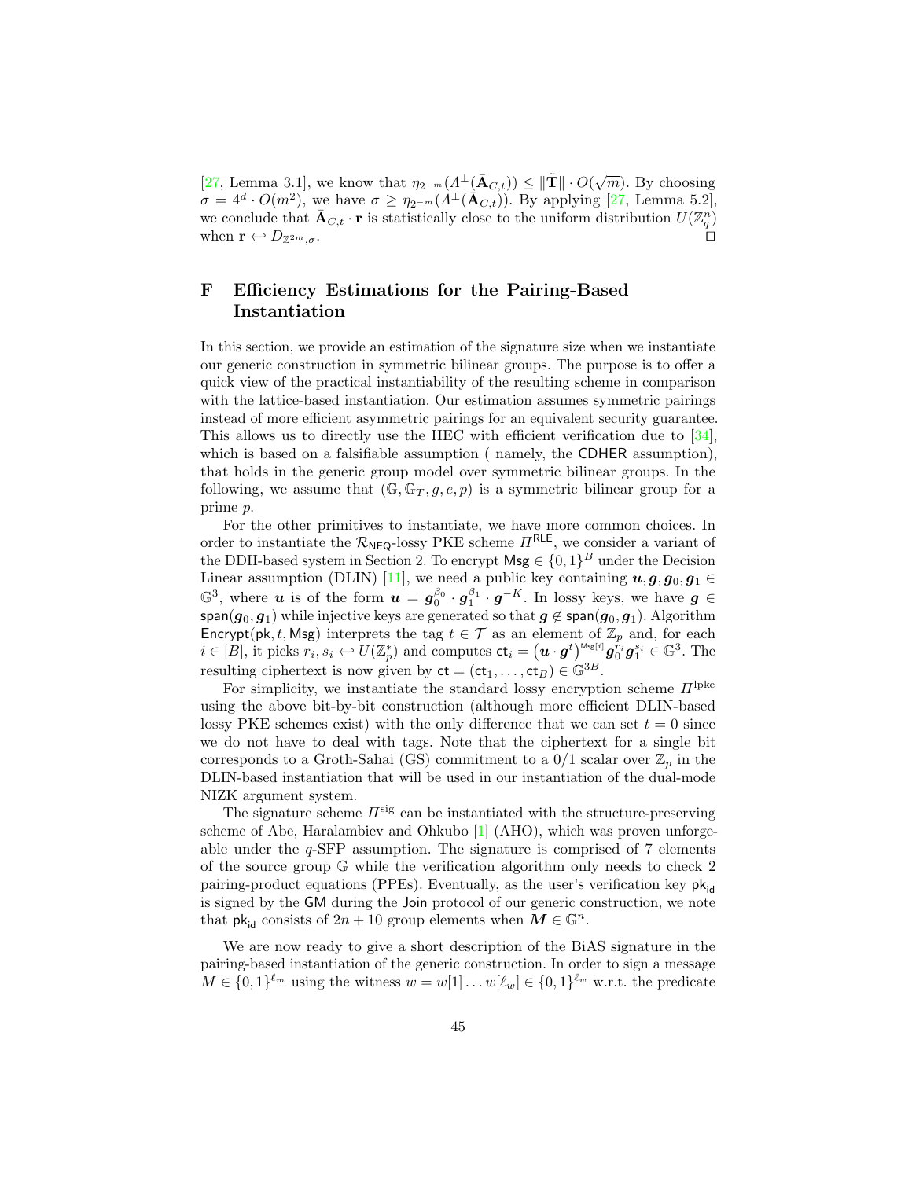[27, Lemma 3.1], we know that $\eta_{2^{-m}}(\Lambda^\perp(\bar{\mathbf{A}}_{C,t})) \leq \|\tilde{\mathbf{T}}\| \cdot O(\sqrt{m})$. By choosing $\sigma = 4^d \cdot O(m^2)$, we have $\sigma \geq \eta_{2^{-m}}(\Lambda^\perp(\bar{\mathbf{A}}_{C,t}))$. By applying [27, Lemma 5.2], we conclude that $\bar{\mathbf{A}}_{C,t} \cdot \mathbf{r}$ is statistically close to the uniform distribution $U(\mathbb{Z}_q^n)$ when $\mathbf{r} \hookleftarrow D_{\mathbb{Z}^{2m},\sigma}$. ☐

# F Efficiency Estimations for the Pairing-Based Instantiation

In this section, we provide an estimation of the signature size when we instantiate our generic construction in symmetric bilinear groups. The purpose is to offer a quick view of the practical instantiability of the resulting scheme in comparison with the lattice-based instantiation. Our estimation assumes symmetric pairings instead of more efficient asymmetric pairings for an equivalent security guarantee. This allows us to directly use the HEC with efficient verification due to [34], which is based on a falsifiable assumption ( namely, the CDHER assumption), that holds in the generic group model over symmetric bilinear groups. In the following, we assume that $(\mathbb{G}, \mathbb{G}_T, g, e, p)$ is a symmetric bilinear group for a prime $p$.

For the other primitives to instantiate, we have more common choices. In order to instantiate the $\mathcal{R}_{\mathsf{NEQ}}$-lossy PKE scheme $\Pi^{\mathsf{RLE}}$, we consider a variant of the DDH-based system in Section 2. To encrypt $\mathsf{Msg} \in \{0,1\}^B$ under the Decision Linear assumption (DLIN) [11], we need a public key containing $\boldsymbol{u}, \boldsymbol{g}, \boldsymbol{g}_0, \boldsymbol{g}_1 \in \mathbb{G}^3$, where $\boldsymbol{u}$ is of the form $\boldsymbol{u} = \boldsymbol{g}_0^{\beta_0} \cdot \boldsymbol{g}_1^{\beta_1} \cdot \boldsymbol{g}^{-K}$. In lossy keys, we have $\boldsymbol{g} \in \mathsf{span}(\boldsymbol{g}_0, \boldsymbol{g}_1)$ while injective keys are generated so that $\boldsymbol{g} \notin \mathsf{span}(\boldsymbol{g}_0, \boldsymbol{g}_1)$. Algorithm $\mathsf{Encrypt}(\mathsf{pk}, t, \mathsf{Msg})$ interprets the tag $t \in \mathcal{T}$ as an element of $\mathbb{Z}_p$ and, for each $i \in [B]$, it picks $r_i, s_i \hookleftarrow U(\mathbb{Z}_p^*)$ and computes $\mathsf{ct}_i = \left(\boldsymbol{u} \cdot \boldsymbol{g}^t\right)^{\mathsf{Msg}[i]} \boldsymbol{g}_0^{r_i} \boldsymbol{g}_1^{s_i} \in \mathbb{G}^3$. The resulting ciphertext is now given by $\mathsf{ct} = (\mathsf{ct}_1, \ldots, \mathsf{ct}_B) \in \mathbb{G}^{3B}$.

For simplicity, we instantiate the standard lossy encryption scheme $\Pi^{\mathrm{lpke}}$ using the above bit-by-bit construction (although more efficient DLIN-based lossy PKE schemes exist) with the only difference that we can set $t = 0$ since we do not have to deal with tags. Note that the ciphertext for a single bit corresponds to a Groth-Sahai (GS) commitment to a 0/1 scalar over $\mathbb{Z}_p$ in the DLIN-based instantiation that will be used in our instantiation of the dual-mode NIZK argument system.

The signature scheme $\Pi^{\mathrm{sig}}$ can be instantiated with the structure-preserving scheme of Abe, Haralambiev and Ohkubo [1] (AHO), which was proven unforgeable under the $q$-SFP assumption. The signature is comprised of 7 elements of the source group $\mathbb{G}$ while the verification algorithm only needs to check 2 pairing-product equations (PPEs). Eventually, as the user's verification key $\mathsf{pk}_{\mathsf{id}}$ is signed by the $\mathsf{GM}$ during the $\mathsf{Join}$ protocol of our generic construction, we note that $\mathsf{pk}_{\mathsf{id}}$ consists of $2n + 10$ group elements when $\boldsymbol{M} \in \mathbb{G}^n$.

We are now ready to give a short description of the BiAS signature in the pairing-based instantiation of the generic construction. In order to sign a message $M \in \{0,1\}^{\ell_m}$ using the witness $w = w[1] \ldots w[\ell_w] \in \{0,1\}^{\ell_w}$ w.r.t. the predicate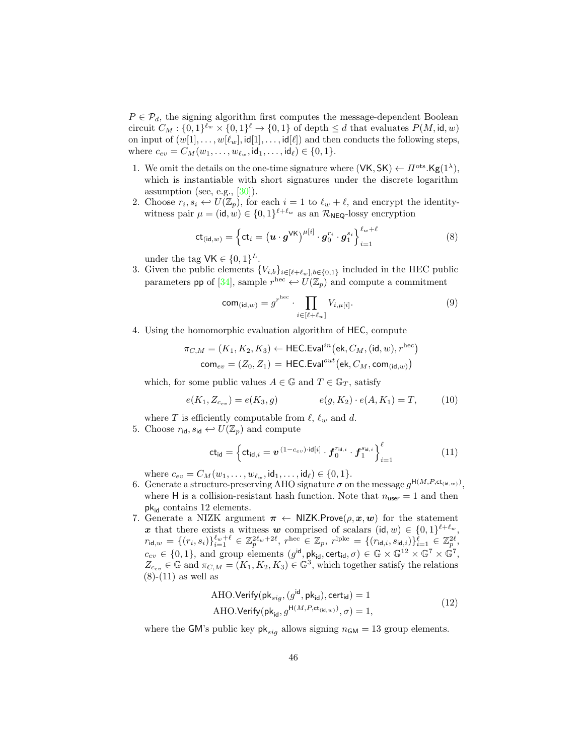$P \in \mathcal{P}_d$, the signing algorithm first computes the message-dependent Boolean circuit $C_M : \{0,1\}^{\ell_w} \times \{0,1\}^{\ell} \to \{0,1\}$ of depth $\leq d$ that evaluates $P(M, \mathsf{id}, w)$ on input of $(w[1], \ldots, w[\ell_w], \mathsf{id}[1], \ldots, \mathsf{id}[\ell])$ and then conducts the following steps, where $c_{ev} = C_M(w_1, \ldots, w_{\ell_w}, \mathsf{id}_1, \ldots, \mathsf{id}_\ell) \in \{0,1\}$.

1. We omit the details on the one-time signature where $(\mathsf{VK}, \mathsf{SK}) \leftarrow \Pi^{\mathrm{ots}}.\mathsf{Kg}(1^\lambda)$, which is instantiable with short signatures under the discrete logarithm assumption (see, e.g., [30]).
2. Choose $r_i, s_i \hookleftarrow U(\mathbb{Z}_p)$, for each $i = 1$ to $\ell_w + \ell$, and encrypt the identity-witness pair $\mu = (\mathsf{id}, w) \in \{0,1\}^{\ell + \ell_w}$ as an $\mathcal{R}_{\mathsf{NEQ}}$-lossy encryption
$$\mathsf{ct}_{(\mathsf{id},w)} = \Big\{ \mathsf{ct}_i = \big(\boldsymbol{u} \cdot \boldsymbol{g}^{\mathsf{VK}}\big)^{\mu[i]} \cdot \boldsymbol{g}_0^{r_i} \cdot \boldsymbol{g}_1^{s_i} \Big\}_{i=1}^{\ell_w + \ell} \tag{8}$$
under the tag $\mathsf{VK} \in \{0,1\}^L$.
3. Given the public elements $\{V_{i,b}\}_{i \in [\ell + \ell_w], b \in \{0,1\}}$ included in the HEC public parameters $\mathsf{pp}$ of [34], sample $r^{\mathrm{hec}} \hookleftarrow U(\mathbb{Z}_p)$ and compute a commitment
$$\mathsf{com}_{(\mathsf{id},w)} = g^{r^{\mathrm{hec}}} \cdot \prod_{i \in [\ell + \ell_w]} V_{i,\mu[i]}. \tag{9}$$
4. Using the homomorphic evaluation algorithm of $\mathsf{HEC}$, compute
$$\pi_{C,M} = (K_1, K_2, K_3) \leftarrow \mathsf{HEC}.\mathsf{Eval}^{in}\big(\mathsf{ek}, C_M, (\mathsf{id}, w), r^{\mathrm{hec}}\big)$$
$$\mathsf{com}_{ev} = (Z_0, Z_1) = \mathsf{HEC}.\mathsf{Eval}^{out}\big(\mathsf{ek}, C_M, \mathsf{com}_{(\mathsf{id},w)}\big)$$
which, for some public values $A \in \mathbb{G}$ and $T \in \mathbb{G}_T$, satisfy
$$e(K_1, Z_{c_{ev}}) = e(K_3, g) \qquad\qquad e(g, K_2) \cdot e(A, K_1) = T, \tag{10}$$
where $T$ is efficiently computable from $\ell$, $\ell_w$ and $d$.
5. Choose $r_{\mathsf{id}}, s_{\mathsf{id}} \hookleftarrow U(\mathbb{Z}_p)$ and compute
$$\mathsf{ct}_{\mathsf{id}} = \Big\{ \mathsf{ct}_{\mathsf{id},i} = \boldsymbol{v}^{(1-c_{ev}) \cdot \mathsf{id}[i]} \cdot \boldsymbol{f}_0^{r_{\mathsf{id},i}} \cdot \boldsymbol{f}_1^{s_{\mathsf{id},i}} \Big\}_{i=1}^{\ell} \tag{11}$$
where $c_{ev} = C_M(w_1, \ldots, w_{\ell_w}, \mathsf{id}_1, \ldots, \mathsf{id}_\ell) \in \{0,1\}$.
6. Generate a structure-preserving AHO signature $\sigma$ on the message $g^{\mathsf{H}(M,P,\mathsf{ct}_{(\mathsf{id},w)})}$, where $\mathsf{H}$ is a collision-resistant hash function. Note that $n_{\mathsf{user}} = 1$ and then $\mathsf{pk}_{\mathsf{id}}$ contains 12 elements.
7. Generate a NIZK argument $\boldsymbol{\pi} \leftarrow \mathsf{NIZK}.\mathsf{Prove}(\rho, \boldsymbol{x}, \boldsymbol{w})$ for the statement $\boldsymbol{x}$ that there exists a witness $\boldsymbol{w}$ comprised of scalars $(\mathsf{id}, w) \in \{0,1\}^{\ell + \ell_w}$, $r_{\mathsf{id},w} = \{(r_i, s_i)\}_{i=1}^{\ell_w + \ell} \in \mathbb{Z}_p^{2\ell_w + 2\ell}$, $r^{\mathrm{hec}} \in \mathbb{Z}_p$, $r^{\mathrm{lpke}} = \{(r_{\mathsf{id},i}, s_{\mathsf{id},i})\}_{i=1}^{\ell} \in \mathbb{Z}_p^{2\ell}$, $c_{ev} \in \{0,1\}$, and group elements $(g^{\mathsf{id}}, \mathsf{pk}_{\mathsf{id}}, \mathsf{cert}_{\mathsf{id}}, \sigma) \in \mathbb{G} \times \mathbb{G}^{12} \times \mathbb{G}^7 \times \mathbb{G}^7$, $Z_{c_{ev}} \in \mathbb{G}$ and $\pi_{C,M} = (K_1, K_2, K_3) \in \mathbb{G}^3$, which together satisfy the relations (8)-(11) as well as
$$\begin{aligned} &\mathrm{AHO}.\mathsf{Verify}(\mathsf{pk}_{sig}, (g^{\mathsf{id}}, \mathsf{pk}_{\mathsf{id}}), \mathsf{cert}_{\mathsf{id}}) = 1 \\ &\mathrm{AHO}.\mathsf{Verify}(\mathsf{pk}_{\mathsf{id}}, g^{\mathsf{H}(M,P,\mathsf{ct}_{(\mathsf{id},w)})}, \sigma) = 1, \end{aligned} \tag{12}$$
where the $\mathsf{GM}$'s public key $\mathsf{pk}_{sig}$ allows signing $n_{\mathsf{GM}} = 13$ group elements.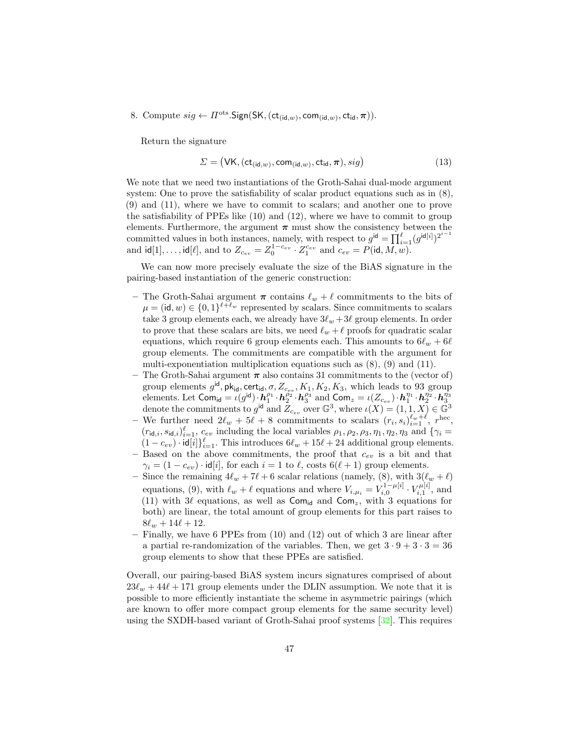8. Compute $sig \leftarrow \Pi^{\text{ots}}.\mathsf{Sign}(\mathsf{SK}, (\mathsf{ct}_{(\mathsf{id},w)}, \mathsf{com}_{(\mathsf{id},w)}, \mathsf{ct}_{\mathsf{id}}, \boldsymbol{\pi}))$.

   Return the signature

$$\Sigma = \big(\mathsf{VK}, (\mathsf{ct}_{(\mathsf{id},w)}, \mathsf{com}_{(\mathsf{id},w)}, \mathsf{ct}_{\mathsf{id}}, \boldsymbol{\pi}), sig\big) \tag{13}$$

We note that we need two instantiations of the Groth-Sahai dual-mode argument system: One to prove the satisfiability of scalar product equations such as in (8), (9) and (11), where we have to commit to scalars; and another one to prove the satisfiability of PPEs like (10) and (12), where we have to commit to group elements. Furthermore, the argument $\boldsymbol{\pi}$ must show the consistency between the committed values in both instances, namely, with respect to $g^{\mathsf{id}} = \prod_{i=1}^{\ell} (g^{\mathsf{id}[i]})^{2^{i-1}}$ and $\mathsf{id}[1], \ldots, \mathsf{id}[\ell]$, and to $Z_{c_{ev}} = Z_0^{1-c_{ev}} \cdot Z_1^{c_{ev}}$ and $c_{ev} = P(\mathsf{id}, M, w)$.

We can now more precisely evaluate the size of the BiAS signature in the pairing-based instantiation of the generic construction:

- The Groth-Sahai argument $\boldsymbol{\pi}$ contains $\ell_w + \ell$ commitments to the bits of $\mu = (\mathsf{id}, w) \in \{0,1\}^{\ell+\ell_w}$ represented by scalars. Since commitments to scalars take 3 group elements each, we already have $3\ell_w + 3\ell$ group elements. In order to prove that these scalars are bits, we need $\ell_w + \ell$ proofs for quadratic scalar equations, which require 6 group elements each. This amounts to $6\ell_w + 6\ell$ group elements. The commitments are compatible with the argument for multi-exponentiation multiplication equations such as (8), (9) and (11).
- The Groth-Sahai argument $\boldsymbol{\pi}$ also contains 31 commitments to the (vector of) group elements $g^{\mathsf{id}}, \mathsf{pk}_{\mathsf{id}}, \mathsf{cert}_{\mathsf{id}}, \sigma, Z_{c_{ev}}, K_1, K_2, K_3$, which leads to 93 group elements. Let $\mathsf{Com}_{\mathsf{id}} = \iota(g^{\mathsf{id}}) \cdot \boldsymbol{h}_1^{\rho_1} \cdot \boldsymbol{h}_2^{\rho_2} \cdot \boldsymbol{h}_3^{\rho_3}$ and $\mathsf{Com}_z = \iota(Z_{c_{ev}}) \cdot \boldsymbol{h}_1^{\eta_1} \cdot \boldsymbol{h}_2^{\eta_2} \cdot \boldsymbol{h}_3^{\eta_3}$ denote the commitments to $g^{\mathsf{id}}$ and $Z_{c_{ev}}$ over $\mathbb{G}^3$, where $\iota(X) = (1, 1, X) \in \mathbb{G}^3$
- We further need $2\ell_w + 5\ell + 8$ commitments to scalars $(r_i, s_i)_{i=1}^{\ell_w+\ell}$, $r^{\text{hec}}$, $(r_{\mathsf{id},i}, s_{\mathsf{id},i})_{i=1}^{\ell}$, $c_{ev}$ including the local variables $\rho_1, \rho_2, \rho_3, \eta_1, \eta_2, \eta_3$ and $\{\gamma_i = (1 - c_{ev}) \cdot \mathsf{id}[i]\}_{i=1}^{\ell}$. This introduces $6\ell_w + 15\ell + 24$ additional group elements.
- Based on the above commitments, the proof that $c_{ev}$ is a bit and that $\gamma_i = (1 - c_{ev}) \cdot \mathsf{id}[i]$, for each $i = 1$ to $\ell$, costs $6(\ell + 1)$ group elements.
- Since the remaining $4\ell_w + 7\ell + 6$ scalar relations (namely, (8), with $3(\ell_w + \ell)$ equations, (9), with $\ell_w + \ell$ equations and where $V_{i,\mu_i} = V_{i,0}^{1-\mu[i]} \cdot V_{i,1}^{\mu[i]}$, and (11) with $3\ell$ equations, as well as $\mathsf{Com}_{\mathsf{id}}$ and $\mathsf{Com}_z$, with 3 equations for both) are linear, the total amount of group elements for this part raises to $8\ell_w + 14\ell + 12$.
- Finally, we have 6 PPEs from (10) and (12) out of which 3 are linear after a partial re-randomization of the variables. Then, we get $3 \cdot 9 + 3 \cdot 3 = 36$ group elements to show that these PPEs are satisfied.

Overall, our pairing-based BiAS system incurs signatures comprised of about $23\ell_w + 44\ell + 171$ group elements under the DLIN assumption. We note that it is possible to more efficiently instantiate the scheme in asymmetric pairings (which are known to offer more compact group elements for the same security level) using the SXDH-based variant of Groth-Sahai proof systems [32]. This requires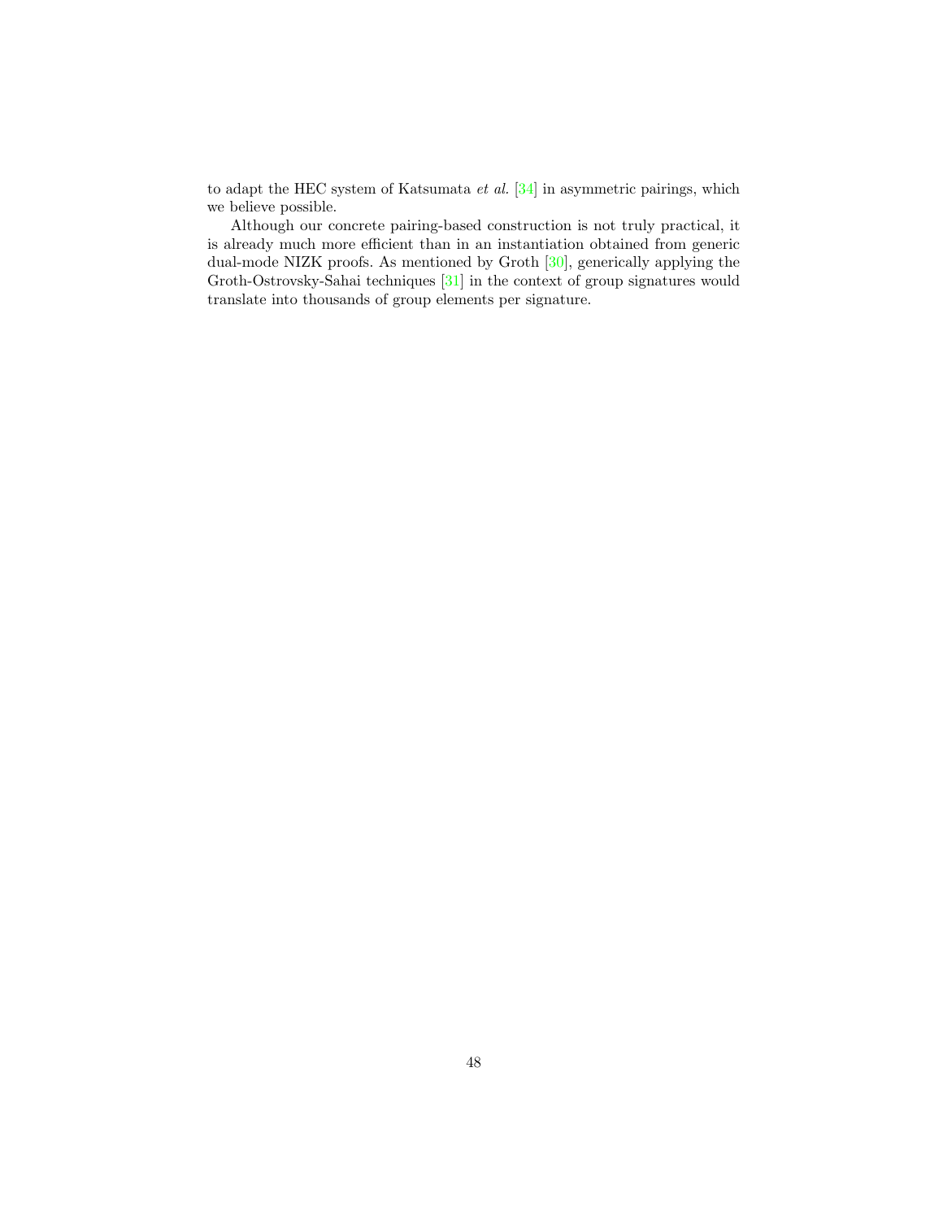to adapt the HEC system of Katsumata *et al.* [34] in asymmetric pairings, which we believe possible.

Although our concrete pairing-based construction is not truly practical, it is already much more efficient than in an instantiation obtained from generic dual-mode NIZK proofs. As mentioned by Groth [30], generically applying the Groth-Ostrovsky-Sahai techniques [31] in the context of group signatures would translate into thousands of group elements per signature.